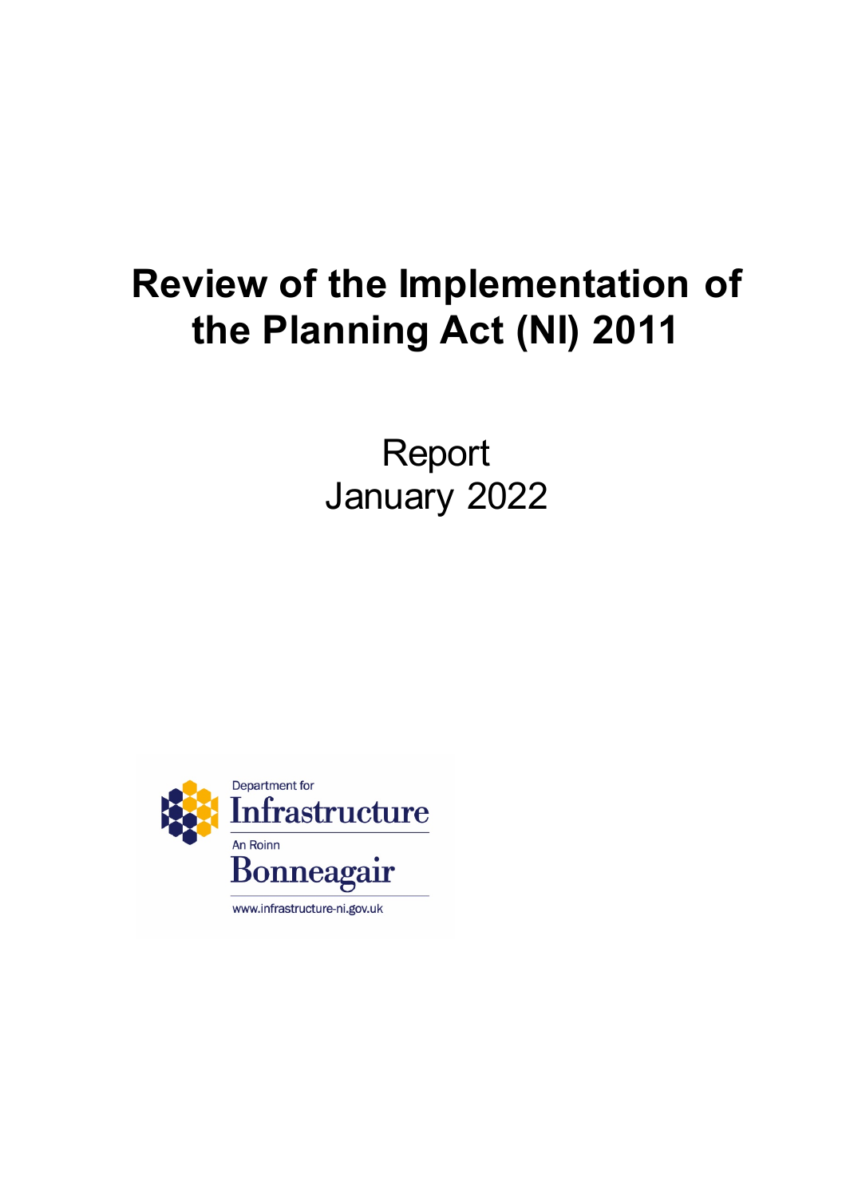# Review of the Implementation of the Planning Act (NI) 2011

Report
January 2022

Department for
Infrastructure
An Roinn
Bonneagair
www.infrastructure-ni.gov.uk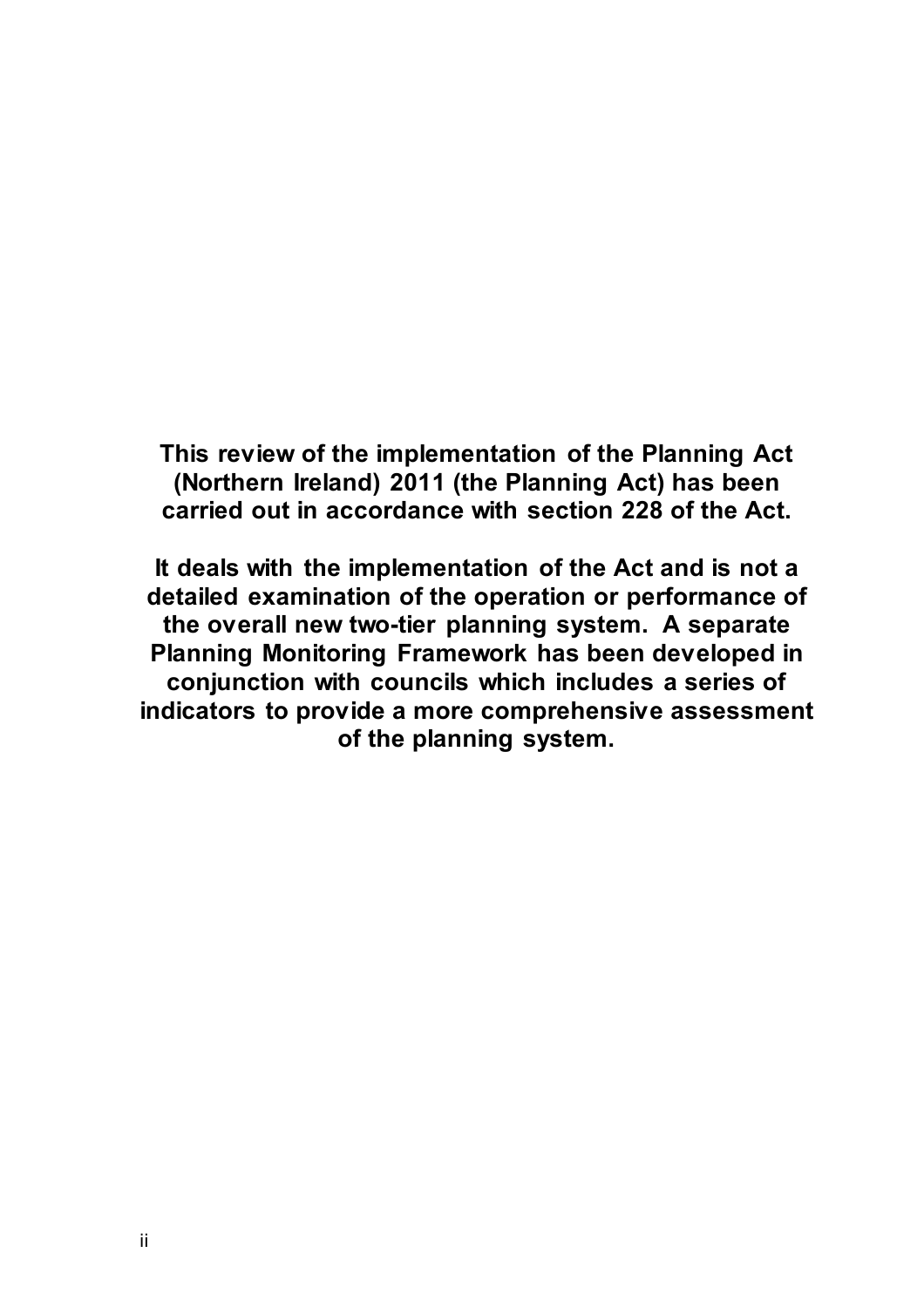**This review of the implementation of the Planning Act (Northern Ireland) 2011 (the Planning Act) has been carried out in accordance with section 228 of the Act.**

**It deals with the implementation of the Act and is not a detailed examination of the operation or performance of the overall new two-tier planning system. A separate Planning Monitoring Framework has been developed in conjunction with councils which includes a series of indicators to provide a more comprehensive assessment of the planning system.**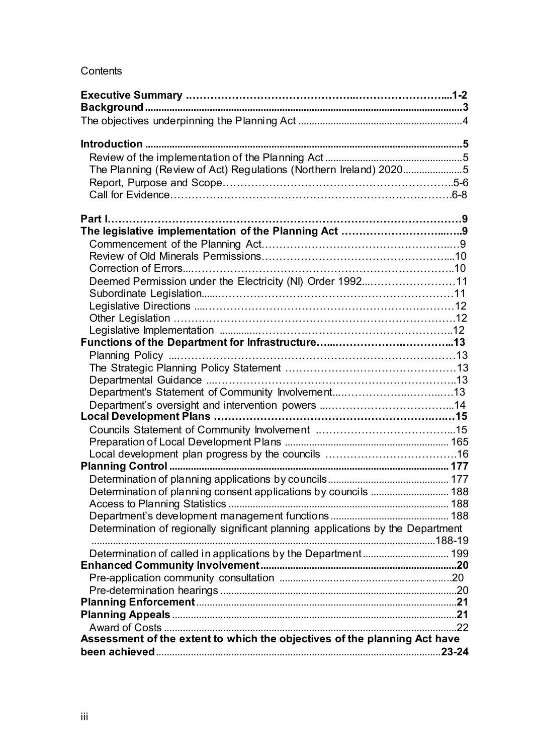Contents

| | |
|---|---|
| **Executive Summary** | **1-2** |
| **Background** | **3** |
| The objectives underpinning the Planning Act | 4 |
| | |
| **Introduction** | **5** |
| Review of the implementation of the Planning Act | 5 |
| The Planning (Review of Act) Regulations (Northern Ireland) 2020 | 5 |
| Report, Purpose and Scope | 5-6 |
| Call for Evidence | 6-8 |
| | |
| **Part I** | **9** |
| **The legislative implementation of the Planning Act** | **9** |
| Commencement of the Planning Act | 9 |
| Review of Old Minerals Permissions | 10 |
| Correction of Errors | 10 |
| Deemed Permission under the Electricity (NI) Order 1992 | 11 |
| Subordinate Legislation | 11 |
| Legislative Directions | 12 |
| Other Legislation | 12 |
| Legislative Implementation | 12 |
| **Functions of the Department for Infrastructure** | **13** |
| Planning Policy | 13 |
| The Strategic Planning Policy Statement | 13 |
| Departmental Guidance | 13 |
| Department's Statement of Community Involvement | 13 |
| Department's oversight and intervention powers | 14 |
| **Local Development Plans** | **15** |
| Councils Statement of Community Involvement | 15 |
| Preparation of Local Development Plans | 165 |
| Local development plan progress by the councils | 16 |
| **Planning Control** | **177** |
| Determination of planning applications by councils | 177 |
| Determination of planning consent applications by councils | 188 |
| Access to Planning Statistics | 188 |
| Department's development management functions | 188 |
| Determination of regionally significant planning applications by the Department | 188-19 |
| Determination of called in applications by the Department | 199 |
| **Enhanced Community Involvement** | **20** |
| Pre-application community consultation | 20 |
| Pre-determination hearings | 20 |
| **Planning Enforcement** | **21** |
| **Planning Appeals** | **21** |
| Award of Costs | 22 |
| **Assessment of the extent to which the objectives of the planning Act have been achieved** | **23-24** |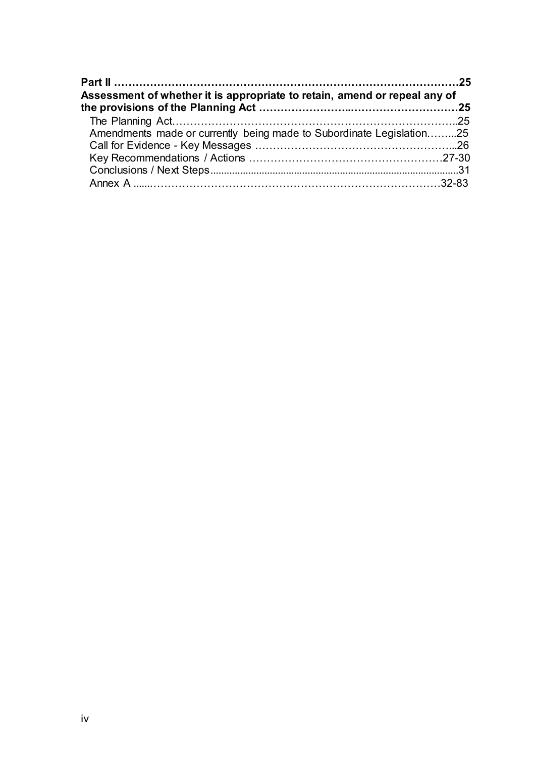**Part II ……………………………………………………………………………………25**

**Assessment of whether it is appropriate to retain, amend or repeal any of the provisions of the Planning Act ……………………...…………………………25**

The Planning Act……………………………………………………………………..25

Amendments made or currently being made to Subordinate Legislation……...25

Call for Evidence - Key Messages ……………………………………………...26

Key Recommendations / Actions ……………………………………………27-30

Conclusions / Next Steps.............................................................................................31

Annex A ......……………………………………………………………………32-83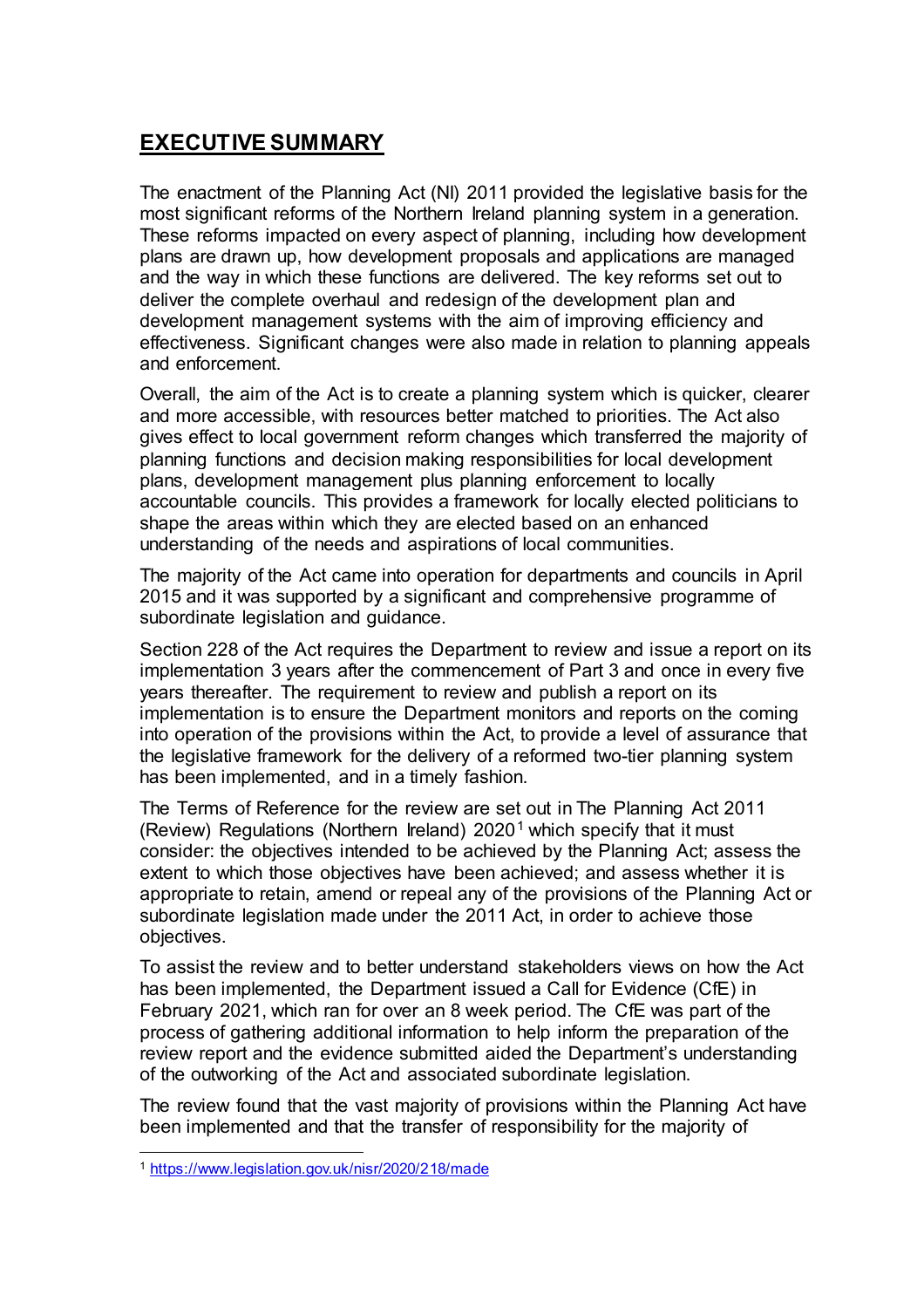## EXECUTIVE SUMMARY

The enactment of the Planning Act (NI) 2011 provided the legislative basis for the most significant reforms of the Northern Ireland planning system in a generation. These reforms impacted on every aspect of planning, including how development plans are drawn up, how development proposals and applications are managed and the way in which these functions are delivered. The key reforms set out to deliver the complete overhaul and redesign of the development plan and development management systems with the aim of improving efficiency and effectiveness. Significant changes were also made in relation to planning appeals and enforcement.

Overall, the aim of the Act is to create a planning system which is quicker, clearer and more accessible, with resources better matched to priorities. The Act also gives effect to local government reform changes which transferred the majority of planning functions and decision making responsibilities for local development plans, development management plus planning enforcement to locally accountable councils. This provides a framework for locally elected politicians to shape the areas within which they are elected based on an enhanced understanding of the needs and aspirations of local communities.

The majority of the Act came into operation for departments and councils in April 2015 and it was supported by a significant and comprehensive programme of subordinate legislation and guidance.

Section 228 of the Act requires the Department to review and issue a report on its implementation 3 years after the commencement of Part 3 and once in every five years thereafter. The requirement to review and publish a report on its implementation is to ensure the Department monitors and reports on the coming into operation of the provisions within the Act, to provide a level of assurance that the legislative framework for the delivery of a reformed two-tier planning system has been implemented, and in a timely fashion.

The Terms of Reference for the review are set out in The Planning Act 2011 (Review) Regulations (Northern Ireland) 2020[1] which specify that it must consider: the objectives intended to be achieved by the Planning Act; assess the extent to which those objectives have been achieved; and assess whether it is appropriate to retain, amend or repeal any of the provisions of the Planning Act or subordinate legislation made under the 2011 Act, in order to achieve those objectives.

To assist the review and to better understand stakeholders views on how the Act has been implemented, the Department issued a Call for Evidence (CfE) in February 2021, which ran for over an 8 week period. The CfE was part of the process of gathering additional information to help inform the preparation of the review report and the evidence submitted aided the Department's understanding of the outworking of the Act and associated subordinate legislation.

The review found that the vast majority of provisions within the Planning Act have been implemented and that the transfer of responsibility for the majority of

[1] https://www.legislation.gov.uk/nisr/2020/218/made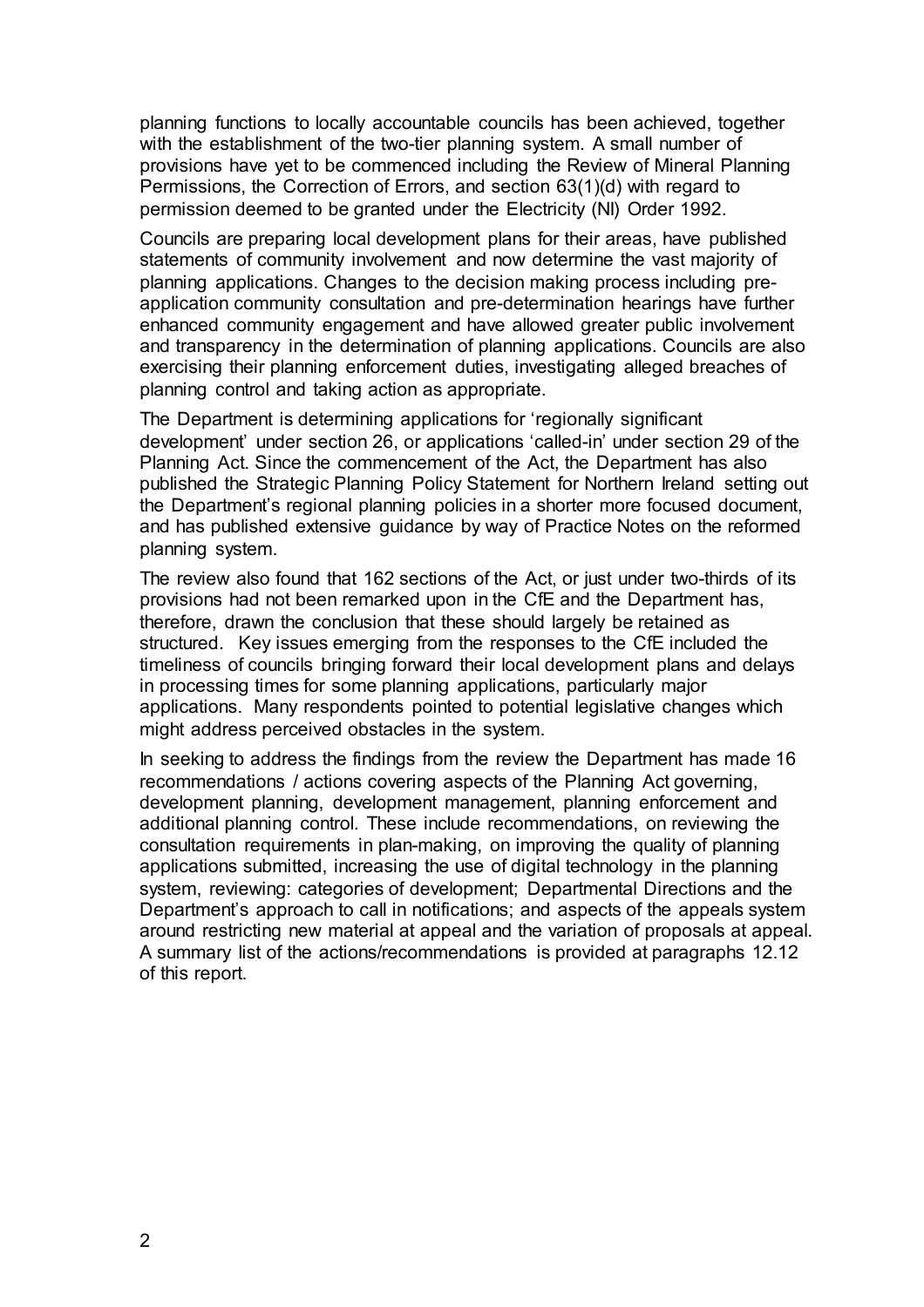planning functions to locally accountable councils has been achieved, together with the establishment of the two-tier planning system. A small number of provisions have yet to be commenced including the Review of Mineral Planning Permissions, the Correction of Errors, and section 63(1)(d) with regard to permission deemed to be granted under the Electricity (NI) Order 1992.

Councils are preparing local development plans for their areas, have published statements of community involvement and now determine the vast majority of planning applications. Changes to the decision making process including pre-application community consultation and pre-determination hearings have further enhanced community engagement and have allowed greater public involvement and transparency in the determination of planning applications. Councils are also exercising their planning enforcement duties, investigating alleged breaches of planning control and taking action as appropriate.

The Department is determining applications for 'regionally significant development' under section 26, or applications 'called-in' under section 29 of the Planning Act. Since the commencement of the Act, the Department has also published the Strategic Planning Policy Statement for Northern Ireland setting out the Department's regional planning policies in a shorter more focused document, and has published extensive guidance by way of Practice Notes on the reformed planning system.

The review also found that 162 sections of the Act, or just under two-thirds of its provisions had not been remarked upon in the CfE and the Department has, therefore, drawn the conclusion that these should largely be retained as structured. Key issues emerging from the responses to the CfE included the timeliness of councils bringing forward their local development plans and delays in processing times for some planning applications, particularly major applications. Many respondents pointed to potential legislative changes which might address perceived obstacles in the system.

In seeking to address the findings from the review the Department has made 16 recommendations / actions covering aspects of the Planning Act governing, development planning, development management, planning enforcement and additional planning control. These include recommendations, on reviewing the consultation requirements in plan-making, on improving the quality of planning applications submitted, increasing the use of digital technology in the planning system, reviewing: categories of development; Departmental Directions and the Department's approach to call in notifications; and aspects of the appeals system around restricting new material at appeal and the variation of proposals at appeal. A summary list of the actions/recommendations is provided at paragraphs 12.12 of this report.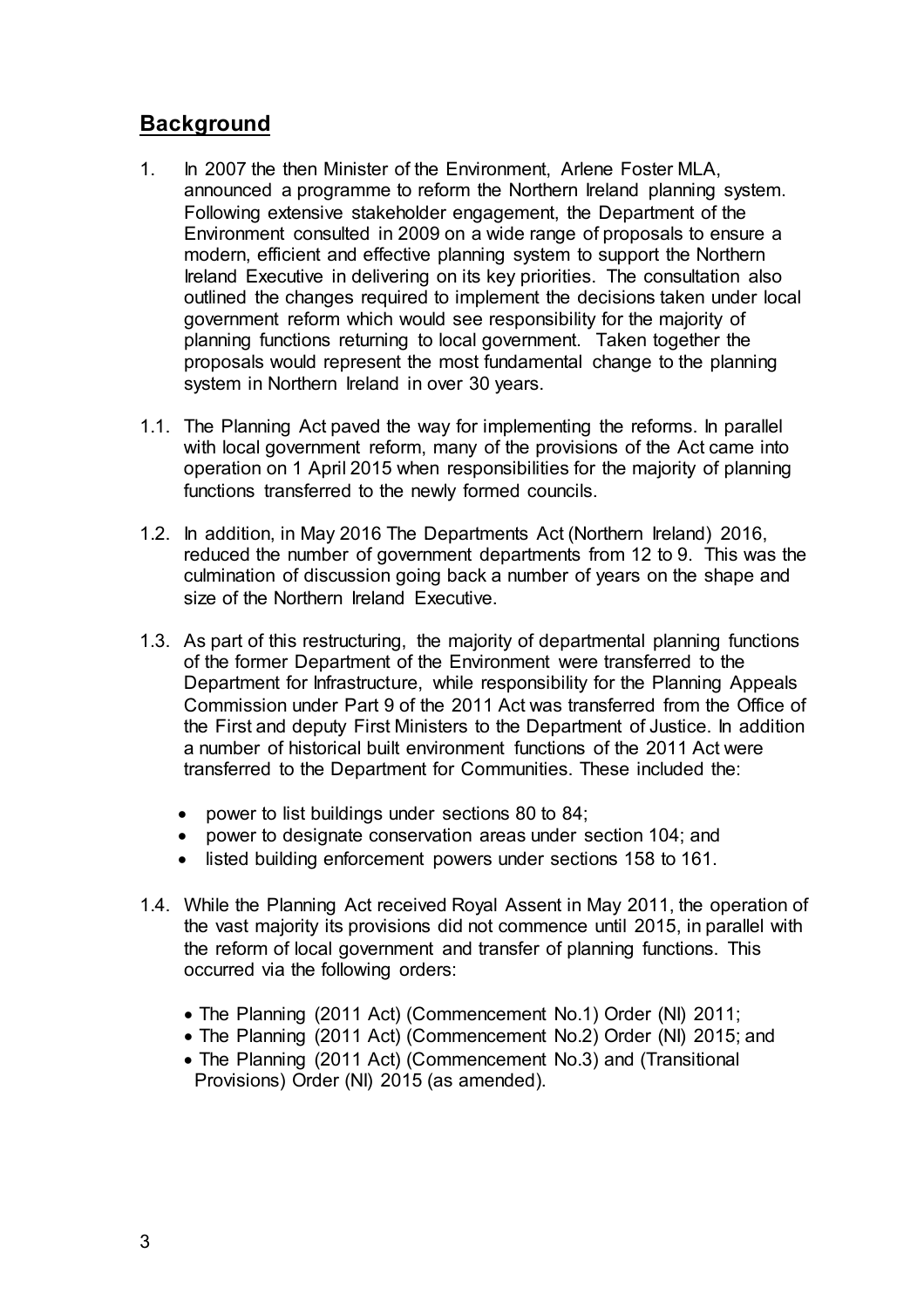## Background

1. In 2007 the then Minister of the Environment, Arlene Foster MLA, announced a programme to reform the Northern Ireland planning system. Following extensive stakeholder engagement, the Department of the Environment consulted in 2009 on a wide range of proposals to ensure a modern, efficient and effective planning system to support the Northern Ireland Executive in delivering on its key priorities. The consultation also outlined the changes required to implement the decisions taken under local government reform which would see responsibility for the majority of planning functions returning to local government. Taken together the proposals would represent the most fundamental change to the planning system in Northern Ireland in over 30 years.

1.1. The Planning Act paved the way for implementing the reforms. In parallel with local government reform, many of the provisions of the Act came into operation on 1 April 2015 when responsibilities for the majority of planning functions transferred to the newly formed councils.

1.2. In addition, in May 2016 The Departments Act (Northern Ireland) 2016, reduced the number of government departments from 12 to 9. This was the culmination of discussion going back a number of years on the shape and size of the Northern Ireland Executive.

1.3. As part of this restructuring, the majority of departmental planning functions of the former Department of the Environment were transferred to the Department for Infrastructure, while responsibility for the Planning Appeals Commission under Part 9 of the 2011 Act was transferred from the Office of the First and deputy First Ministers to the Department of Justice. In addition a number of historical built environment functions of the 2011 Act were transferred to the Department for Communities. These included the:

- power to list buildings under sections 80 to 84;
- power to designate conservation areas under section 104; and
- listed building enforcement powers under sections 158 to 161.

1.4. While the Planning Act received Royal Assent in May 2011, the operation of the vast majority its provisions did not commence until 2015, in parallel with the reform of local government and transfer of planning functions. This occurred via the following orders:

- The Planning (2011 Act) (Commencement No.1) Order (NI) 2011;
- The Planning (2011 Act) (Commencement No.2) Order (NI) 2015; and
- The Planning (2011 Act) (Commencement No.3) and (Transitional Provisions) Order (NI) 2015 (as amended).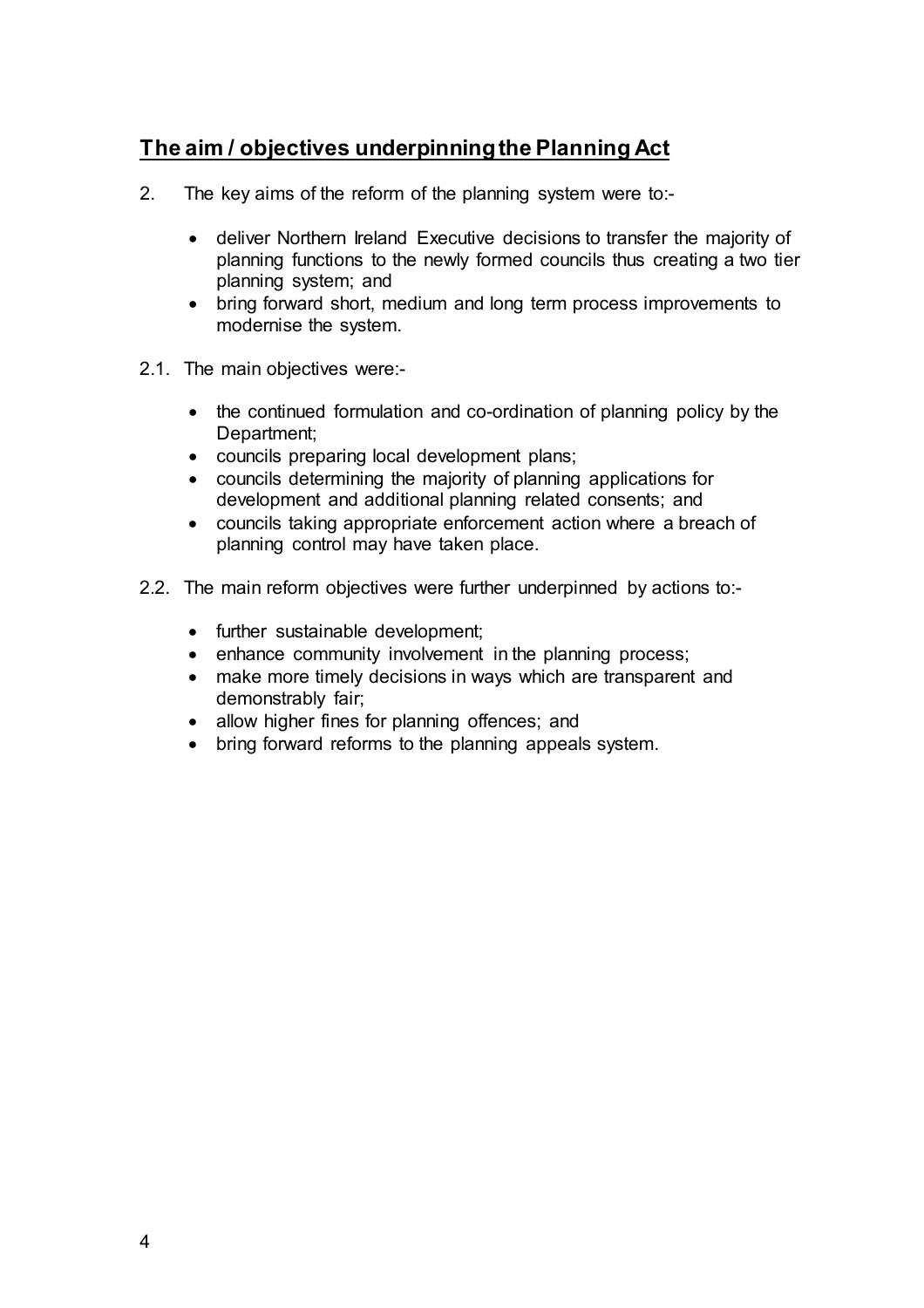## The aim / objectives underpinning the Planning Act

2. The key aims of the reform of the planning system were to:-

   - deliver Northern Ireland Executive decisions to transfer the majority of planning functions to the newly formed councils thus creating a two tier planning system; and
   - bring forward short, medium and long term process improvements to modernise the system.

2.1. The main objectives were:-

   - the continued formulation and co-ordination of planning policy by the Department;
   - councils preparing local development plans;
   - councils determining the majority of planning applications for development and additional planning related consents; and
   - councils taking appropriate enforcement action where a breach of planning control may have taken place.

2.2. The main reform objectives were further underpinned by actions to:-

   - further sustainable development;
   - enhance community involvement in the planning process;
   - make more timely decisions in ways which are transparent and demonstrably fair;
   - allow higher fines for planning offences; and
   - bring forward reforms to the planning appeals system.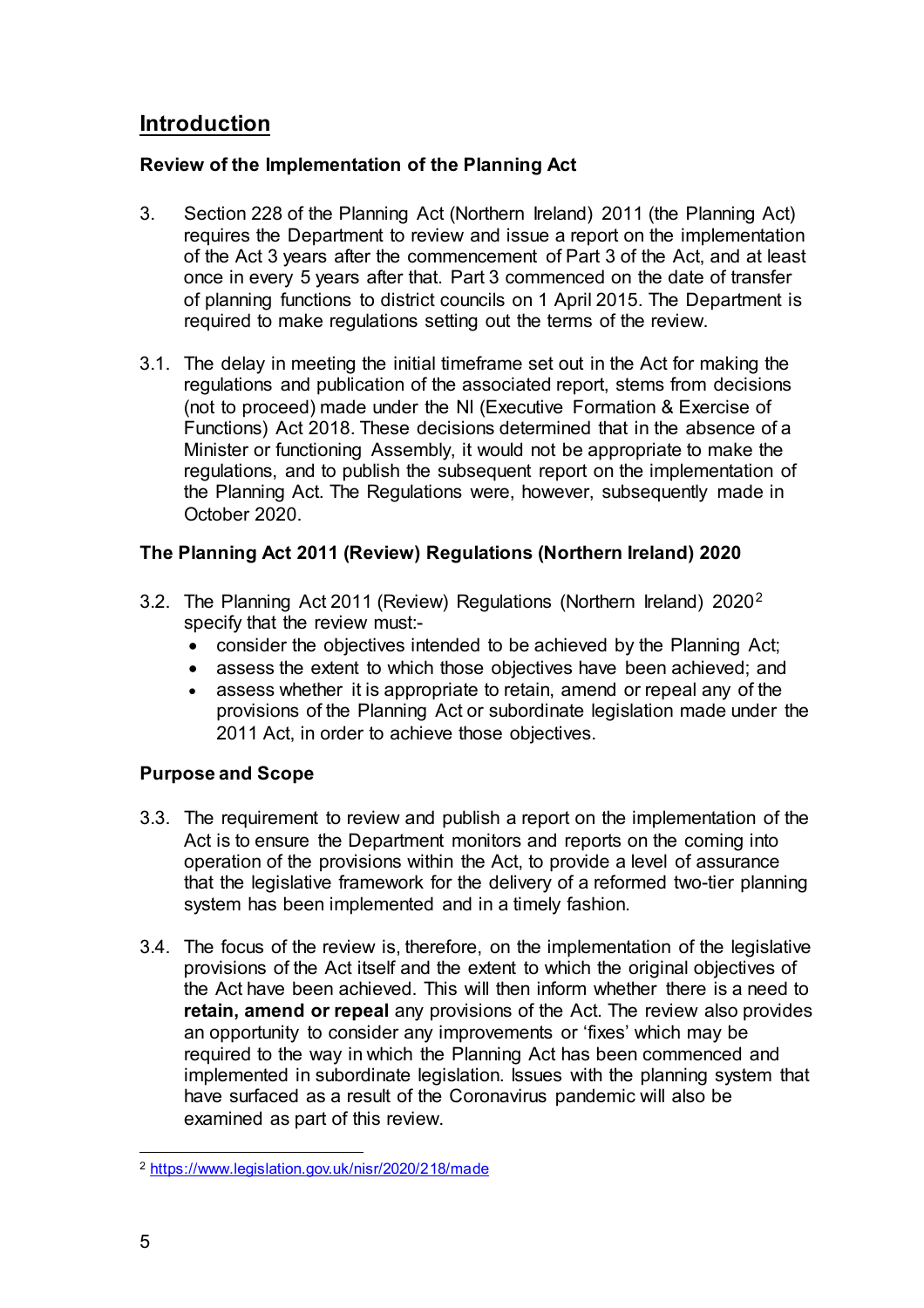## Introduction

### Review of the Implementation of the Planning Act

3. Section 228 of the Planning Act (Northern Ireland) 2011 (the Planning Act) requires the Department to review and issue a report on the implementation of the Act 3 years after the commencement of Part 3 of the Act, and at least once in every 5 years after that. Part 3 commenced on the date of transfer of planning functions to district councils on 1 April 2015. The Department is required to make regulations setting out the terms of the review.

3.1. The delay in meeting the initial timeframe set out in the Act for making the regulations and publication of the associated report, stems from decisions (not to proceed) made under the NI (Executive Formation & Exercise of Functions) Act 2018. These decisions determined that in the absence of a Minister or functioning Assembly, it would not be appropriate to make the regulations, and to publish the subsequent report on the implementation of the Planning Act. The Regulations were, however, subsequently made in October 2020.

### The Planning Act 2011 (Review) Regulations (Northern Ireland) 2020

3.2. The Planning Act 2011 (Review) Regulations (Northern Ireland) 2020[2] specify that the review must:-

- consider the objectives intended to be achieved by the Planning Act;
- assess the extent to which those objectives have been achieved; and
- assess whether it is appropriate to retain, amend or repeal any of the provisions of the Planning Act or subordinate legislation made under the 2011 Act, in order to achieve those objectives.

### Purpose and Scope

3.3. The requirement to review and publish a report on the implementation of the Act is to ensure the Department monitors and reports on the coming into operation of the provisions within the Act, to provide a level of assurance that the legislative framework for the delivery of a reformed two-tier planning system has been implemented and in a timely fashion.

3.4. The focus of the review is, therefore, on the implementation of the legislative provisions of the Act itself and the extent to which the original objectives of the Act have been achieved. This will then inform whether there is a need to **retain, amend or repeal** any provisions of the Act. The review also provides an opportunity to consider any improvements or 'fixes' which may be required to the way in which the Planning Act has been commenced and implemented in subordinate legislation. Issues with the planning system that have surfaced as a result of the Coronavirus pandemic will also be examined as part of this review.

---

[2] https://www.legislation.gov.uk/nisr/2020/218/made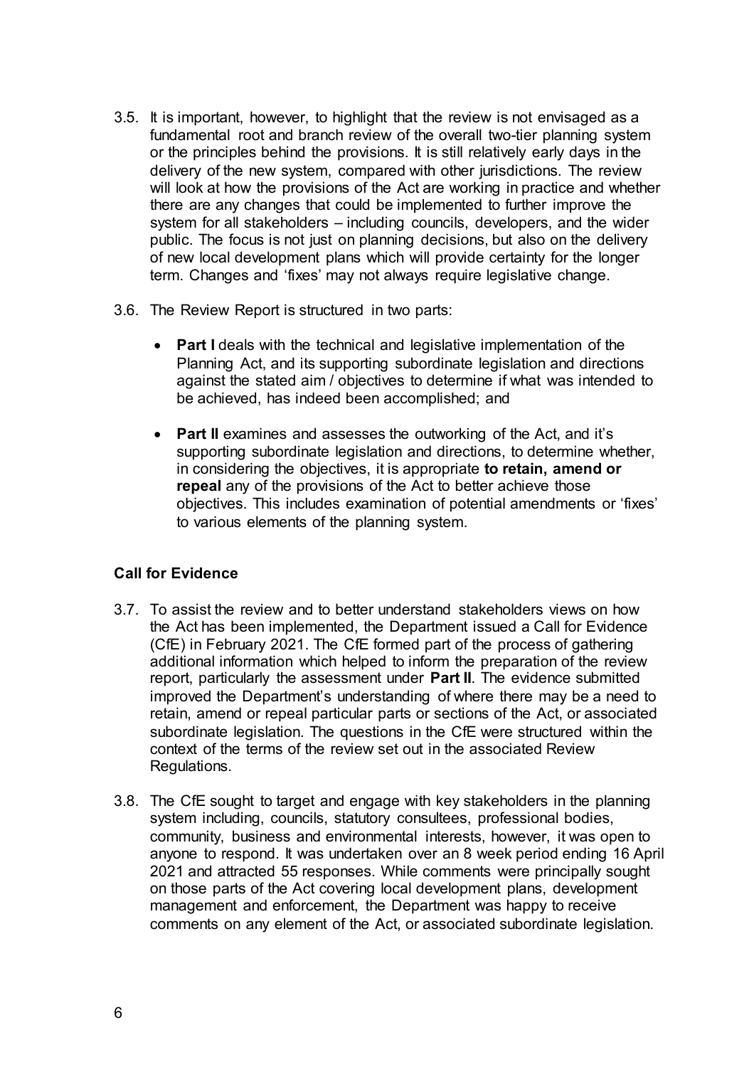3.5. It is important, however, to highlight that the review is not envisaged as a fundamental root and branch review of the overall two-tier planning system or the principles behind the provisions. It is still relatively early days in the delivery of the new system, compared with other jurisdictions. The review will look at how the provisions of the Act are working in practice and whether there are any changes that could be implemented to further improve the system for all stakeholders – including councils, developers, and the wider public. The focus is not just on planning decisions, but also on the delivery of new local development plans which will provide certainty for the longer term. Changes and 'fixes' may not always require legislative change.

3.6. The Review Report is structured in two parts:

- **Part I** deals with the technical and legislative implementation of the Planning Act, and its supporting subordinate legislation and directions against the stated aim / objectives to determine if what was intended to be achieved, has indeed been accomplished; and

- **Part II** examines and assesses the outworking of the Act, and it's supporting subordinate legislation and directions, to determine whether, in considering the objectives, it is appropriate **to retain, amend or repeal** any of the provisions of the Act to better achieve those objectives. This includes examination of potential amendments or 'fixes' to various elements of the planning system.

**Call for Evidence**

3.7. To assist the review and to better understand stakeholders views on how the Act has been implemented, the Department issued a Call for Evidence (CfE) in February 2021. The CfE formed part of the process of gathering additional information which helped to inform the preparation of the review report, particularly the assessment under **Part II**. The evidence submitted improved the Department's understanding of where there may be a need to retain, amend or repeal particular parts or sections of the Act, or associated subordinate legislation. The questions in the CfE were structured within the context of the terms of the review set out in the associated Review Regulations.

3.8. The CfE sought to target and engage with key stakeholders in the planning system including, councils, statutory consultees, professional bodies, community, business and environmental interests, however, it was open to anyone to respond. It was undertaken over an 8 week period ending 16 April 2021 and attracted 55 responses. While comments were principally sought on those parts of the Act covering local development plans, development management and enforcement, the Department was happy to receive comments on any element of the Act, or associated subordinate legislation.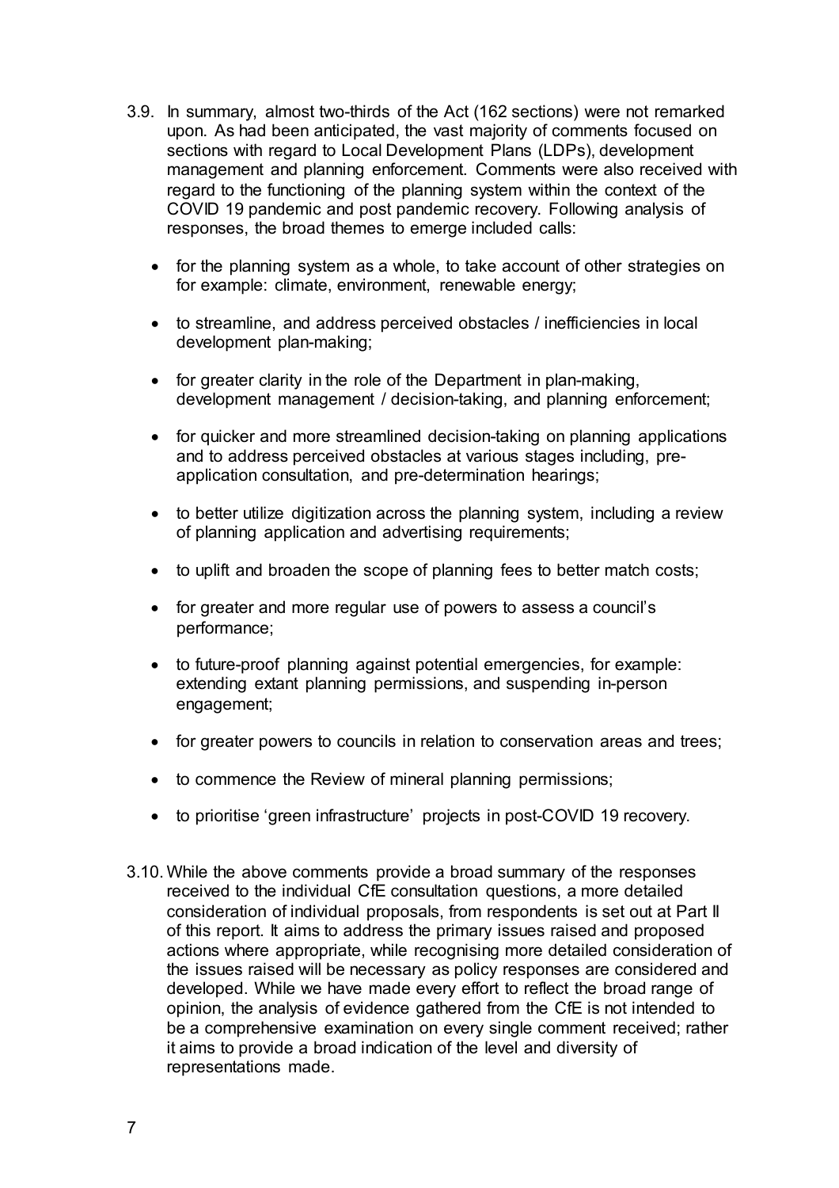3.9. In summary, almost two-thirds of the Act (162 sections) were not remarked upon. As had been anticipated, the vast majority of comments focused on sections with regard to Local Development Plans (LDPs), development management and planning enforcement. Comments were also received with regard to the functioning of the planning system within the context of the COVID 19 pandemic and post pandemic recovery. Following analysis of responses, the broad themes to emerge included calls:

- for the planning system as a whole, to take account of other strategies on for example: climate, environment, renewable energy;
- to streamline, and address perceived obstacles / inefficiencies in local development plan-making;
- for greater clarity in the role of the Department in plan-making, development management / decision-taking, and planning enforcement;
- for quicker and more streamlined decision-taking on planning applications and to address perceived obstacles at various stages including, pre-application consultation, and pre-determination hearings;
- to better utilize digitization across the planning system, including a review of planning application and advertising requirements;
- to uplift and broaden the scope of planning fees to better match costs;
- for greater and more regular use of powers to assess a council's performance;
- to future-proof planning against potential emergencies, for example: extending extant planning permissions, and suspending in-person engagement;
- for greater powers to councils in relation to conservation areas and trees;
- to commence the Review of mineral planning permissions;
- to prioritise 'green infrastructure' projects in post-COVID 19 recovery.

3.10. While the above comments provide a broad summary of the responses received to the individual CfE consultation questions, a more detailed consideration of individual proposals, from respondents is set out at Part II of this report. It aims to address the primary issues raised and proposed actions where appropriate, while recognising more detailed consideration of the issues raised will be necessary as policy responses are considered and developed. While we have made every effort to reflect the broad range of opinion, the analysis of evidence gathered from the CfE is not intended to be a comprehensive examination on every single comment received; rather it aims to provide a broad indication of the level and diversity of representations made.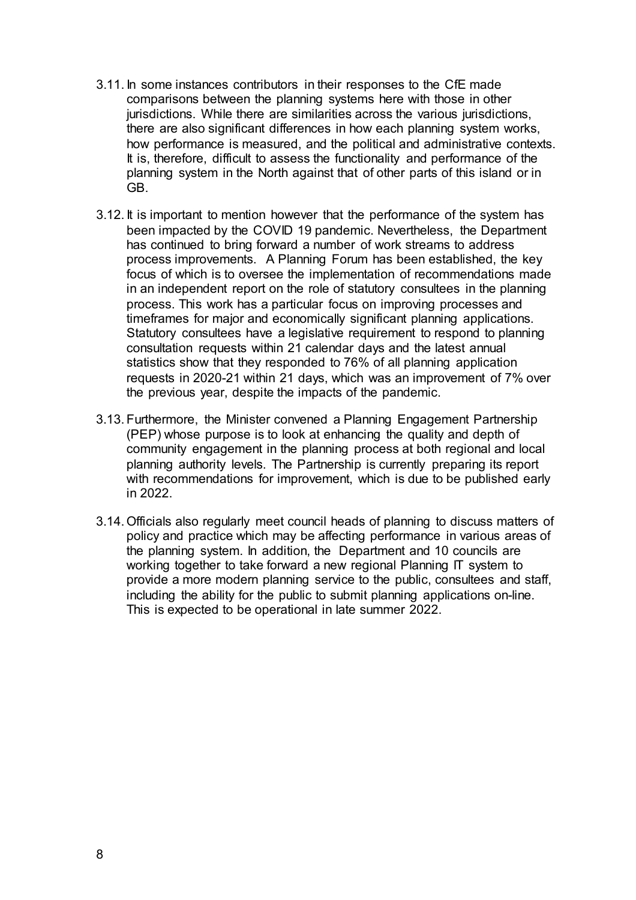3.11. In some instances contributors in their responses to the CfE made comparisons between the planning systems here with those in other jurisdictions. While there are similarities across the various jurisdictions, there are also significant differences in how each planning system works, how performance is measured, and the political and administrative contexts. It is, therefore, difficult to assess the functionality and performance of the planning system in the North against that of other parts of this island or in GB.

3.12. It is important to mention however that the performance of the system has been impacted by the COVID 19 pandemic. Nevertheless, the Department has continued to bring forward a number of work streams to address process improvements. A Planning Forum has been established, the key focus of which is to oversee the implementation of recommendations made in an independent report on the role of statutory consultees in the planning process. This work has a particular focus on improving processes and timeframes for major and economically significant planning applications. Statutory consultees have a legislative requirement to respond to planning consultation requests within 21 calendar days and the latest annual statistics show that they responded to 76% of all planning application requests in 2020-21 within 21 days, which was an improvement of 7% over the previous year, despite the impacts of the pandemic.

3.13. Furthermore, the Minister convened a Planning Engagement Partnership (PEP) whose purpose is to look at enhancing the quality and depth of community engagement in the planning process at both regional and local planning authority levels. The Partnership is currently preparing its report with recommendations for improvement, which is due to be published early in 2022.

3.14. Officials also regularly meet council heads of planning to discuss matters of policy and practice which may be affecting performance in various areas of the planning system. In addition, the Department and 10 councils are working together to take forward a new regional Planning IT system to provide a more modern planning service to the public, consultees and staff, including the ability for the public to submit planning applications on-line. This is expected to be operational in late summer 2022.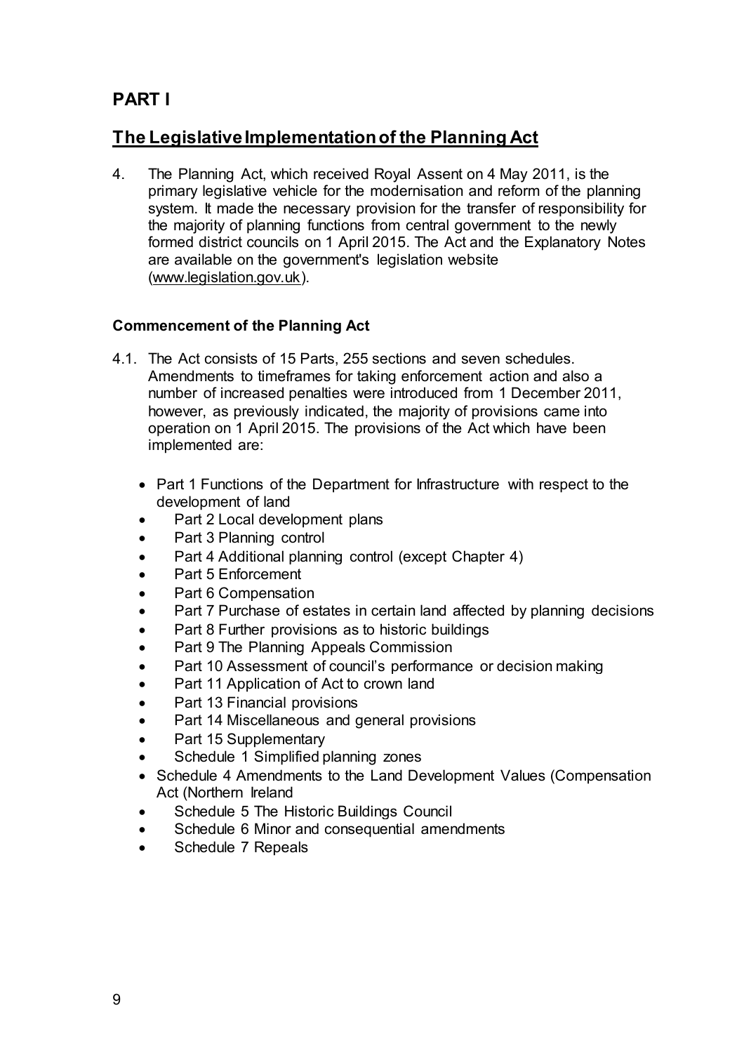# PART I

## The Legislative Implementation of the Planning Act

4. The Planning Act, which received Royal Assent on 4 May 2011, is the primary legislative vehicle for the modernisation and reform of the planning system. It made the necessary provision for the transfer of responsibility for the majority of planning functions from central government to the newly formed district councils on 1 April 2015. The Act and the Explanatory Notes are available on the government's legislation website (www.legislation.gov.uk).

### Commencement of the Planning Act

4.1. The Act consists of 15 Parts, 255 sections and seven schedules. Amendments to timeframes for taking enforcement action and also a number of increased penalties were introduced from 1 December 2011, however, as previously indicated, the majority of provisions came into operation on 1 April 2015. The provisions of the Act which have been implemented are:

- Part 1 Functions of the Department for Infrastructure with respect to the development of land
- Part 2 Local development plans
- Part 3 Planning control
- Part 4 Additional planning control (except Chapter 4)
- Part 5 Enforcement
- Part 6 Compensation
- Part 7 Purchase of estates in certain land affected by planning decisions
- Part 8 Further provisions as to historic buildings
- Part 9 The Planning Appeals Commission
- Part 10 Assessment of council's performance or decision making
- Part 11 Application of Act to crown land
- Part 13 Financial provisions
- Part 14 Miscellaneous and general provisions
- Part 15 Supplementary
- Schedule 1 Simplified planning zones
- Schedule 4 Amendments to the Land Development Values (Compensation Act (Northern Ireland
- Schedule 5 The Historic Buildings Council
- Schedule 6 Minor and consequential amendments
- Schedule 7 Repeals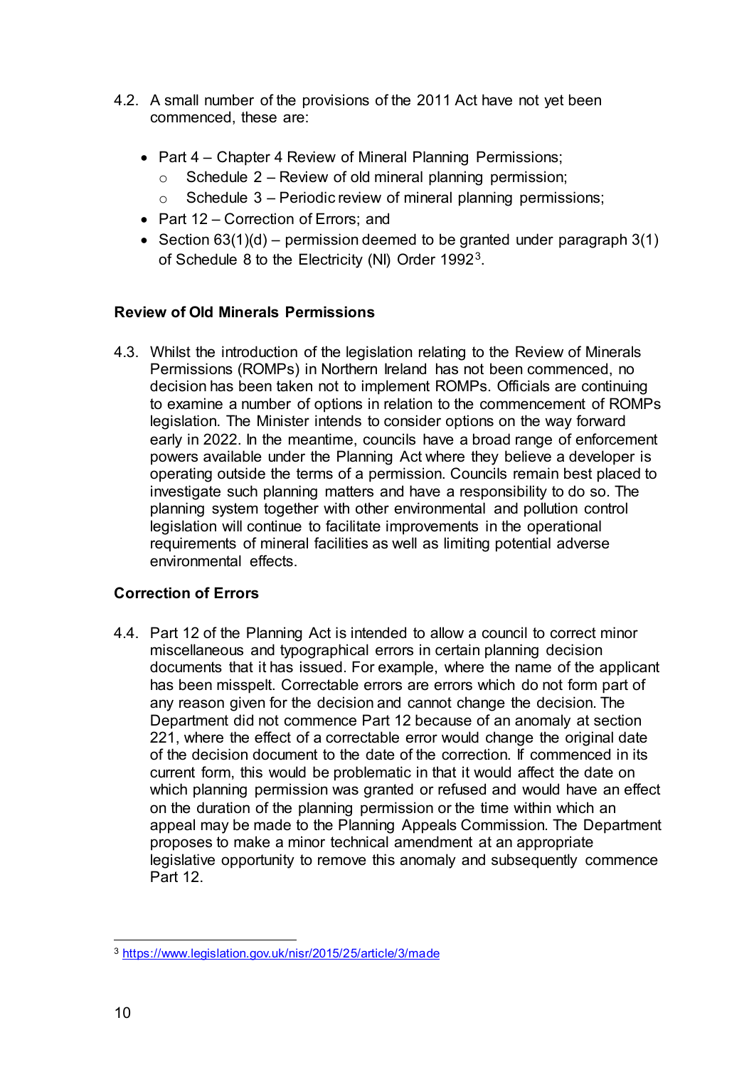4.2. A small number of the provisions of the 2011 Act have not yet been commenced, these are:

- Part 4 – Chapter 4 Review of Mineral Planning Permissions;
    - Schedule 2 – Review of old mineral planning permission;
    - Schedule 3 – Periodic review of mineral planning permissions;
- Part 12 – Correction of Errors; and
- Section 63(1)(d) – permission deemed to be granted under paragraph 3(1) of Schedule 8 to the Electricity (NI) Order 1992[3].

**Review of Old Minerals Permissions**

4.3. Whilst the introduction of the legislation relating to the Review of Minerals Permissions (ROMPs) in Northern Ireland has not been commenced, no decision has been taken not to implement ROMPs. Officials are continuing to examine a number of options in relation to the commencement of ROMPs legislation. The Minister intends to consider options on the way forward early in 2022. In the meantime, councils have a broad range of enforcement powers available under the Planning Act where they believe a developer is operating outside the terms of a permission. Councils remain best placed to investigate such planning matters and have a responsibility to do so. The planning system together with other environmental and pollution control legislation will continue to facilitate improvements in the operational requirements of mineral facilities as well as limiting potential adverse environmental effects.

**Correction of Errors**

4.4. Part 12 of the Planning Act is intended to allow a council to correct minor miscellaneous and typographical errors in certain planning decision documents that it has issued. For example, where the name of the applicant has been misspelt. Correctable errors are errors which do not form part of any reason given for the decision and cannot change the decision. The Department did not commence Part 12 because of an anomaly at section 221, where the effect of a correctable error would change the original date of the decision document to the date of the correction. If commenced in its current form, this would be problematic in that it would affect the date on which planning permission was granted or refused and would have an effect on the duration of the planning permission or the time within which an appeal may be made to the Planning Appeals Commission. The Department proposes to make a minor technical amendment at an appropriate legislative opportunity to remove this anomaly and subsequently commence Part 12.

---

[3] https://www.legislation.gov.uk/nisr/2015/25/article/3/made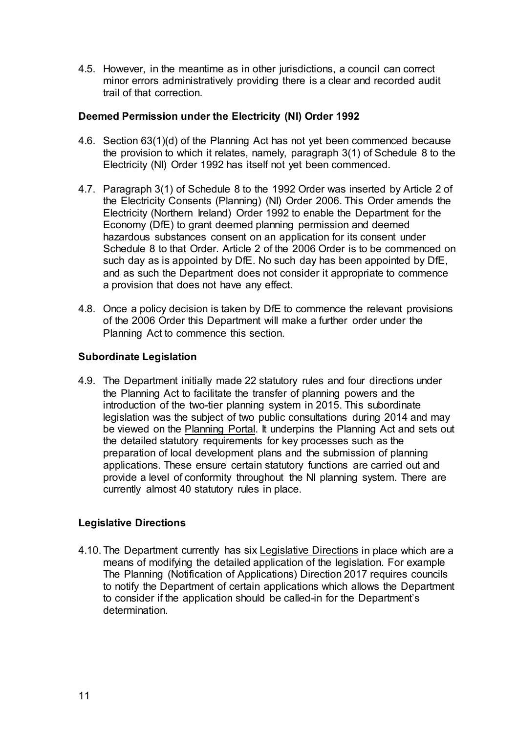4.5. However, in the meantime as in other jurisdictions, a council can correct minor errors administratively providing there is a clear and recorded audit trail of that correction.

**Deemed Permission under the Electricity (NI) Order 1992**

4.6. Section 63(1)(d) of the Planning Act has not yet been commenced because the provision to which it relates, namely, paragraph 3(1) of Schedule 8 to the Electricity (NI) Order 1992 has itself not yet been commenced.

4.7. Paragraph 3(1) of Schedule 8 to the 1992 Order was inserted by Article 2 of the Electricity Consents (Planning) (NI) Order 2006. This Order amends the Electricity (Northern Ireland) Order 1992 to enable the Department for the Economy (DfE) to grant deemed planning permission and deemed hazardous substances consent on an application for its consent under Schedule 8 to that Order. Article 2 of the 2006 Order is to be commenced on such day as is appointed by DfE. No such day has been appointed by DfE, and as such the Department does not consider it appropriate to commence a provision that does not have any effect.

4.8. Once a policy decision is taken by DfE to commence the relevant provisions of the 2006 Order this Department will make a further order under the Planning Act to commence this section.

**Subordinate Legislation**

4.9. The Department initially made 22 statutory rules and four directions under the Planning Act to facilitate the transfer of planning powers and the introduction of the two-tier planning system in 2015. This subordinate legislation was the subject of two public consultations during 2014 and may be viewed on the Planning Portal. It underpins the Planning Act and sets out the detailed statutory requirements for key processes such as the preparation of local development plans and the submission of planning applications. These ensure certain statutory functions are carried out and provide a level of conformity throughout the NI planning system. There are currently almost 40 statutory rules in place.

**Legislative Directions**

4.10. The Department currently has six Legislative Directions in place which are a means of modifying the detailed application of the legislation. For example The Planning (Notification of Applications) Direction 2017 requires councils to notify the Department of certain applications which allows the Department to consider if the application should be called-in for the Department's determination.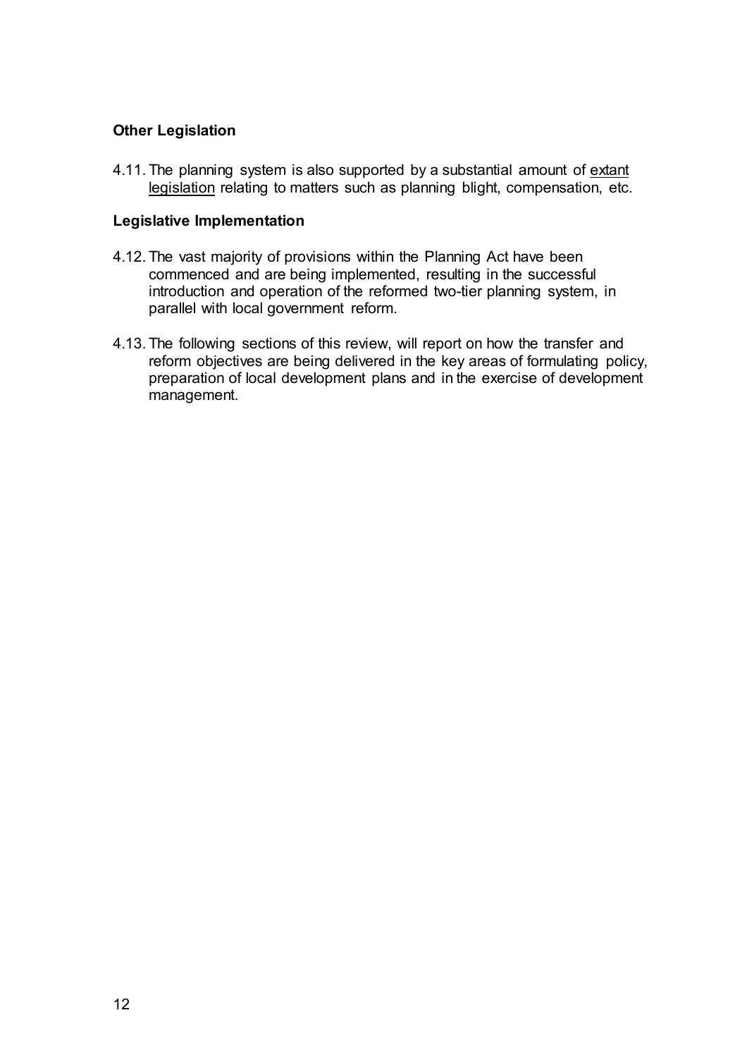**Other Legislation**

4.11. The planning system is also supported by a substantial amount of extant legislation relating to matters such as planning blight, compensation, etc.

**Legislative Implementation**

4.12. The vast majority of provisions within the Planning Act have been commenced and are being implemented, resulting in the successful introduction and operation of the reformed two-tier planning system, in parallel with local government reform.

4.13. The following sections of this review, will report on how the transfer and reform objectives are being delivered in the key areas of formulating policy, preparation of local development plans and in the exercise of development management.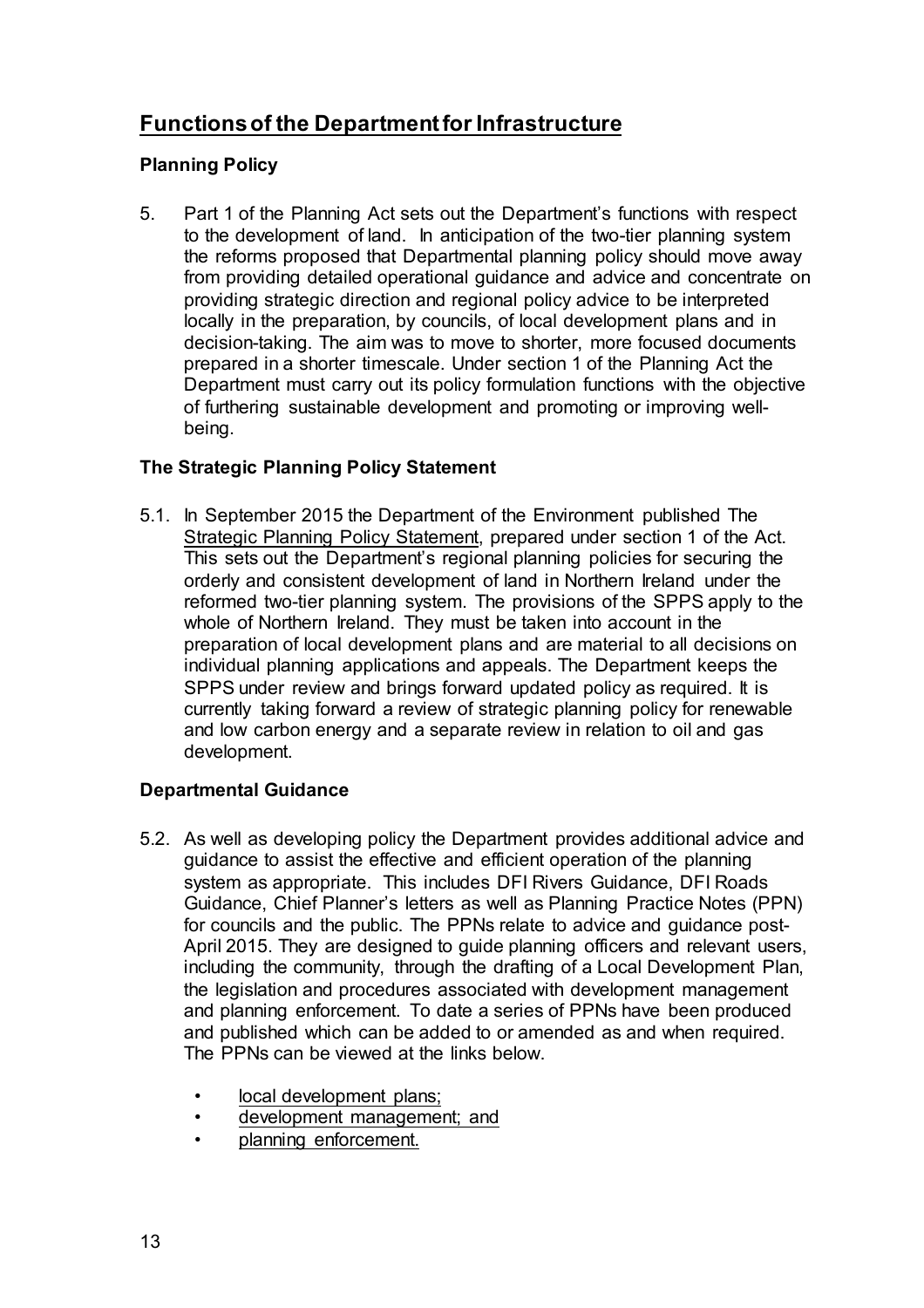## Functions of the Department for Infrastructure

### Planning Policy

5. Part 1 of the Planning Act sets out the Department's functions with respect to the development of land. In anticipation of the two-tier planning system the reforms proposed that Departmental planning policy should move away from providing detailed operational guidance and advice and concentrate on providing strategic direction and regional policy advice to be interpreted locally in the preparation, by councils, of local development plans and in decision-taking. The aim was to move to shorter, more focused documents prepared in a shorter timescale. Under section 1 of the Planning Act the Department must carry out its policy formulation functions with the objective of furthering sustainable development and promoting or improving well-being.

### The Strategic Planning Policy Statement

5.1. In September 2015 the Department of the Environment published The Strategic Planning Policy Statement, prepared under section 1 of the Act. This sets out the Department's regional planning policies for securing the orderly and consistent development of land in Northern Ireland under the reformed two-tier planning system. The provisions of the SPPS apply to the whole of Northern Ireland. They must be taken into account in the preparation of local development plans and are material to all decisions on individual planning applications and appeals. The Department keeps the SPPS under review and brings forward updated policy as required. It is currently taking forward a review of strategic planning policy for renewable and low carbon energy and a separate review in relation to oil and gas development.

### Departmental Guidance

5.2. As well as developing policy the Department provides additional advice and guidance to assist the effective and efficient operation of the planning system as appropriate. This includes DFI Rivers Guidance, DFI Roads Guidance, Chief Planner's letters as well as Planning Practice Notes (PPN) for councils and the public. The PPNs relate to advice and guidance post-April 2015. They are designed to guide planning officers and relevant users, including the community, through the drafting of a Local Development Plan, the legislation and procedures associated with development management and planning enforcement. To date a series of PPNs have been produced and published which can be added to or amended as and when required. The PPNs can be viewed at the links below.

- local development plans;
- development management; and
- planning enforcement.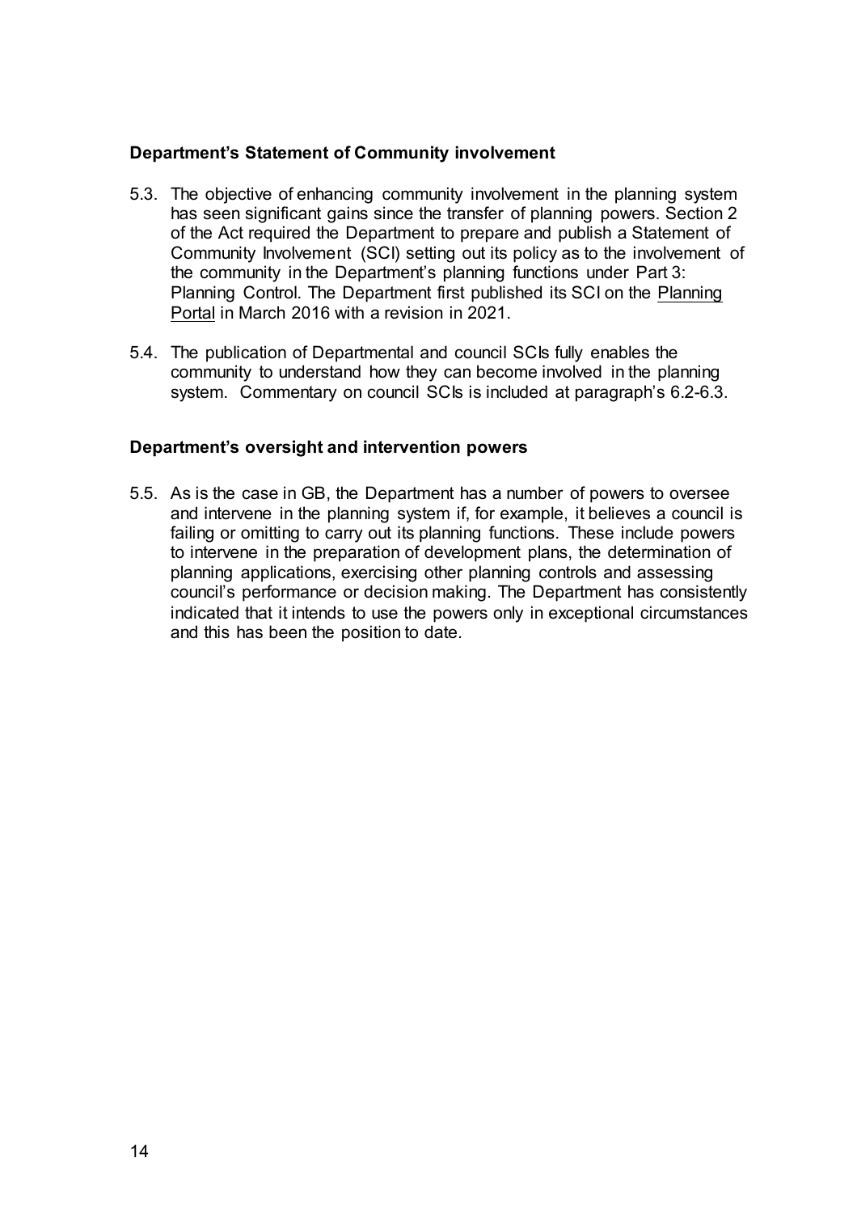**Department's Statement of Community involvement**

5.3. The objective of enhancing community involvement in the planning system has seen significant gains since the transfer of planning powers. Section 2 of the Act required the Department to prepare and publish a Statement of Community Involvement (SCI) setting out its policy as to the involvement of the community in the Department's planning functions under Part 3: Planning Control. The Department first published its SCI on the Planning Portal in March 2016 with a revision in 2021.

5.4. The publication of Departmental and council SCIs fully enables the community to understand how they can become involved in the planning system. Commentary on council SCIs is included at paragraph's 6.2-6.3.

**Department's oversight and intervention powers**

5.5. As is the case in GB, the Department has a number of powers to oversee and intervene in the planning system if, for example, it believes a council is failing or omitting to carry out its planning functions. These include powers to intervene in the preparation of development plans, the determination of planning applications, exercising other planning controls and assessing council's performance or decision making. The Department has consistently indicated that it intends to use the powers only in exceptional circumstances and this has been the position to date.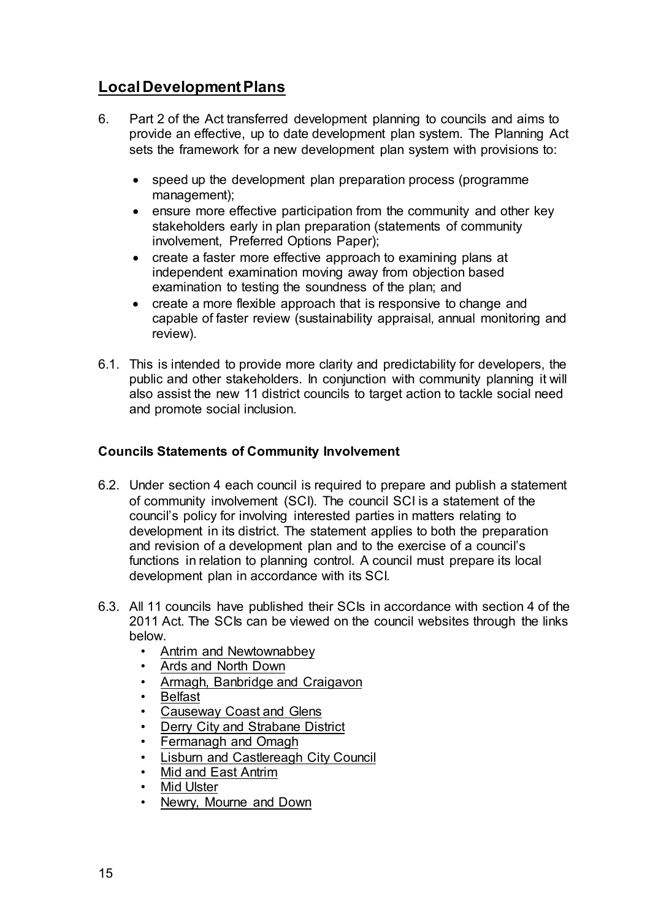## Local Development Plans

6. Part 2 of the Act transferred development planning to councils and aims to provide an effective, up to date development plan system. The Planning Act sets the framework for a new development plan system with provisions to:

   - speed up the development plan preparation process (programme management);
   - ensure more effective participation from the community and other key stakeholders early in plan preparation (statements of community involvement, Preferred Options Paper);
   - create a faster more effective approach to examining plans at independent examination moving away from objection based examination to testing the soundness of the plan; and
   - create a more flexible approach that is responsive to change and capable of faster review (sustainability appraisal, annual monitoring and review).

6.1. This is intended to provide more clarity and predictability for developers, the public and other stakeholders. In conjunction with community planning it will also assist the new 11 district councils to target action to tackle social need and promote social inclusion.

### Councils Statements of Community Involvement

6.2. Under section 4 each council is required to prepare and publish a statement of community involvement (SCI). The council SCI is a statement of the council's policy for involving interested parties in matters relating to development in its district. The statement applies to both the preparation and revision of a development plan and to the exercise of a council's functions in relation to planning control. A council must prepare its local development plan in accordance with its SCI.

6.3. All 11 councils have published their SCIs in accordance with section 4 of the 2011 Act. The SCIs can be viewed on the council websites through the links below.

   - Antrim and Newtownabbey
   - Ards and North Down
   - Armagh, Banbridge and Craigavon
   - Belfast
   - Causeway Coast and Glens
   - Derry City and Strabane District
   - Fermanagh and Omagh
   - Lisburn and Castlereagh City Council
   - Mid and East Antrim
   - Mid Ulster
   - Newry, Mourne and Down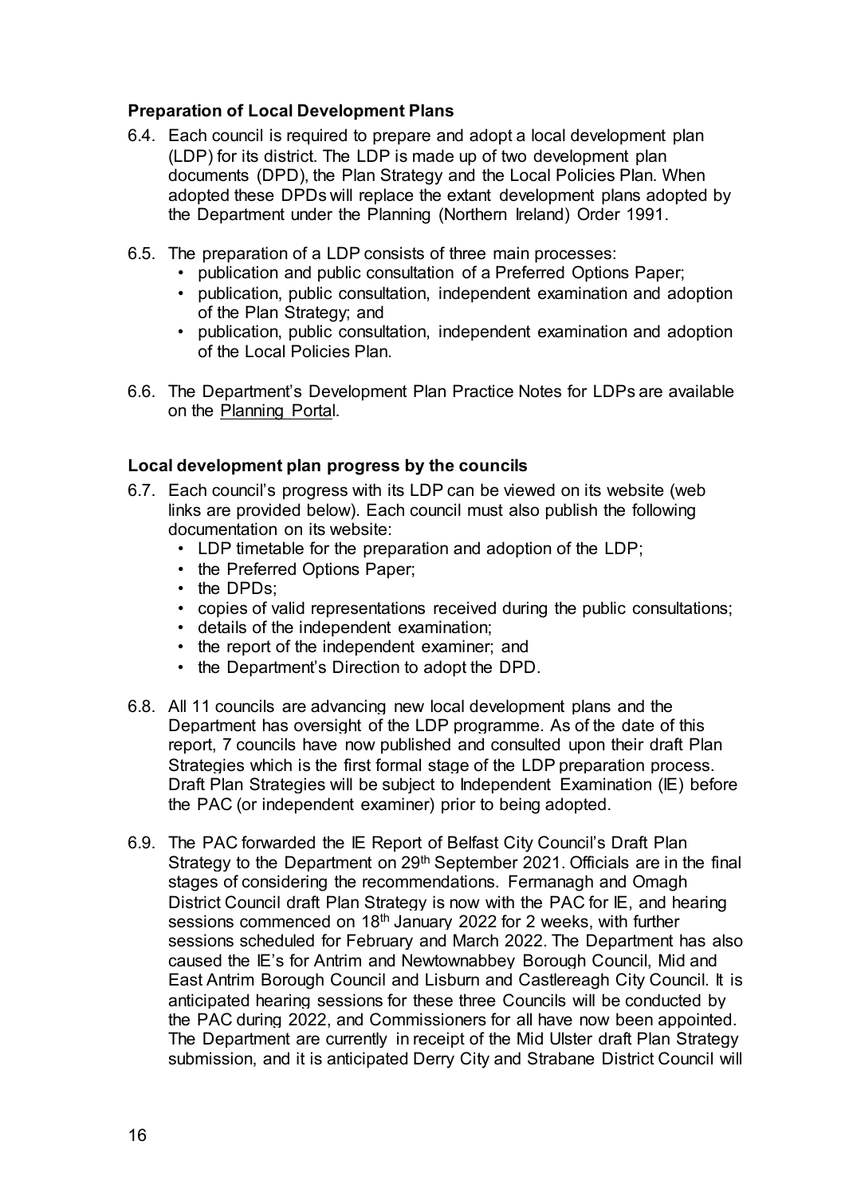### Preparation of Local Development Plans

6.4. Each council is required to prepare and adopt a local development plan (LDP) for its district. The LDP is made up of two development plan documents (DPD), the Plan Strategy and the Local Policies Plan. When adopted these DPDs will replace the extant development plans adopted by the Department under the Planning (Northern Ireland) Order 1991.

6.5. The preparation of a LDP consists of three main processes:

- publication and public consultation of a Preferred Options Paper;
- publication, public consultation, independent examination and adoption of the Plan Strategy; and
- publication, public consultation, independent examination and adoption of the Local Policies Plan.

6.6. The Department's Development Plan Practice Notes for LDPs are available on the Planning Portal.

### Local development plan progress by the councils

6.7. Each council's progress with its LDP can be viewed on its website (web links are provided below). Each council must also publish the following documentation on its website:

- LDP timetable for the preparation and adoption of the LDP;
- the Preferred Options Paper;
- the DPDs;
- copies of valid representations received during the public consultations;
- details of the independent examination;
- the report of the independent examiner; and
- the Department's Direction to adopt the DPD.

6.8. All 11 councils are advancing new local development plans and the Department has oversight of the LDP programme. As of the date of this report, 7 councils have now published and consulted upon their draft Plan Strategies which is the first formal stage of the LDP preparation process. Draft Plan Strategies will be subject to Independent Examination (IE) before the PAC (or independent examiner) prior to being adopted.

6.9. The PAC forwarded the IE Report of Belfast City Council's Draft Plan Strategy to the Department on 29th September 2021. Officials are in the final stages of considering the recommendations. Fermanagh and Omagh District Council draft Plan Strategy is now with the PAC for IE, and hearing sessions commenced on 18th January 2022 for 2 weeks, with further sessions scheduled for February and March 2022. The Department has also caused the IE's for Antrim and Newtownabbey Borough Council, Mid and East Antrim Borough Council and Lisburn and Castlereagh City Council. It is anticipated hearing sessions for these three Councils will be conducted by the PAC during 2022, and Commissioners for all have now been appointed. The Department are currently in receipt of the Mid Ulster draft Plan Strategy submission, and it is anticipated Derry City and Strabane District Council will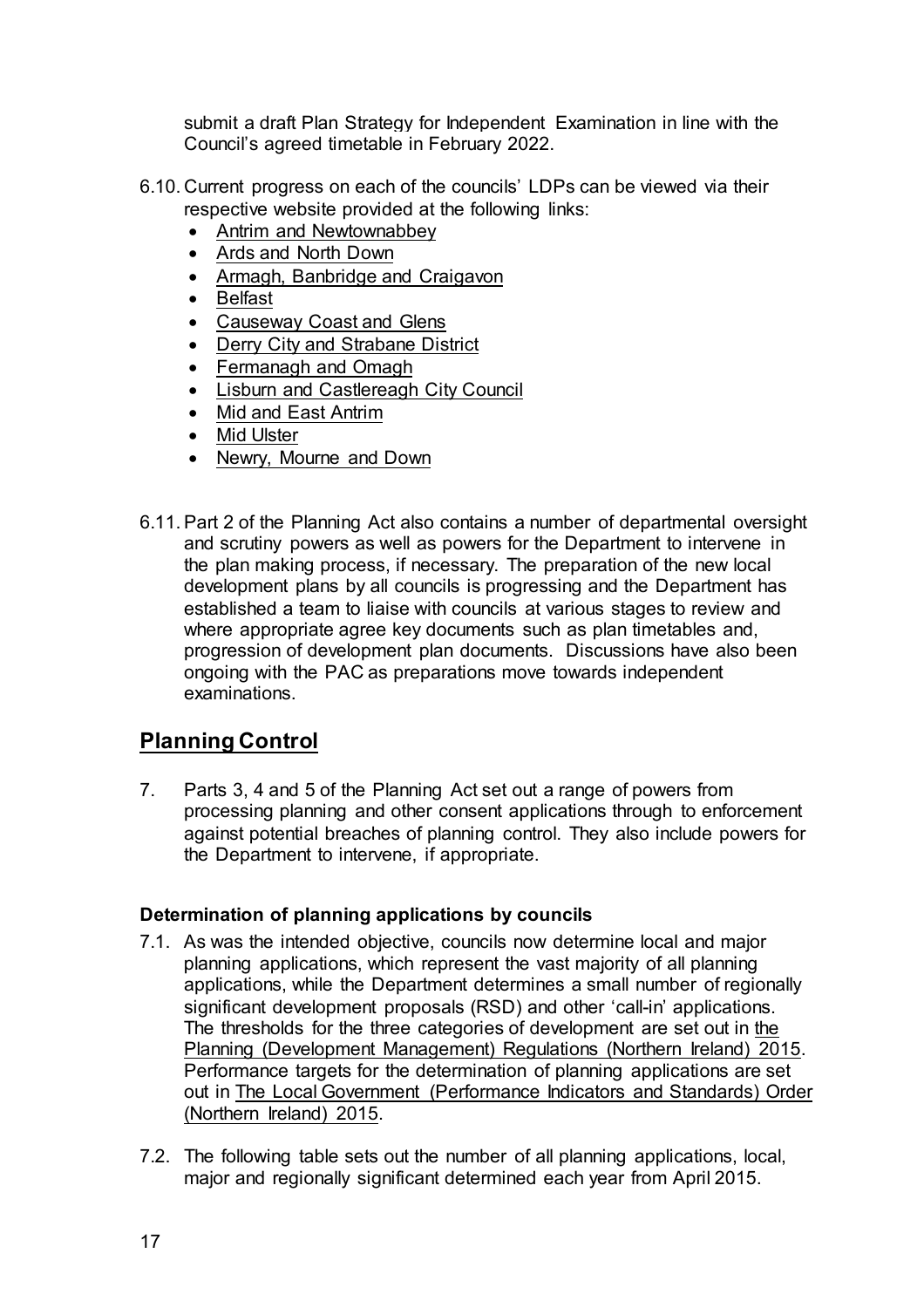submit a draft Plan Strategy for Independent Examination in line with the Council's agreed timetable in February 2022.

6.10. Current progress on each of the councils' LDPs can be viewed via their respective website provided at the following links:

- Antrim and Newtownabbey
- Ards and North Down
- Armagh, Banbridge and Craigavon
- Belfast
- Causeway Coast and Glens
- Derry City and Strabane District
- Fermanagh and Omagh
- Lisburn and Castlereagh City Council
- Mid and East Antrim
- Mid Ulster
- Newry, Mourne and Down

6.11. Part 2 of the Planning Act also contains a number of departmental oversight and scrutiny powers as well as powers for the Department to intervene in the plan making process, if necessary. The preparation of the new local development plans by all councils is progressing and the Department has established a team to liaise with councils at various stages to review and where appropriate agree key documents such as plan timetables and, progression of development plan documents. Discussions have also been ongoing with the PAC as preparations move towards independent examinations.

## Planning Control

7. Parts 3, 4 and 5 of the Planning Act set out a range of powers from processing planning and other consent applications through to enforcement against potential breaches of planning control. They also include powers for the Department to intervene, if appropriate.

### Determination of planning applications by councils

7.1. As was the intended objective, councils now determine local and major planning applications, which represent the vast majority of all planning applications, while the Department determines a small number of regionally significant development proposals (RSD) and other 'call-in' applications. The thresholds for the three categories of development are set out in the Planning (Development Management) Regulations (Northern Ireland) 2015. Performance targets for the determination of planning applications are set out in The Local Government (Performance Indicators and Standards) Order (Northern Ireland) 2015.

7.2. The following table sets out the number of all planning applications, local, major and regionally significant determined each year from April 2015.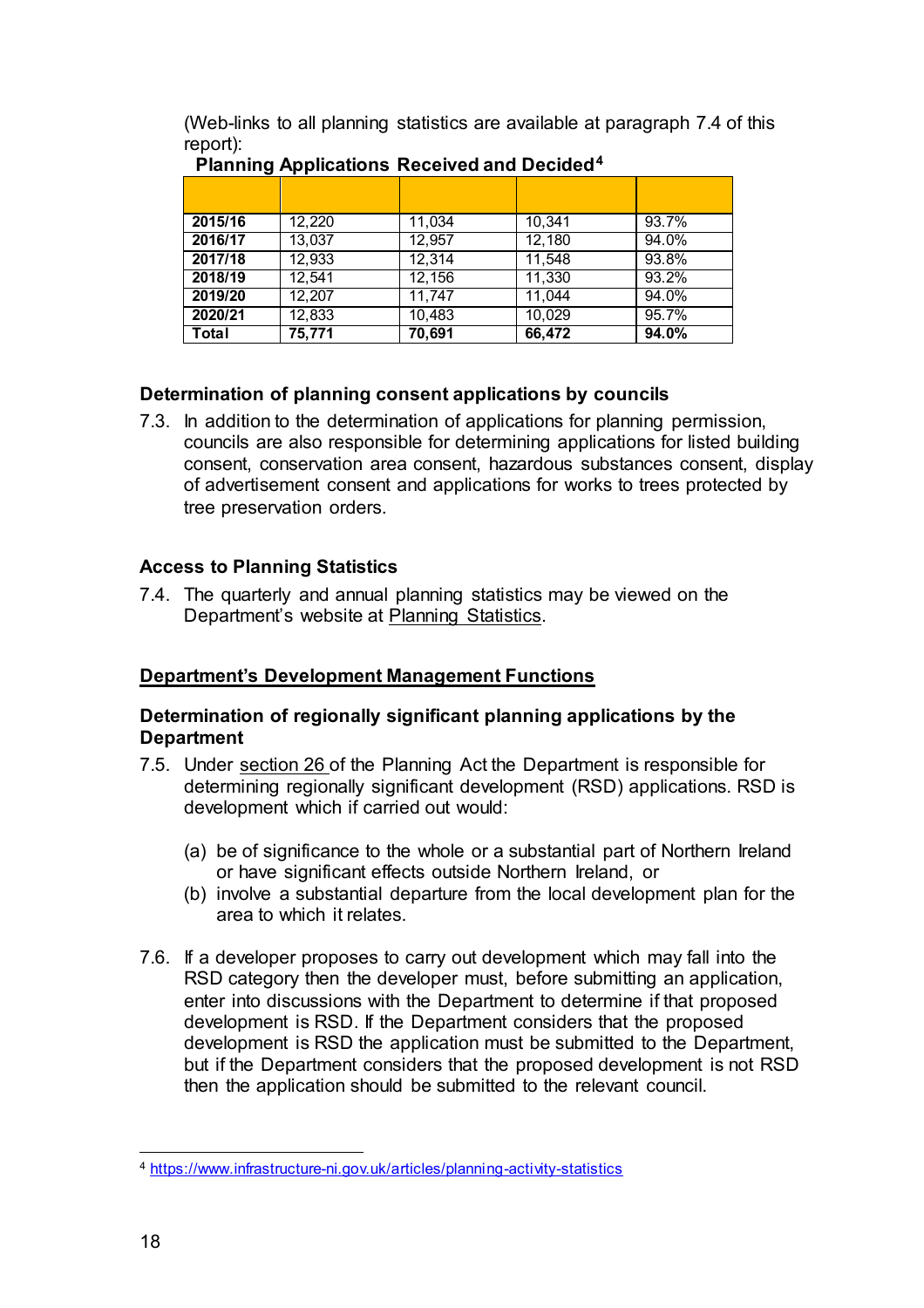(Web-links to all planning statistics are available at paragraph 7.4 of this report):

**Planning Applications Received and Decided**[4]

| | | | | |
|---|---|---|---|---|
| **2015/16** | 12,220 | 11,034 | 10,341 | 93.7% |
| **2016/17** | 13,037 | 12,957 | 12,180 | 94.0% |
| **2017/18** | 12,933 | 12,314 | 11,548 | 93.8% |
| **2018/19** | 12,541 | 12,156 | 11,330 | 93.2% |
| **2019/20** | 12,207 | 11,747 | 11,044 | 94.0% |
| **2020/21** | 12,833 | 10,483 | 10,029 | 95.7% |
| **Total** | **75,771** | **70,691** | **66,472** | **94.0%** |

### Determination of planning consent applications by councils

7.3. In addition to the determination of applications for planning permission, councils are also responsible for determining applications for listed building consent, conservation area consent, hazardous substances consent, display of advertisement consent and applications for works to trees protected by tree preservation orders.

### Access to Planning Statistics

7.4. The quarterly and annual planning statistics may be viewed on the Department's website at Planning Statistics.

## Department's Development Management Functions

### Determination of regionally significant planning applications by the Department

7.5. Under section 26 of the Planning Act the Department is responsible for determining regionally significant development (RSD) applications. RSD is development which if carried out would:

(a) be of significance to the whole or a substantial part of Northern Ireland or have significant effects outside Northern Ireland, or
(b) involve a substantial departure from the local development plan for the area to which it relates.

7.6. If a developer proposes to carry out development which may fall into the RSD category then the developer must, before submitting an application, enter into discussions with the Department to determine if that proposed development is RSD. If the Department considers that the proposed development is RSD the application must be submitted to the Department, but if the Department considers that the proposed development is not RSD then the application should be submitted to the relevant council.

[4] https://www.infrastructure-ni.gov.uk/articles/planning-activity-statistics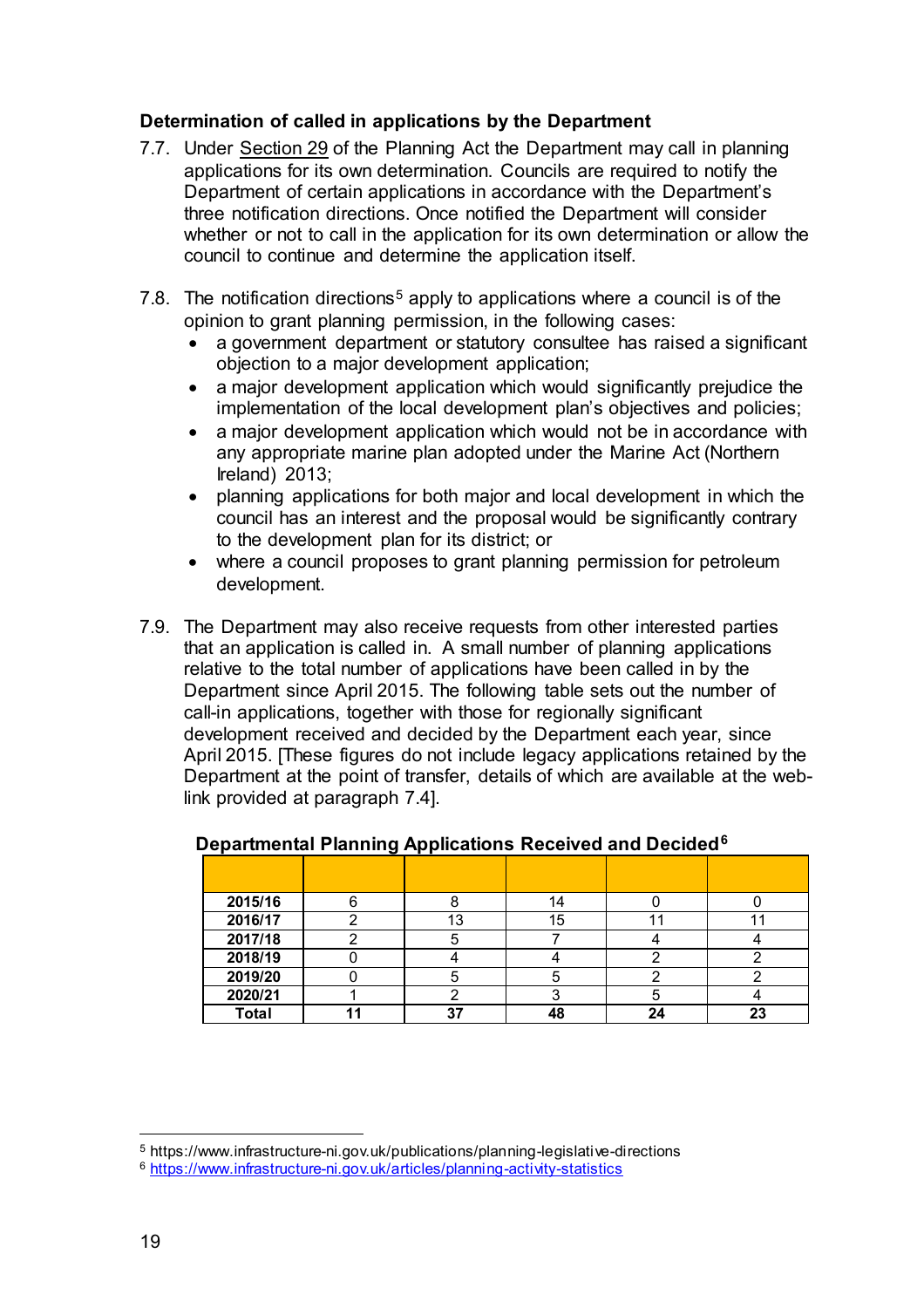**Determination of called in applications by the Department**

7.7. Under Section 29 of the Planning Act the Department may call in planning applications for its own determination. Councils are required to notify the Department of certain applications in accordance with the Department's three notification directions. Once notified the Department will consider whether or not to call in the application for its own determination or allow the council to continue and determine the application itself.

7.8. The notification directions[5] apply to applications where a council is of the opinion to grant planning permission, in the following cases:

- a government department or statutory consultee has raised a significant objection to a major development application;
- a major development application which would significantly prejudice the implementation of the local development plan's objectives and policies;
- a major development application which would not be in accordance with any appropriate marine plan adopted under the Marine Act (Northern Ireland) 2013;
- planning applications for both major and local development in which the council has an interest and the proposal would be significantly contrary to the development plan for its district; or
- where a council proposes to grant planning permission for petroleum development.

7.9. The Department may also receive requests from other interested parties that an application is called in. A small number of planning applications relative to the total number of applications have been called in by the Department since April 2015. The following table sets out the number of call-in applications, together with those for regionally significant development received and decided by the Department each year, since April 2015. [These figures do not include legacy applications retained by the Department at the point of transfer, details of which are available at the web-link provided at paragraph 7.4].

**Departmental Planning Applications Received and Decided[6]**

| | | | | | |
|---|---|---|---|---|---|
| **2015/16** | 6 | 8 | 14 | 0 | 0 |
| **2016/17** | 2 | 13 | 15 | 11 | 11 |
| **2017/18** | 2 | 5 | 7 | 4 | 4 |
| **2018/19** | 0 | 4 | 4 | 2 | 2 |
| **2019/20** | 0 | 5 | 5 | 2 | 2 |
| **2020/21** | 1 | 2 | 3 | 5 | 4 |
| **Total** | **11** | **37** | **48** | **24** | **23** |

[5] https://www.infrastructure-ni.gov.uk/publications/planning-legislative-directions

[6] https://www.infrastructure-ni.gov.uk/articles/planning-activity-statistics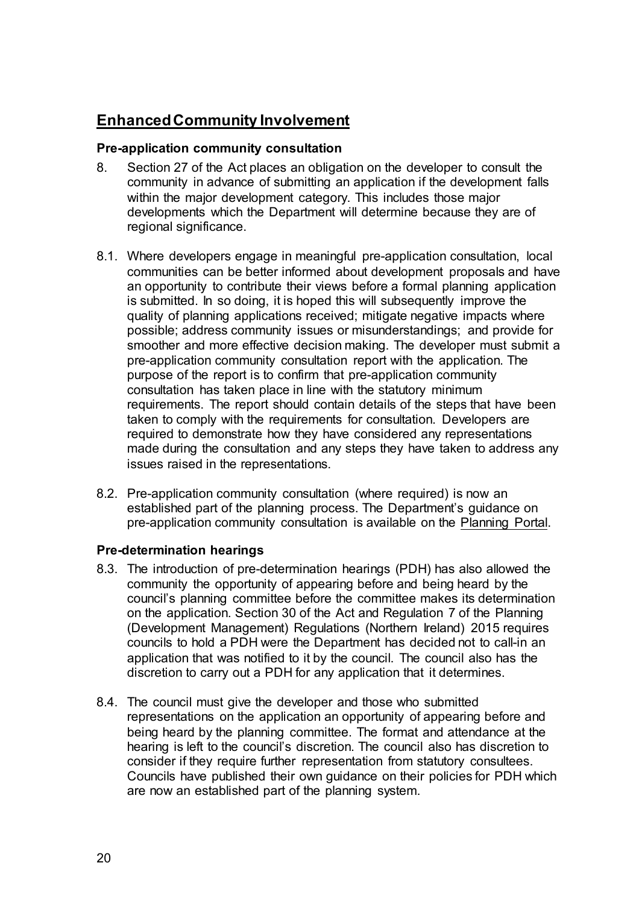## Enhanced Community Involvement

### Pre-application community consultation

8. Section 27 of the Act places an obligation on the developer to consult the community in advance of submitting an application if the development falls within the major development category. This includes those major developments which the Department will determine because they are of regional significance.

8.1. Where developers engage in meaningful pre-application consultation, local communities can be better informed about development proposals and have an opportunity to contribute their views before a formal planning application is submitted. In so doing, it is hoped this will subsequently improve the quality of planning applications received; mitigate negative impacts where possible; address community issues or misunderstandings; and provide for smoother and more effective decision making. The developer must submit a pre-application community consultation report with the application. The purpose of the report is to confirm that pre-application community consultation has taken place in line with the statutory minimum requirements. The report should contain details of the steps that have been taken to comply with the requirements for consultation. Developers are required to demonstrate how they have considered any representations made during the consultation and any steps they have taken to address any issues raised in the representations.

8.2. Pre-application community consultation (where required) is now an established part of the planning process. The Department's guidance on pre-application community consultation is available on the Planning Portal.

### Pre-determination hearings

8.3. The introduction of pre-determination hearings (PDH) has also allowed the community the opportunity of appearing before and being heard by the council's planning committee before the committee makes its determination on the application. Section 30 of the Act and Regulation 7 of the Planning (Development Management) Regulations (Northern Ireland) 2015 requires councils to hold a PDH were the Department has decided not to call-in an application that was notified to it by the council. The council also has the discretion to carry out a PDH for any application that it determines.

8.4. The council must give the developer and those who submitted representations on the application an opportunity of appearing before and being heard by the planning committee. The format and attendance at the hearing is left to the council's discretion. The council also has discretion to consider if they require further representation from statutory consultees. Councils have published their own guidance on their policies for PDH which are now an established part of the planning system.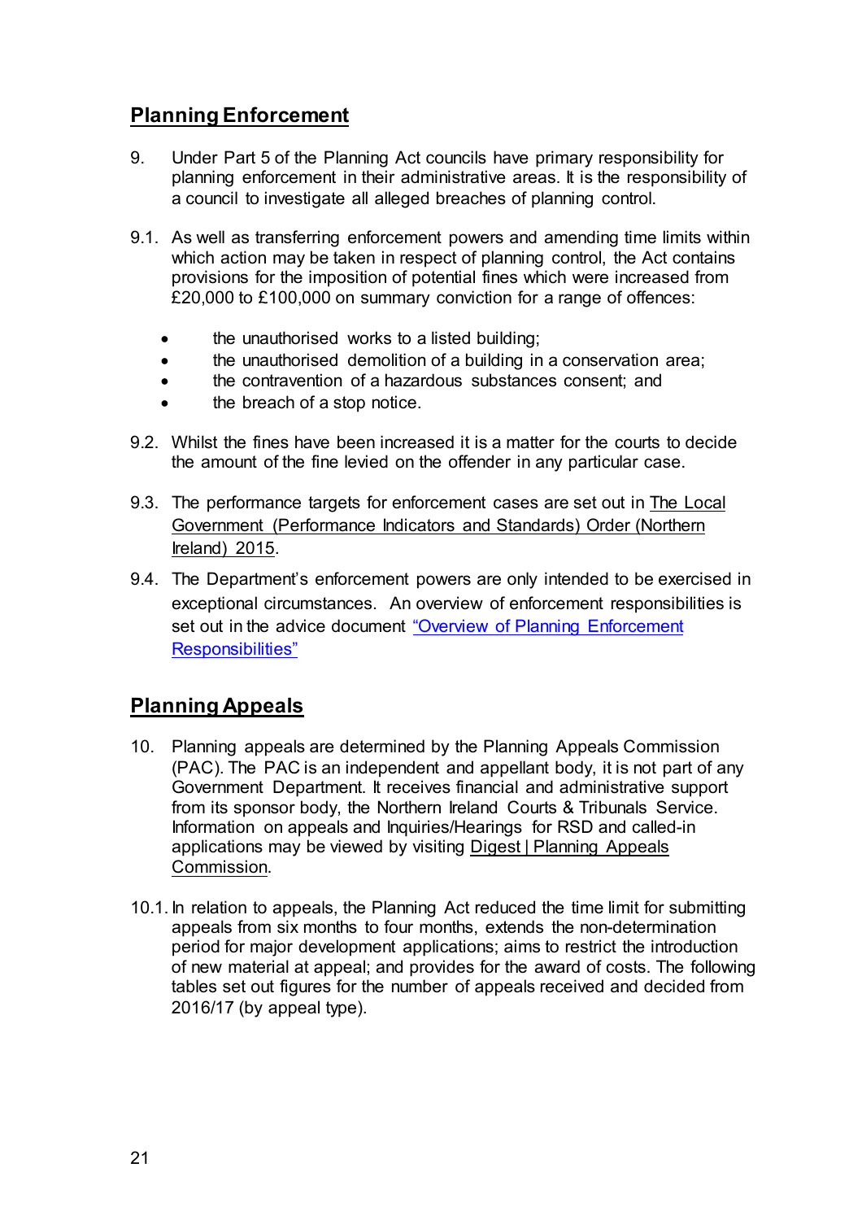## Planning Enforcement

9. Under Part 5 of the Planning Act councils have primary responsibility for planning enforcement in their administrative areas. It is the responsibility of a council to investigate all alleged breaches of planning control.

9.1. As well as transferring enforcement powers and amending time limits within which action may be taken in respect of planning control, the Act contains provisions for the imposition of potential fines which were increased from £20,000 to £100,000 on summary conviction for a range of offences:

- the unauthorised works to a listed building;
- the unauthorised demolition of a building in a conservation area;
- the contravention of a hazardous substances consent; and
- the breach of a stop notice.

9.2. Whilst the fines have been increased it is a matter for the courts to decide the amount of the fine levied on the offender in any particular case.

9.3. The performance targets for enforcement cases are set out in The Local Government (Performance Indicators and Standards) Order (Northern Ireland) 2015.

9.4. The Department's enforcement powers are only intended to be exercised in exceptional circumstances. An overview of enforcement responsibilities is set out in the advice document "Overview of Planning Enforcement Responsibilities"

## Planning Appeals

10. Planning appeals are determined by the Planning Appeals Commission (PAC). The PAC is an independent and appellant body, it is not part of any Government Department. It receives financial and administrative support from its sponsor body, the Northern Ireland Courts & Tribunals Service. Information on appeals and Inquiries/Hearings for RSD and called-in applications may be viewed by visiting Digest | Planning Appeals Commission.

10.1. In relation to appeals, the Planning Act reduced the time limit for submitting appeals from six months to four months, extends the non-determination period for major development applications; aims to restrict the introduction of new material at appeal; and provides for the award of costs. The following tables set out figures for the number of appeals received and decided from 2016/17 (by appeal type).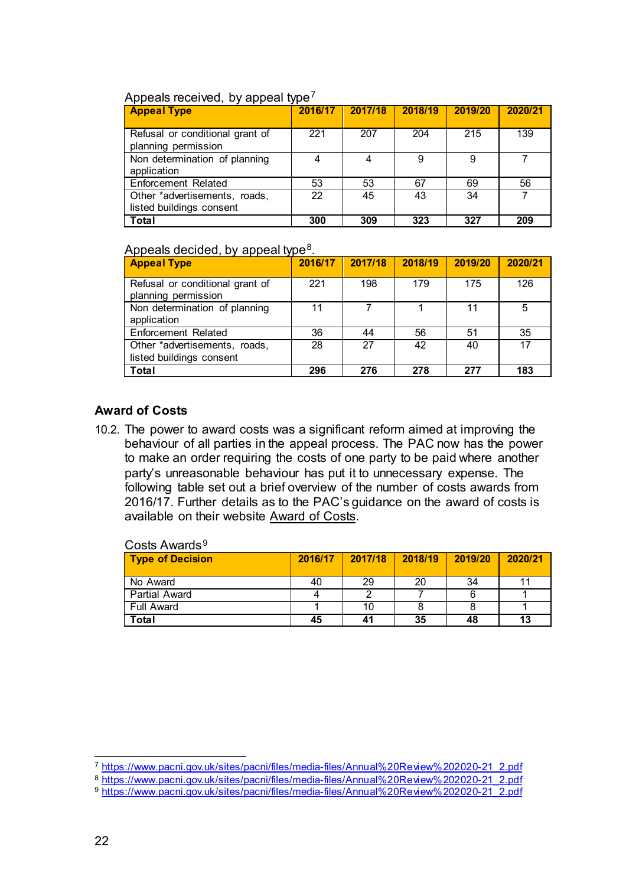Appeals received, by appeal type[7]

| Appeal Type | 2016/17 | 2017/18 | 2018/19 | 2019/20 | 2020/21 |
|---|---|---|---|---|---|
| Refusal or conditional grant of planning permission | 221 | 207 | 204 | 215 | 139 |
| Non determination of planning application | 4 | 4 | 9 | 9 | 7 |
| Enforcement Related | 53 | 53 | 67 | 69 | 56 |
| Other *advertisements, roads, listed buildings consent | 22 | 45 | 43 | 34 | 7 |
| **Total** | **300** | **309** | **323** | **327** | **209** |

Appeals decided, by appeal type[8].

| Appeal Type | 2016/17 | 2017/18 | 2018/19 | 2019/20 | 2020/21 |
|---|---|---|---|---|---|
| Refusal or conditional grant of planning permission | 221 | 198 | 179 | 175 | 126 |
| Non determination of planning application | 11 | 7 | 1 | 11 | 5 |
| Enforcement Related | 36 | 44 | 56 | 51 | 35 |
| Other *advertisements, roads, listed buildings consent | 28 | 27 | 42 | 40 | 17 |
| **Total** | **296** | **276** | **278** | **277** | **183** |

### Award of Costs

10.2. The power to award costs was a significant reform aimed at improving the behaviour of all parties in the appeal process. The PAC now has the power to make an order requiring the costs of one party to be paid where another party's unreasonable behaviour has put it to unnecessary expense. The following table set out a brief overview of the number of costs awards from 2016/17. Further details as to the PAC's guidance on the award of costs is available on their website Award of Costs.

Costs Awards[9]

| Type of Decision | 2016/17 | 2017/18 | 2018/19 | 2019/20 | 2020/21 |
|---|---|---|---|---|---|
| No Award | 40 | 29 | 20 | 34 | 11 |
| Partial Award | 4 | 2 | 7 | 6 | 1 |
| Full Award | 1 | 10 | 8 | 8 | 1 |
| **Total** | **45** | **41** | **35** | **48** | **13** |

[7] https://www.pacni.gov.uk/sites/pacni/files/media-files/Annual%20Review%202020-21_2.pdf

[8] https://www.pacni.gov.uk/sites/pacni/files/media-files/Annual%20Review%202020-21_2.pdf

[9] https://www.pacni.gov.uk/sites/pacni/files/media-files/Annual%20Review%202020-21_2.pdf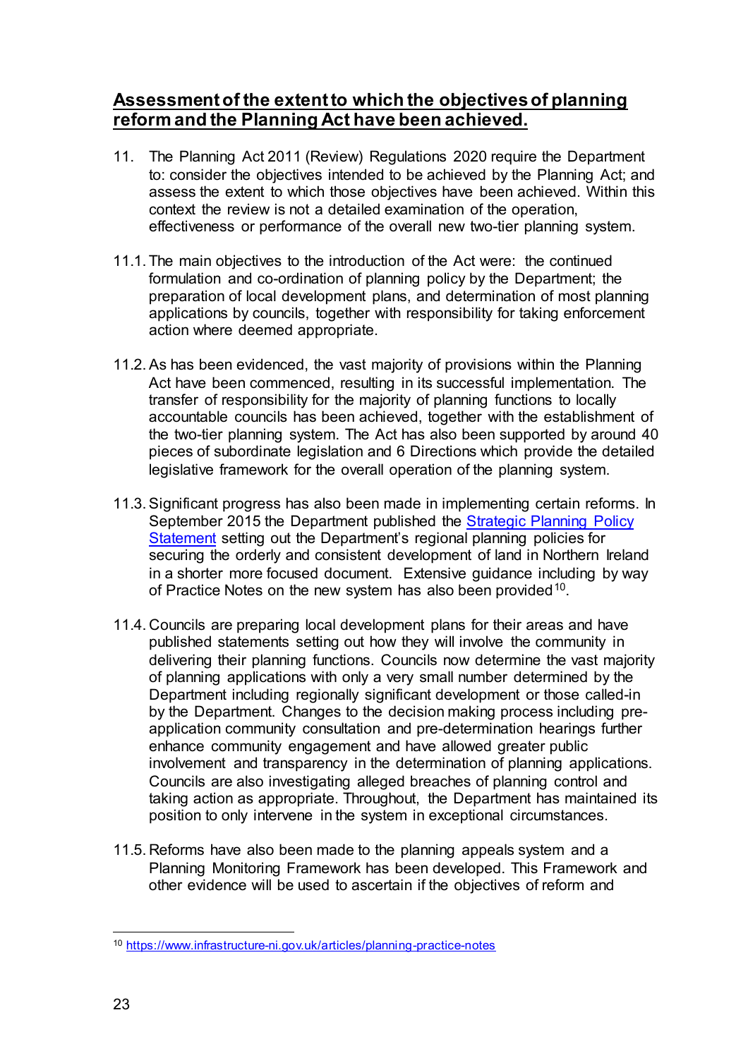## Assessment of the extent to which the objectives of planning reform and the Planning Act have been achieved.

11. The Planning Act 2011 (Review) Regulations 2020 require the Department to: consider the objectives intended to be achieved by the Planning Act; and assess the extent to which those objectives have been achieved. Within this context the review is not a detailed examination of the operation, effectiveness or performance of the overall new two-tier planning system.

11.1. The main objectives to the introduction of the Act were: the continued formulation and co-ordination of planning policy by the Department; the preparation of local development plans, and determination of most planning applications by councils, together with responsibility for taking enforcement action where deemed appropriate.

11.2. As has been evidenced, the vast majority of provisions within the Planning Act have been commenced, resulting in its successful implementation. The transfer of responsibility for the majority of planning functions to locally accountable councils has been achieved, together with the establishment of the two-tier planning system. The Act has also been supported by around 40 pieces of subordinate legislation and 6 Directions which provide the detailed legislative framework for the overall operation of the planning system.

11.3. Significant progress has also been made in implementing certain reforms. In September 2015 the Department published the [Strategic Planning Policy Statement] setting out the Department's regional planning policies for securing the orderly and consistent development of land in Northern Ireland in a shorter more focused document. Extensive guidance including by way of Practice Notes on the new system has also been provided[10].

11.4. Councils are preparing local development plans for their areas and have published statements setting out how they will involve the community in delivering their planning functions. Councils now determine the vast majority of planning applications with only a very small number determined by the Department including regionally significant development or those called-in by the Department. Changes to the decision making process including pre-application community consultation and pre-determination hearings further enhance community engagement and have allowed greater public involvement and transparency in the determination of planning applications. Councils are also investigating alleged breaches of planning control and taking action as appropriate. Throughout, the Department has maintained its position to only intervene in the system in exceptional circumstances.

11.5. Reforms have also been made to the planning appeals system and a Planning Monitoring Framework has been developed. This Framework and other evidence will be used to ascertain if the objectives of reform and

[10] https://www.infrastructure-ni.gov.uk/articles/planning-practice-notes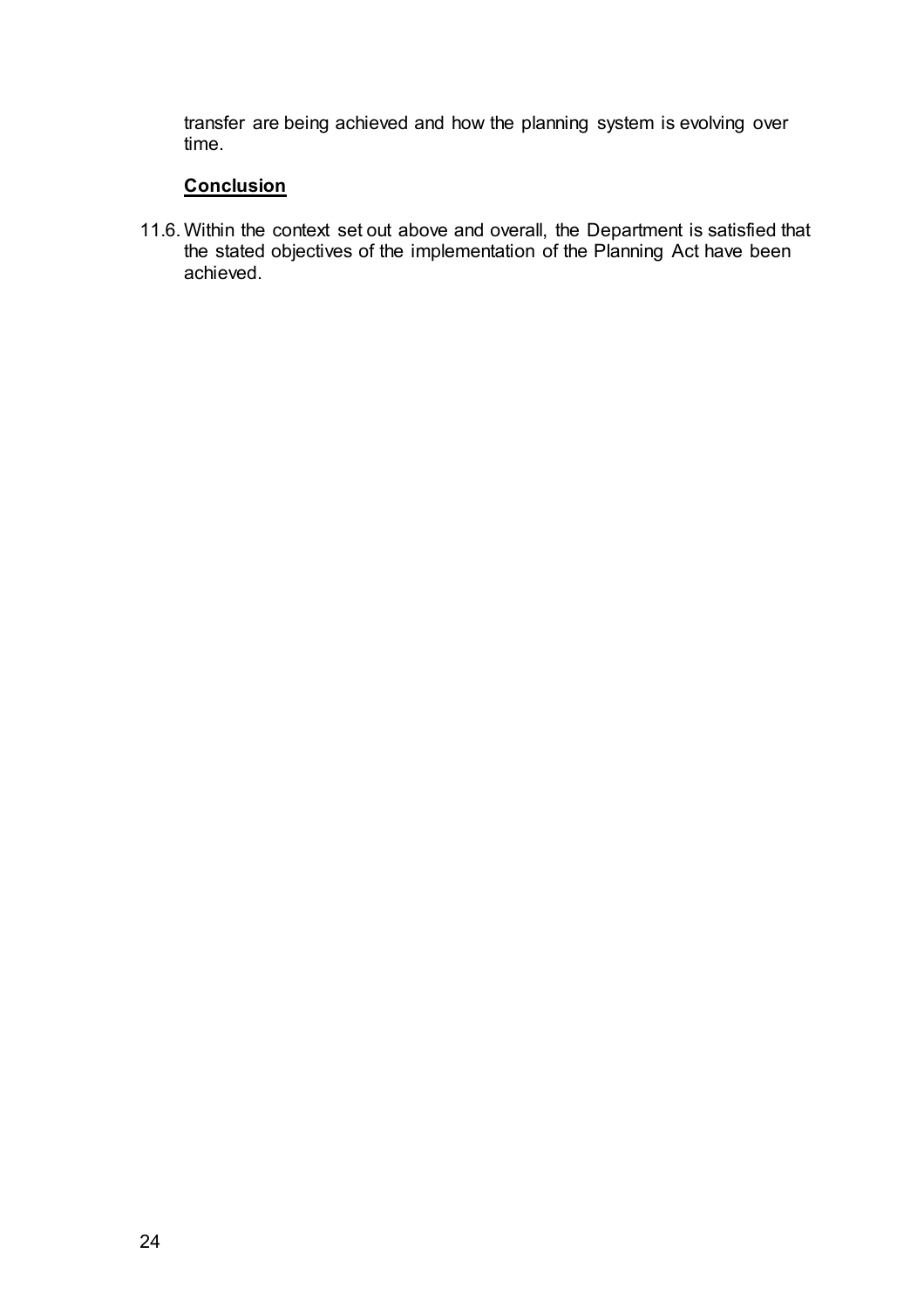transfer are being achieved and how the planning system is evolving over time.

**Conclusion**

11.6. Within the context set out above and overall, the Department is satisfied that the stated objectives of the implementation of the Planning Act have been achieved.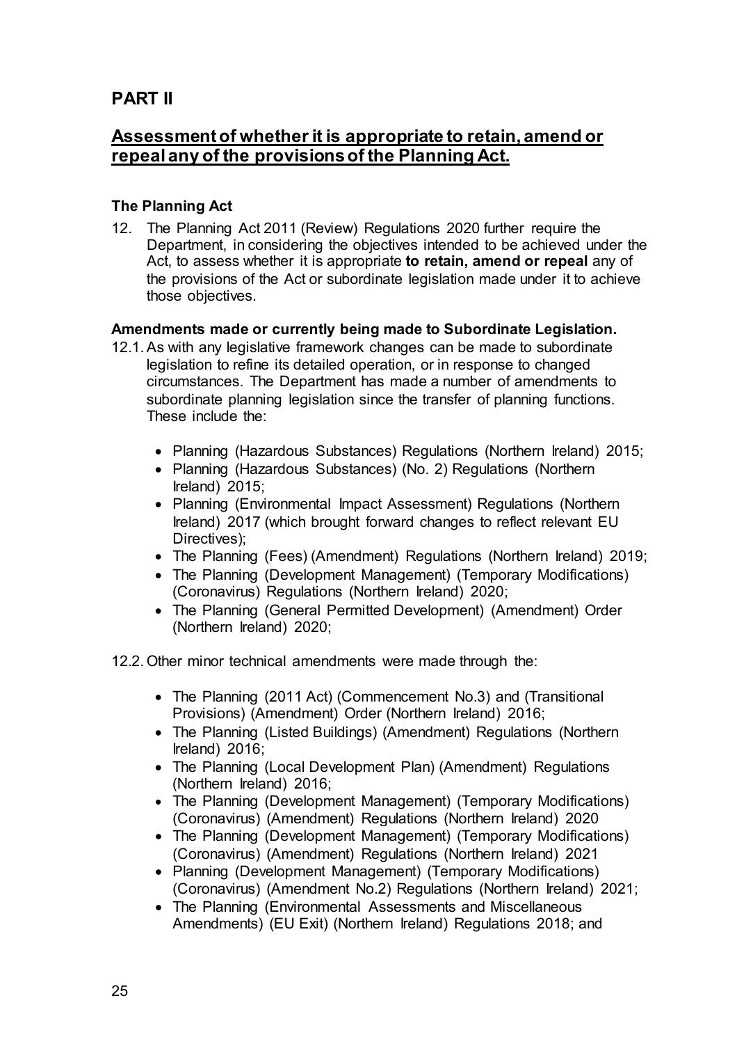# PART II

## Assessment of whether it is appropriate to retain, amend or repeal any of the provisions of the Planning Act.

### The Planning Act

12. The Planning Act 2011 (Review) Regulations 2020 further require the Department, in considering the objectives intended to be achieved under the Act, to assess whether it is appropriate **to retain, amend or repeal** any of the provisions of the Act or subordinate legislation made under it to achieve those objectives.

### Amendments made or currently being made to Subordinate Legislation.

12.1. As with any legislative framework changes can be made to subordinate legislation to refine its detailed operation, or in response to changed circumstances. The Department has made a number of amendments to subordinate planning legislation since the transfer of planning functions. These include the:

- Planning (Hazardous Substances) Regulations (Northern Ireland) 2015;
- Planning (Hazardous Substances) (No. 2) Regulations (Northern Ireland) 2015;
- Planning (Environmental Impact Assessment) Regulations (Northern Ireland) 2017 (which brought forward changes to reflect relevant EU Directives);
- The Planning (Fees) (Amendment) Regulations (Northern Ireland) 2019;
- The Planning (Development Management) (Temporary Modifications) (Coronavirus) Regulations (Northern Ireland) 2020;
- The Planning (General Permitted Development) (Amendment) Order (Northern Ireland) 2020;

12.2. Other minor technical amendments were made through the:

- The Planning (2011 Act) (Commencement No.3) and (Transitional Provisions) (Amendment) Order (Northern Ireland) 2016;
- The Planning (Listed Buildings) (Amendment) Regulations (Northern Ireland) 2016;
- The Planning (Local Development Plan) (Amendment) Regulations (Northern Ireland) 2016;
- The Planning (Development Management) (Temporary Modifications) (Coronavirus) (Amendment) Regulations (Northern Ireland) 2020
- The Planning (Development Management) (Temporary Modifications) (Coronavirus) (Amendment) Regulations (Northern Ireland) 2021
- Planning (Development Management) (Temporary Modifications) (Coronavirus) (Amendment No.2) Regulations (Northern Ireland) 2021;
- The Planning (Environmental Assessments and Miscellaneous Amendments) (EU Exit) (Northern Ireland) Regulations 2018; and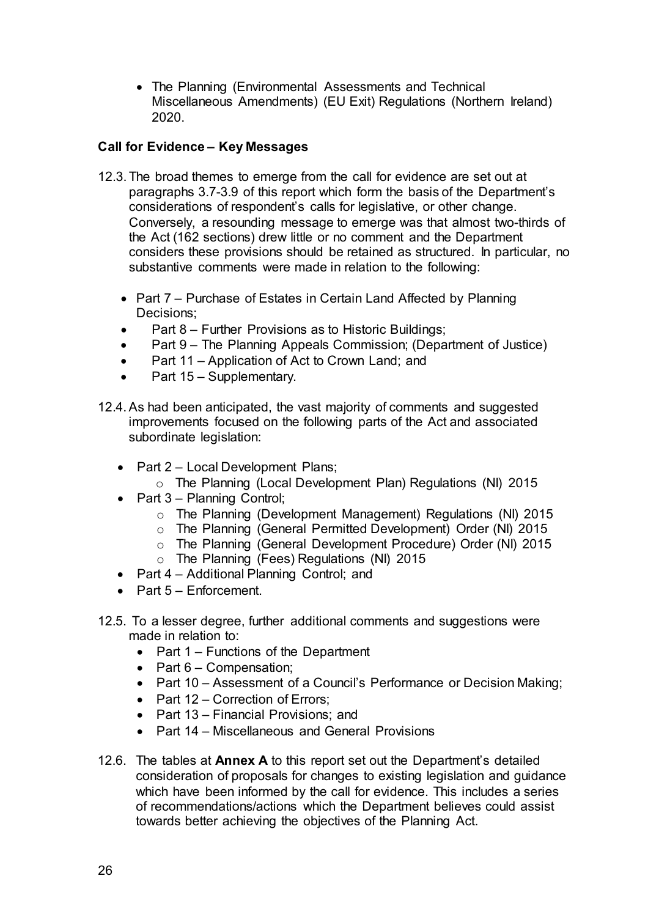- The Planning (Environmental Assessments and Technical Miscellaneous Amendments) (EU Exit) Regulations (Northern Ireland) 2020.

**Call for Evidence – Key Messages**

12.3. The broad themes to emerge from the call for evidence are set out at paragraphs 3.7-3.9 of this report which form the basis of the Department's considerations of respondent's calls for legislative, or other change. Conversely, a resounding message to emerge was that almost two-thirds of the Act (162 sections) drew little or no comment and the Department considers these provisions should be retained as structured. In particular, no substantive comments were made in relation to the following:

- Part 7 – Purchase of Estates in Certain Land Affected by Planning Decisions;
- Part 8 – Further Provisions as to Historic Buildings;
- Part 9 – The Planning Appeals Commission; (Department of Justice)
- Part 11 – Application of Act to Crown Land; and
- Part 15 – Supplementary.

12.4. As had been anticipated, the vast majority of comments and suggested improvements focused on the following parts of the Act and associated subordinate legislation:

- Part 2 – Local Development Plans;
  - The Planning (Local Development Plan) Regulations (NI) 2015
- Part 3 – Planning Control;
  - The Planning (Development Management) Regulations (NI) 2015
  - The Planning (General Permitted Development) Order (NI) 2015
  - The Planning (General Development Procedure) Order (NI) 2015
  - The Planning (Fees) Regulations (NI) 2015
- Part 4 – Additional Planning Control; and
- Part 5 – Enforcement.

12.5. To a lesser degree, further additional comments and suggestions were made in relation to:

- Part 1 – Functions of the Department
- Part 6 – Compensation;
- Part 10 – Assessment of a Council's Performance or Decision Making;
- Part 12 – Correction of Errors;
- Part 13 – Financial Provisions; and
- Part 14 – Miscellaneous and General Provisions

12.6. The tables at **Annex A** to this report set out the Department's detailed consideration of proposals for changes to existing legislation and guidance which have been informed by the call for evidence. This includes a series of recommendations/actions which the Department believes could assist towards better achieving the objectives of the Planning Act.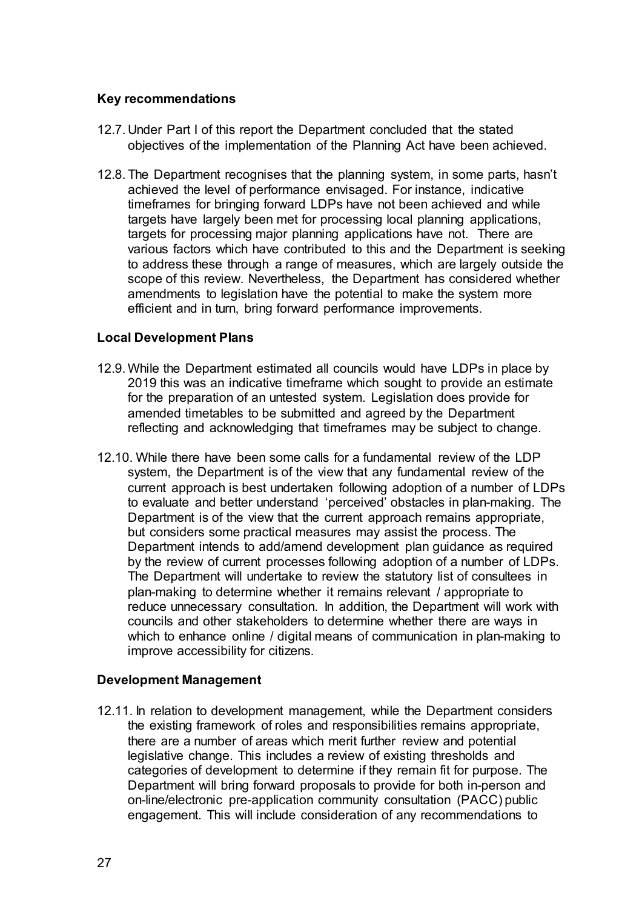**Key recommendations**

12.7. Under Part I of this report the Department concluded that the stated objectives of the implementation of the Planning Act have been achieved.

12.8. The Department recognises that the planning system, in some parts, hasn't achieved the level of performance envisaged. For instance, indicative timeframes for bringing forward LDPs have not been achieved and while targets have largely been met for processing local planning applications, targets for processing major planning applications have not. There are various factors which have contributed to this and the Department is seeking to address these through a range of measures, which are largely outside the scope of this review. Nevertheless, the Department has considered whether amendments to legislation have the potential to make the system more efficient and in turn, bring forward performance improvements.

**Local Development Plans**

12.9. While the Department estimated all councils would have LDPs in place by 2019 this was an indicative timeframe which sought to provide an estimate for the preparation of an untested system. Legislation does provide for amended timetables to be submitted and agreed by the Department reflecting and acknowledging that timeframes may be subject to change.

12.10. While there have been some calls for a fundamental review of the LDP system, the Department is of the view that any fundamental review of the current approach is best undertaken following adoption of a number of LDPs to evaluate and better understand 'perceived' obstacles in plan-making. The Department is of the view that the current approach remains appropriate, but considers some practical measures may assist the process. The Department intends to add/amend development plan guidance as required by the review of current processes following adoption of a number of LDPs. The Department will undertake to review the statutory list of consultees in plan-making to determine whether it remains relevant / appropriate to reduce unnecessary consultation. In addition, the Department will work with councils and other stakeholders to determine whether there are ways in which to enhance online / digital means of communication in plan-making to improve accessibility for citizens.

**Development Management**

12.11. In relation to development management, while the Department considers the existing framework of roles and responsibilities remains appropriate, there are a number of areas which merit further review and potential legislative change. This includes a review of existing thresholds and categories of development to determine if they remain fit for purpose. The Department will bring forward proposals to provide for both in-person and on-line/electronic pre-application community consultation (PACC) public engagement. This will include consideration of any recommendations to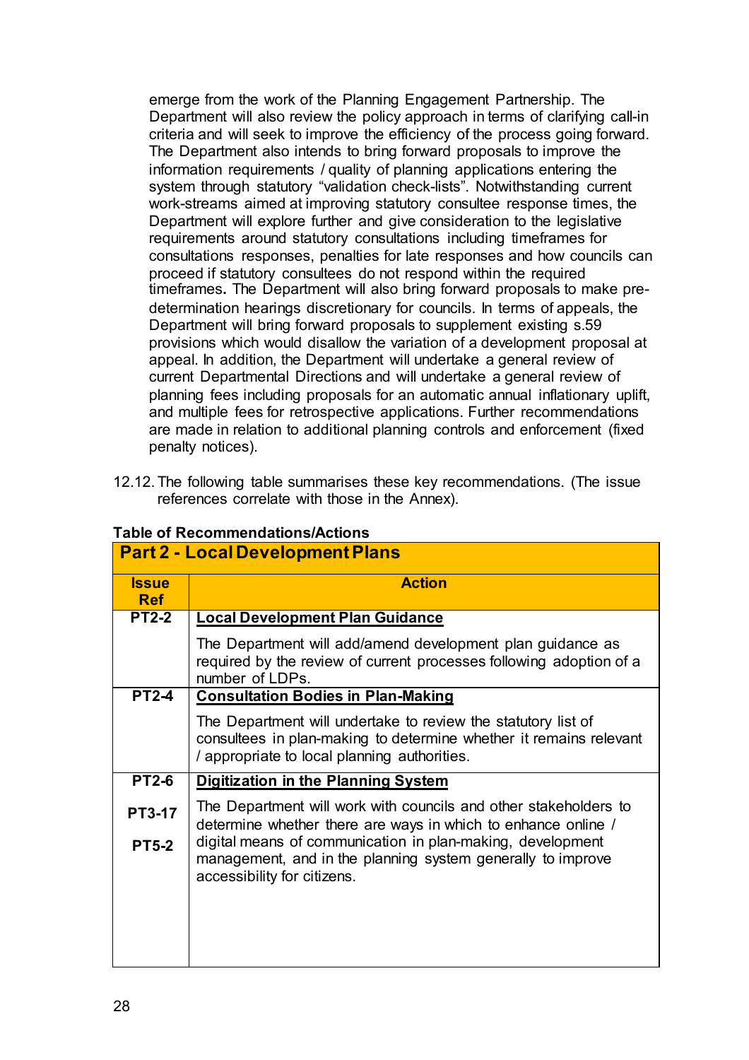emerge from the work of the Planning Engagement Partnership. The Department will also review the policy approach in terms of clarifying call-in criteria and will seek to improve the efficiency of the process going forward. The Department also intends to bring forward proposals to improve the information requirements / quality of planning applications entering the system through statutory "validation check-lists". Notwithstanding current work-streams aimed at improving statutory consultee response times, the Department will explore further and give consideration to the legislative requirements around statutory consultations including timeframes for consultations responses, penalties for late responses and how councils can proceed if statutory consultees do not respond within the required timeframes. The Department will also bring forward proposals to make pre-determination hearings discretionary for councils. In terms of appeals, the Department will bring forward proposals to supplement existing s.59 provisions which would disallow the variation of a development proposal at appeal. In addition, the Department will undertake a general review of current Departmental Directions and will undertake a general review of planning fees including proposals for an automatic annual inflationary uplift, and multiple fees for retrospective applications. Further recommendations are made in relation to additional planning controls and enforcement (fixed penalty notices).

12.12. The following table summarises these key recommendations. (The issue references correlate with those in the Annex).

**Table of Recommendations/Actions**

| **Part 2 - Local Development Plans** | |
|---|---|
| **Issue Ref** | **Action** |
| **PT2-2** | **Local Development Plan Guidance**<br><br>The Department will add/amend development plan guidance as required by the review of current processes following adoption of a number of LDPs. |
| **PT2-4** | **Consultation Bodies in Plan-Making**<br><br>The Department will undertake to review the statutory list of consultees in plan-making to determine whether it remains relevant / appropriate to local planning authorities. |
| **PT2-6**<br><br>**PT3-17**<br><br>**PT5-2** | **Digitization in the Planning System**<br><br>The Department will work with councils and other stakeholders to determine whether there are ways in which to enhance online / digital means of communication in plan-making, development management, and in the planning system generally to improve accessibility for citizens. |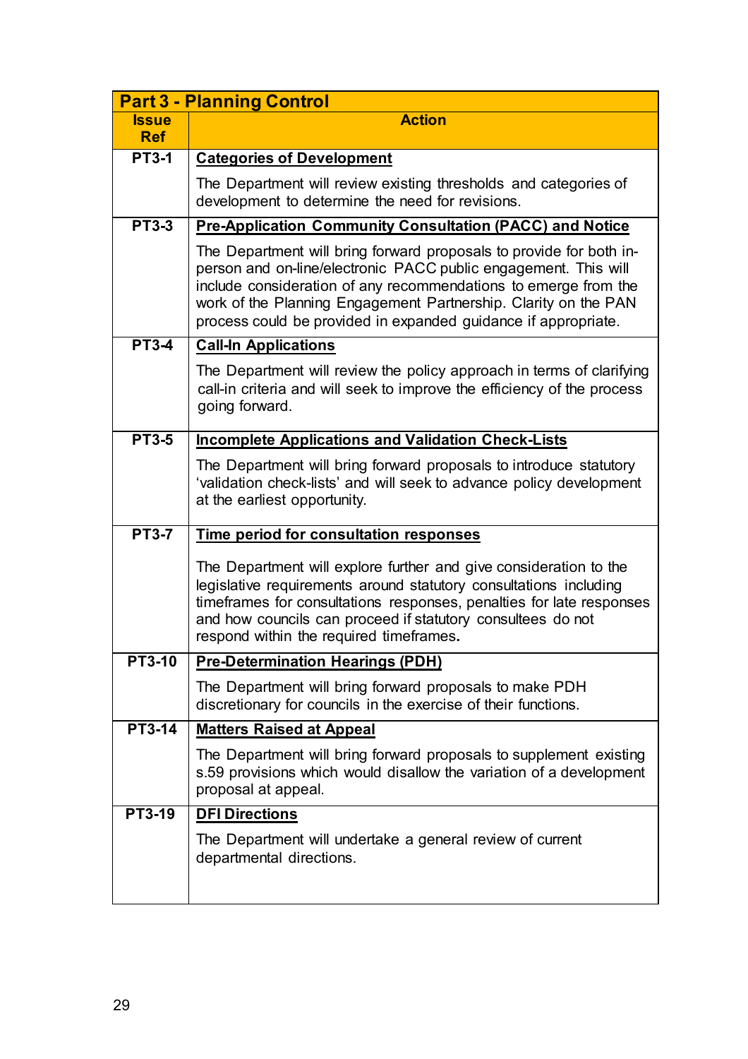| Part 3 - Planning Control | |
|---|---|
| **Issue Ref** | **Action** |
| **PT3-1** | **Categories of Development**<br><br>The Department will review existing thresholds and categories of development to determine the need for revisions. |
| **PT3-3** | **Pre-Application Community Consultation (PACC) and Notice**<br><br>The Department will bring forward proposals to provide for both in-person and on-line/electronic PACC public engagement. This will include consideration of any recommendations to emerge from the work of the Planning Engagement Partnership. Clarity on the PAN process could be provided in expanded guidance if appropriate. |
| **PT3-4** | **Call-In Applications**<br><br>The Department will review the policy approach in terms of clarifying call-in criteria and will seek to improve the efficiency of the process going forward. |
| **PT3-5** | **Incomplete Applications and Validation Check-Lists**<br><br>The Department will bring forward proposals to introduce statutory 'validation check-lists' and will seek to advance policy development at the earliest opportunity. |
| **PT3-7** | **Time period for consultation responses**<br><br>The Department will explore further and give consideration to the legislative requirements around statutory consultations including timeframes for consultations responses, penalties for late responses and how councils can proceed if statutory consultees do not respond within the required timeframes. |
| **PT3-10** | **Pre-Determination Hearings (PDH)**<br><br>The Department will bring forward proposals to make PDH discretionary for councils in the exercise of their functions. |
| **PT3-14** | **Matters Raised at Appeal**<br><br>The Department will bring forward proposals to supplement existing s.59 provisions which would disallow the variation of a development proposal at appeal. |
| **PT3-19** | **DFI Directions**<br><br>The Department will undertake a general review of current departmental directions. |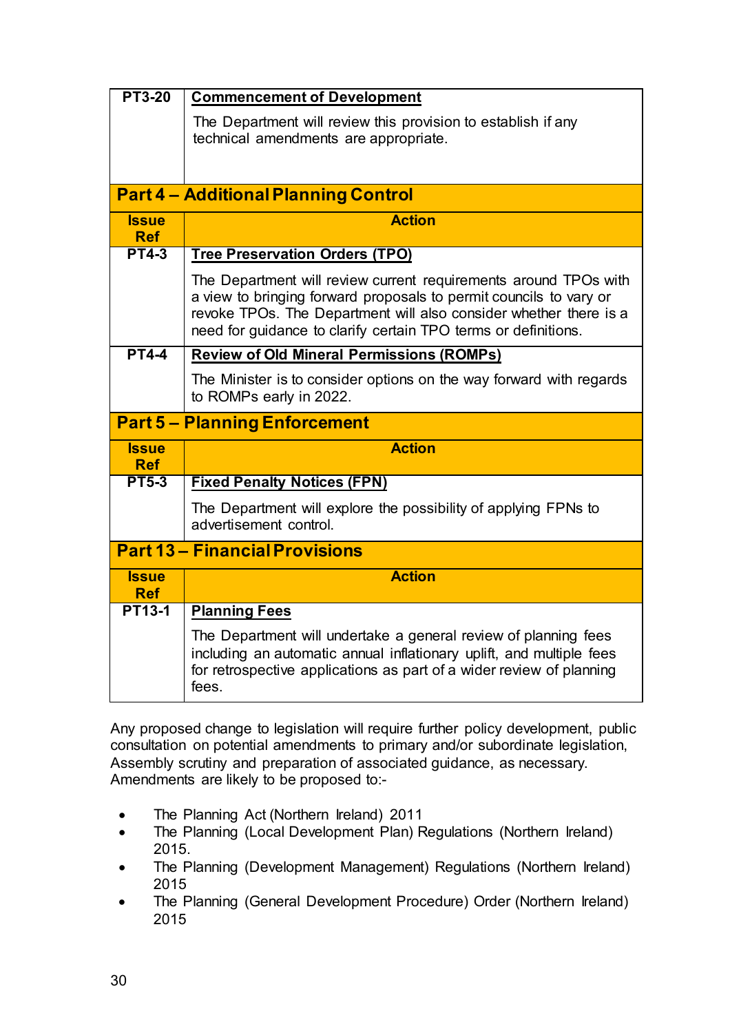| | |
|---|---|
| **PT3-20** | **Commencement of Development**<br><br>The Department will review this provision to establish if any technical amendments are appropriate. |
| **Part 4 – Additional Planning Control** | |
| **Issue Ref** | **Action** |
| **PT4-3** | **Tree Preservation Orders (TPO)**<br><br>The Department will review current requirements around TPOs with a view to bringing forward proposals to permit councils to vary or revoke TPOs. The Department will also consider whether there is a need for guidance to clarify certain TPO terms or definitions. |
| **PT4-4** | **Review of Old Mineral Permissions (ROMPs)**<br><br>The Minister is to consider options on the way forward with regards to ROMPs early in 2022. |
| **Part 5 – Planning Enforcement** | |
| **Issue Ref** | **Action** |
| **PT5-3** | **Fixed Penalty Notices (FPN)**<br><br>The Department will explore the possibility of applying FPNs to advertisement control. |
| **Part 13 – Financial Provisions** | |
| **Issue Ref** | **Action** |
| **PT13-1** | **Planning Fees**<br><br>The Department will undertake a general review of planning fees including an automatic annual inflationary uplift, and multiple fees for retrospective applications as part of a wider review of planning fees. |

Any proposed change to legislation will require further policy development, public consultation on potential amendments to primary and/or subordinate legislation, Assembly scrutiny and preparation of associated guidance, as necessary. Amendments are likely to be proposed to:-

- The Planning Act (Northern Ireland) 2011
- The Planning (Local Development Plan) Regulations (Northern Ireland) 2015.
- The Planning (Development Management) Regulations (Northern Ireland) 2015
- The Planning (General Development Procedure) Order (Northern Ireland) 2015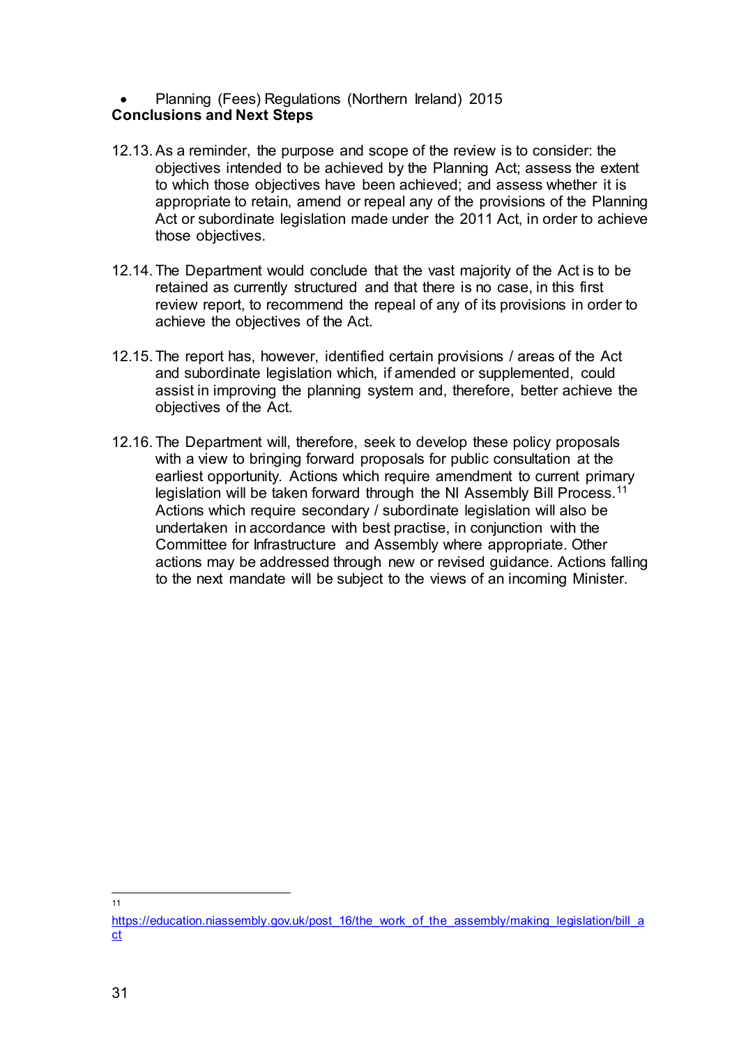- Planning (Fees) Regulations (Northern Ireland) 2015

**Conclusions and Next Steps**

12.13. As a reminder, the purpose and scope of the review is to consider: the objectives intended to be achieved by the Planning Act; assess the extent to which those objectives have been achieved; and assess whether it is appropriate to retain, amend or repeal any of the provisions of the Planning Act or subordinate legislation made under the 2011 Act, in order to achieve those objectives.

12.14. The Department would conclude that the vast majority of the Act is to be retained as currently structured and that there is no case, in this first review report, to recommend the repeal of any of its provisions in order to achieve the objectives of the Act.

12.15. The report has, however, identified certain provisions / areas of the Act and subordinate legislation which, if amended or supplemented, could assist in improving the planning system and, therefore, better achieve the objectives of the Act.

12.16. The Department will, therefore, seek to develop these policy proposals with a view to bringing forward proposals for public consultation at the earliest opportunity. Actions which require amendment to current primary legislation will be taken forward through the NI Assembly Bill Process.[11] Actions which require secondary / subordinate legislation will also be undertaken in accordance with best practise, in conjunction with the Committee for Infrastructure and Assembly where appropriate. Other actions may be addressed through new or revised guidance. Actions falling to the next mandate will be subject to the views of an incoming Minister.

---

[11] https://education.niassembly.gov.uk/post_16/the_work_of_the_assembly/making_legislation/bill_act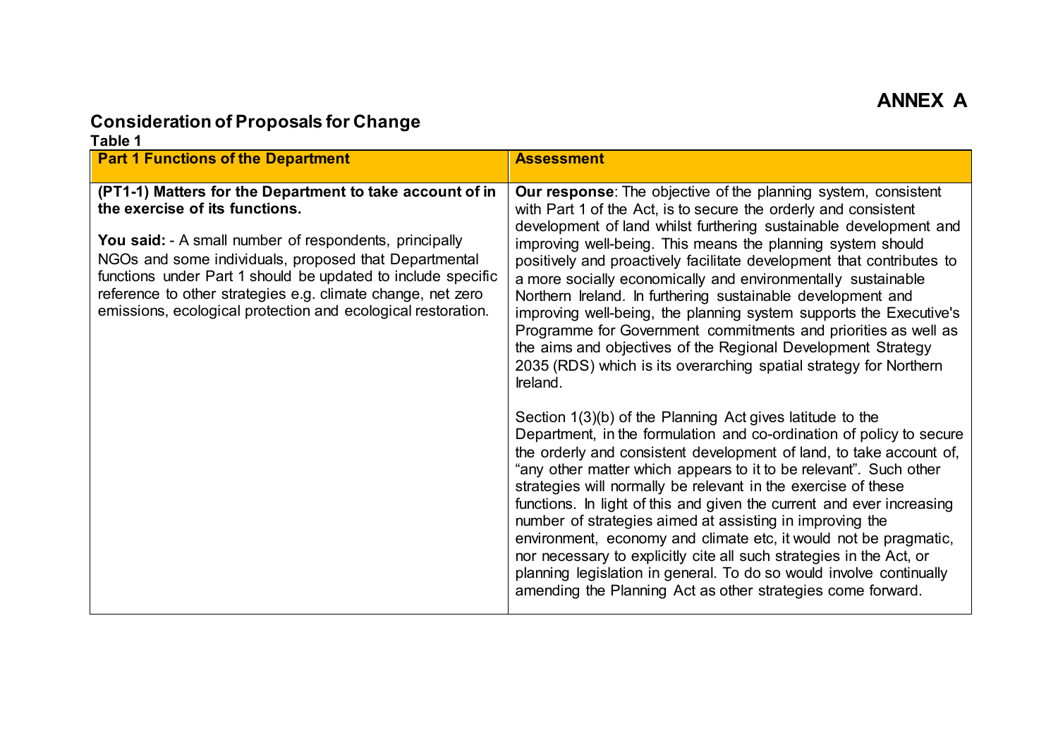# ANNEX A

## Consideration of Proposals for Change

**Table 1**

| **Part 1 Functions of the Department** | **Assessment** |
|---|---|
| **(PT1-1) Matters for the Department to take account of in the exercise of its functions.**<br><br>**You said:** - A small number of respondents, principally NGOs and some individuals, proposed that Departmental functions under Part 1 should be updated to include specific reference to other strategies e.g. climate change, net zero emissions, ecological protection and ecological restoration. | **Our response**: The objective of the planning system, consistent with Part 1 of the Act, is to secure the orderly and consistent development of land whilst furthering sustainable development and improving well-being. This means the planning system should positively and proactively facilitate development that contributes to a more socially economically and environmentally sustainable Northern Ireland. In furthering sustainable development and improving well-being, the planning system supports the Executive's Programme for Government commitments and priorities as well as the aims and objectives of the Regional Development Strategy 2035 (RDS) which is its overarching spatial strategy for Northern Ireland.<br><br>Section 1(3)(b) of the Planning Act gives latitude to the Department, in the formulation and co-ordination of policy to secure the orderly and consistent development of land, to take account of, "any other matter which appears to it to be relevant". Such other strategies will normally be relevant in the exercise of these functions. In light of this and given the current and ever increasing number of strategies aimed at assisting in improving the environment, economy and climate etc, it would not be pragmatic, nor necessary to explicitly cite all such strategies in the Act, or planning legislation in general. To do so would involve continually amending the Planning Act as other strategies come forward. |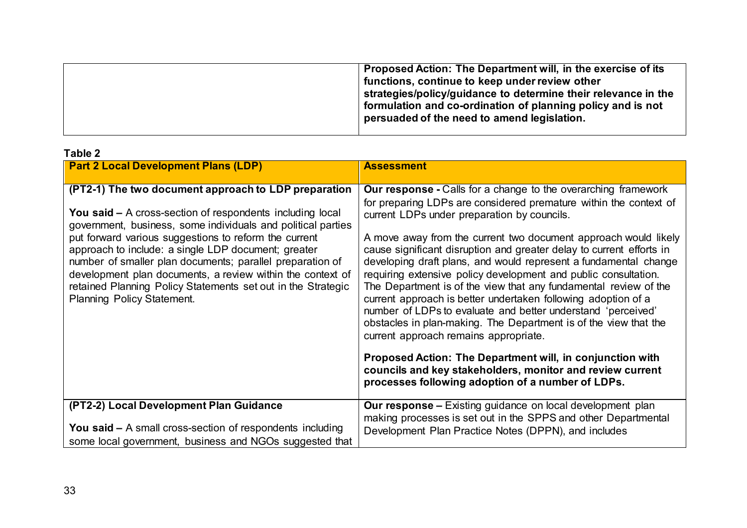| | Proposed Action: The Department will, in the exercise of its functions, continue to keep under review other strategies/policy/guidance to determine their relevance in the formulation and co-ordination of planning policy and is not persuaded of the need to amend legislation. |
|---|---|

**Table 2**

| **Part 2 Local Development Plans (LDP)** | **Assessment** |
|---|---|
| **(PT2-1) The two document approach to LDP preparation**<br><br>**You said –** A cross-section of respondents including local government, business, some individuals and political parties put forward various suggestions to reform the current approach to include: a single LDP document; greater number of smaller plan documents; parallel preparation of development plan documents, a review within the context of retained Planning Policy Statements set out in the Strategic Planning Policy Statement. | **Our response -** Calls for a change to the overarching framework for preparing LDPs are considered premature within the context of current LDPs under preparation by councils.<br><br>A move away from the current two document approach would likely cause significant disruption and greater delay to current efforts in developing draft plans, and would represent a fundamental change requiring extensive policy development and public consultation. The Department is of the view that any fundamental review of the current approach is better undertaken following adoption of a number of LDPs to evaluate and better understand 'perceived' obstacles in plan-making. The Department is of the view that the current approach remains appropriate.<br><br>**Proposed Action: The Department will, in conjunction with councils and key stakeholders, monitor and review current processes following adoption of a number of LDPs.** |
| **(PT2-2) Local Development Plan Guidance**<br><br>**You said –** A small cross-section of respondents including some local government, business and NGOs suggested that | **Our response –** Existing guidance on local development plan making processes is set out in the SPPS and other Departmental Development Plan Practice Notes (DPPN), and includes |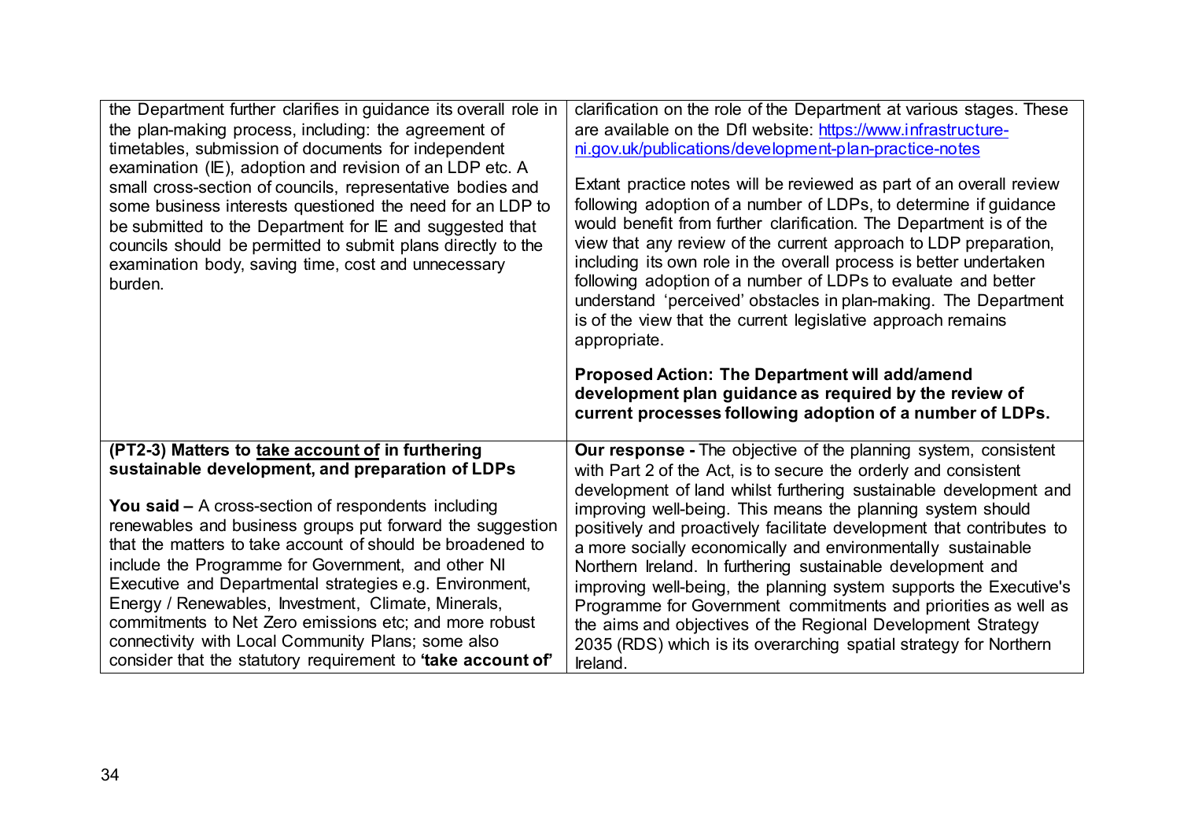| | |
|---|---|
| the Department further clarifies in guidance its overall role in the plan-making process, including: the agreement of timetables, submission of documents for independent examination (IE), adoption and revision of an LDP etc. A small cross-section of councils, representative bodies and some business interests questioned the need for an LDP to be submitted to the Department for IE and suggested that councils should be permitted to submit plans directly to the examination body, saving time, cost and unnecessary burden. | clarification on the role of the Department at various stages. These are available on the DfI website: [https://www.infrastructure-ni.gov.uk/publications/development-plan-practice-notes](https://www.infrastructure-ni.gov.uk/publications/development-plan-practice-notes)<br><br>Extant practice notes will be reviewed as part of an overall review following adoption of a number of LDPs, to determine if guidance would benefit from further clarification. The Department is of the view that any review of the current approach to LDP preparation, including its own role in the overall process is better undertaken following adoption of a number of LDPs to evaluate and better understand 'perceived' obstacles in plan-making. The Department is of the view that the current legislative approach remains appropriate.<br><br>**Proposed Action: The Department will add/amend development plan guidance as required by the review of current processes following adoption of a number of LDPs.** |
| **(PT2-3) Matters to <u>take account of</u> in furthering sustainable development, and preparation of LDPs**<br><br>**You said –** A cross-section of respondents including renewables and business groups put forward the suggestion that the matters to take account of should be broadened to include the Programme for Government, and other NI Executive and Departmental strategies e.g. Environment, Energy / Renewables, Investment, Climate, Minerals, commitments to Net Zero emissions etc; and more robust connectivity with Local Community Plans; some also consider that the statutory requirement to **'take account of'** | **Our response -** The objective of the planning system, consistent with Part 2 of the Act, is to secure the orderly and consistent development of land whilst furthering sustainable development and improving well-being. This means the planning system should positively and proactively facilitate development that contributes to a more socially economically and environmentally sustainable Northern Ireland. In furthering sustainable development and improving well-being, the planning system supports the Executive's Programme for Government commitments and priorities as well as the aims and objectives of the Regional Development Strategy 2035 (RDS) which is its overarching spatial strategy for Northern Ireland. |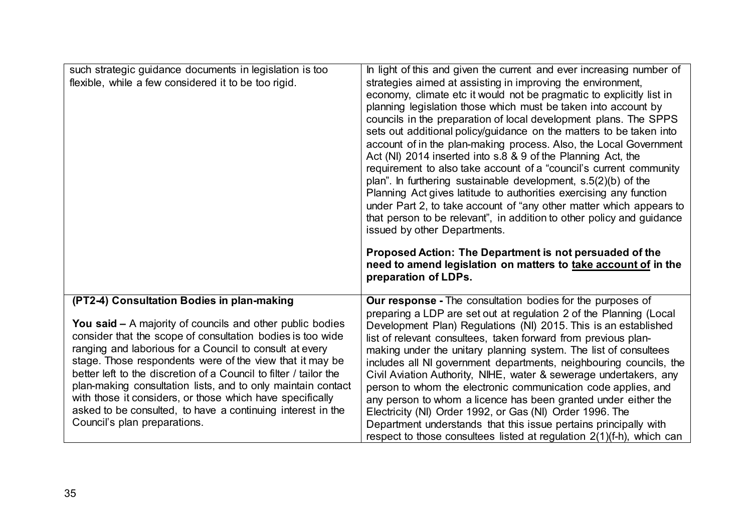| | |
|---|---|
| such strategic guidance documents in legislation is too flexible, while a few considered it to be too rigid. | In light of this and given the current and ever increasing number of strategies aimed at assisting in improving the environment, economy, climate etc it would not be pragmatic to explicitly list in planning legislation those which must be taken into account by councils in the preparation of local development plans. The SPPS sets out additional policy/guidance on the matters to be taken into account of in the plan-making process. Also, the Local Government Act (NI) 2014 inserted into s.8 & 9 of the Planning Act, the requirement to also take account of a "council's current community plan". In furthering sustainable development, s.5(2)(b) of the Planning Act gives latitude to authorities exercising any function under Part 2, to take account of "any other matter which appears to that person to be relevant", in addition to other policy and guidance issued by other Departments.<br><br>**Proposed Action: The Department is not persuaded of the need to amend legislation on matters to <u>take account of</u> in the preparation of LDPs.** |
| **(PT2-4) Consultation Bodies in plan-making**<br><br>**You said –** A majority of councils and other public bodies consider that the scope of consultation bodies is too wide ranging and laborious for a Council to consult at every stage. Those respondents were of the view that it may be better left to the discretion of a Council to filter / tailor the plan-making consultation lists, and to only maintain contact with those it considers, or those which have specifically asked to be consulted, to have a continuing interest in the Council's plan preparations. | **Our response -** The consultation bodies for the purposes of preparing a LDP are set out at regulation 2 of the Planning (Local Development Plan) Regulations (NI) 2015. This is an established list of relevant consultees, taken forward from previous plan-making under the unitary planning system. The list of consultees includes all NI government departments, neighbouring councils, the Civil Aviation Authority, NIHE, water & sewerage undertakers, any person to whom the electronic communication code applies, and any person to whom a licence has been granted under either the Electricity (NI) Order 1992, or Gas (NI) Order 1996. The Department understands that this issue pertains principally with respect to those consultees listed at regulation 2(1)(f-h), which can |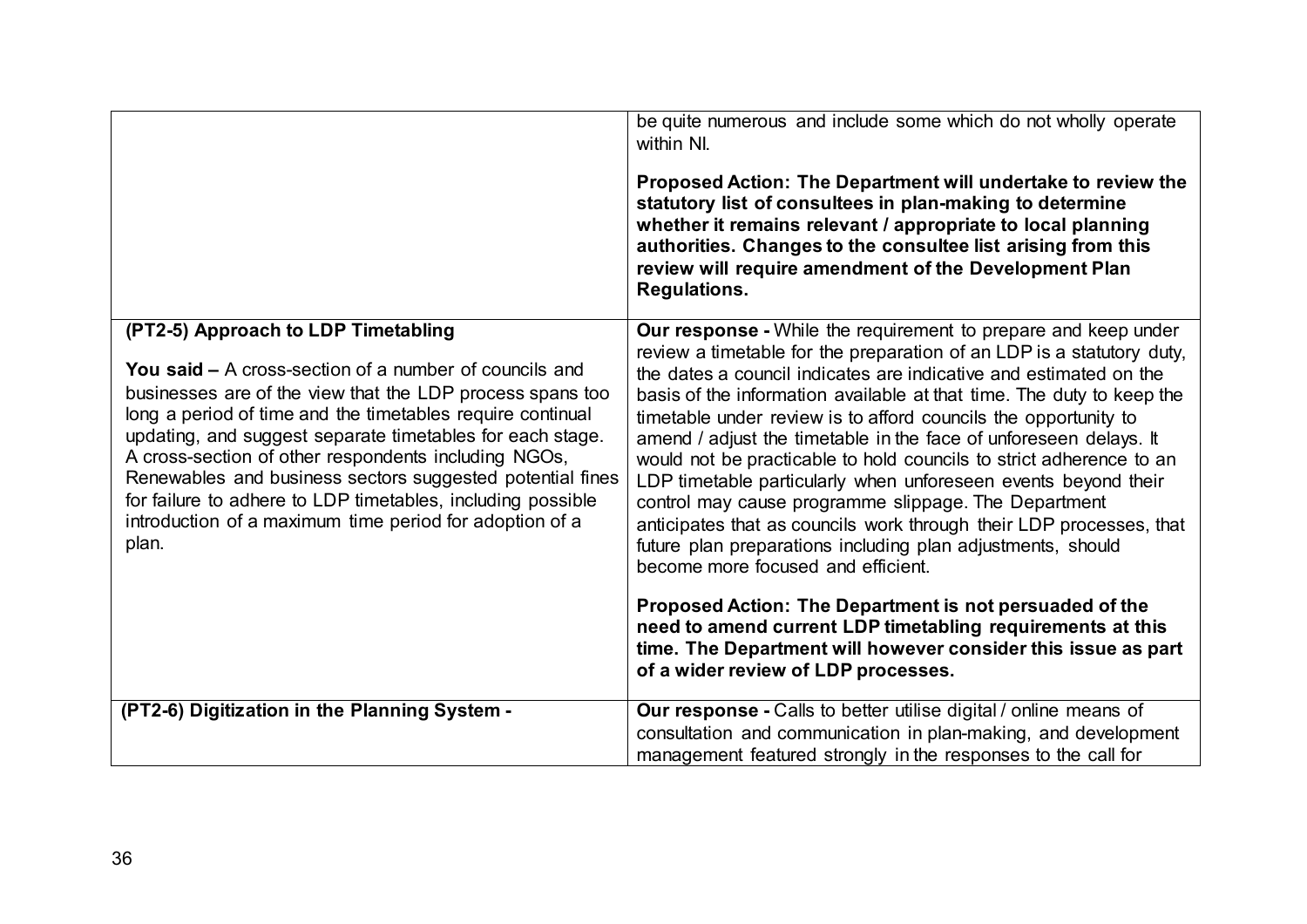| | |
|---|---|
| | be quite numerous and include some which do not wholly operate within NI.<br><br>**Proposed Action: The Department will undertake to review the statutory list of consultees in plan-making to determine whether it remains relevant / appropriate to local planning authorities. Changes to the consultee list arising from this review will require amendment of the Development Plan Regulations.** |
| **(PT2-5) Approach to LDP Timetabling**<br><br>**You said –** A cross-section of a number of councils and businesses are of the view that the LDP process spans too long a period of time and the timetables require continual updating, and suggest separate timetables for each stage. A cross-section of other respondents including NGOs, Renewables and business sectors suggested potential fines for failure to adhere to LDP timetables, including possible introduction of a maximum time period for adoption of a plan. | **Our response -** While the requirement to prepare and keep under review a timetable for the preparation of an LDP is a statutory duty, the dates a council indicates are indicative and estimated on the basis of the information available at that time. The duty to keep the timetable under review is to afford councils the opportunity to amend / adjust the timetable in the face of unforeseen delays. It would not be practicable to hold councils to strict adherence to an LDP timetable particularly when unforeseen events beyond their control may cause programme slippage. The Department anticipates that as councils work through their LDP processes, that future plan preparations including plan adjustments, should become more focused and efficient.<br><br>**Proposed Action: The Department is not persuaded of the need to amend current LDP timetabling requirements at this time. The Department will however consider this issue as part of a wider review of LDP processes.** |
| **(PT2-6) Digitization in the Planning System -** | **Our response -** Calls to better utilise digital / online means of consultation and communication in plan-making, and development management featured strongly in the responses to the call for |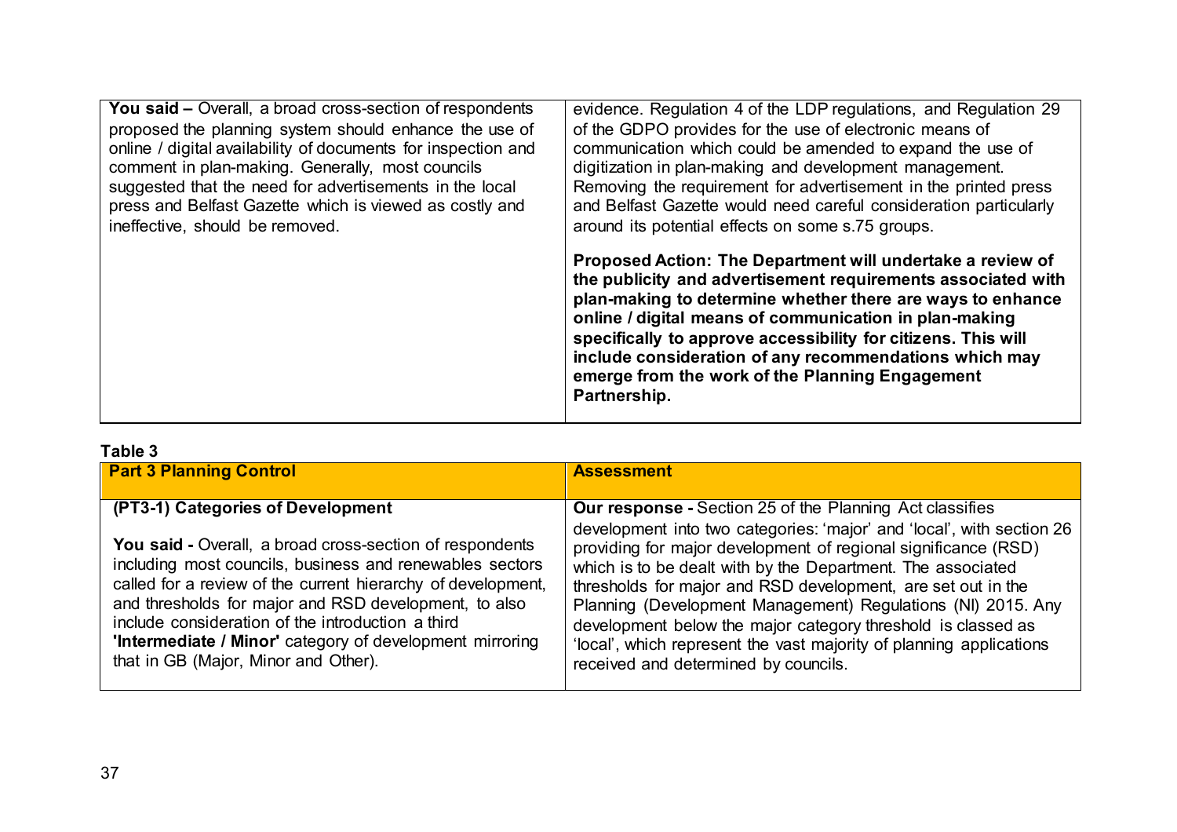| | |
|---|---|
| **You said –** Overall, a broad cross-section of respondents proposed the planning system should enhance the use of online / digital availability of documents for inspection and comment in plan-making. Generally, most councils suggested that the need for advertisements in the local press and Belfast Gazette which is viewed as costly and ineffective, should be removed. | evidence. Regulation 4 of the LDP regulations, and Regulation 29 of the GDPO provides for the use of electronic means of communication which could be amended to expand the use of digitization in plan-making and development management. Removing the requirement for advertisement in the printed press and Belfast Gazette would need careful consideration particularly around its potential effects on some s.75 groups.<br><br>**Proposed Action: The Department will undertake a review of the publicity and advertisement requirements associated with plan-making to determine whether there are ways to enhance online / digital means of communication in plan-making specifically to approve accessibility for citizens. This will include consideration of any recommendations which may emerge from the work of the Planning Engagement Partnership.** |

**Table 3**

| Part 3 Planning Control | Assessment |
|---|---|
| **(PT3-1) Categories of Development**<br><br>**You said -** Overall, a broad cross-section of respondents including most councils, business and renewables sectors called for a review of the current hierarchy of development, and thresholds for major and RSD development, to also include consideration of the introduction a third **'Intermediate / Minor'** category of development mirroring that in GB (Major, Minor and Other). | **Our response -** Section 25 of the Planning Act classifies development into two categories: 'major' and 'local', with section 26 providing for major development of regional significance (RSD) which is to be dealt with by the Department. The associated thresholds for major and RSD development, are set out in the Planning (Development Management) Regulations (NI) 2015. Any development below the major category threshold is classed as 'local', which represent the vast majority of planning applications received and determined by councils. |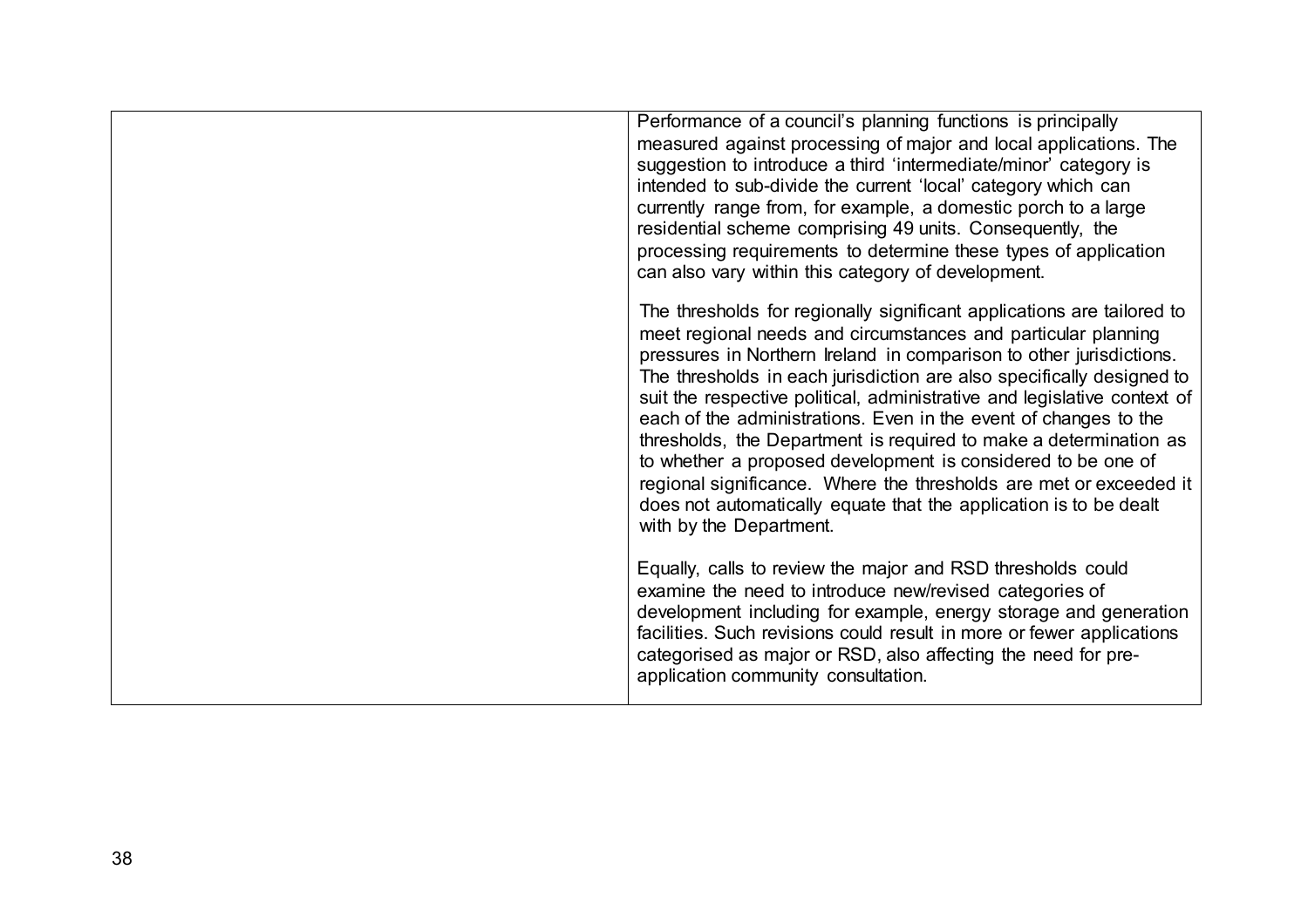| | |
|---|---|
| | Performance of a council's planning functions is principally measured against processing of major and local applications. The suggestion to introduce a third 'intermediate/minor' category is intended to sub-divide the current 'local' category which can currently range from, for example, a domestic porch to a large residential scheme comprising 49 units. Consequently, the processing requirements to determine these types of application can also vary within this category of development.<br><br>The thresholds for regionally significant applications are tailored to meet regional needs and circumstances and particular planning pressures in Northern Ireland in comparison to other jurisdictions. The thresholds in each jurisdiction are also specifically designed to suit the respective political, administrative and legislative context of each of the administrations. Even in the event of changes to the thresholds, the Department is required to make a determination as to whether a proposed development is considered to be one of regional significance. Where the thresholds are met or exceeded it does not automatically equate that the application is to be dealt with by the Department.<br><br>Equally, calls to review the major and RSD thresholds could examine the need to introduce new/revised categories of development including for example, energy storage and generation facilities. Such revisions could result in more or fewer applications categorised as major or RSD, also affecting the need for pre-application community consultation. |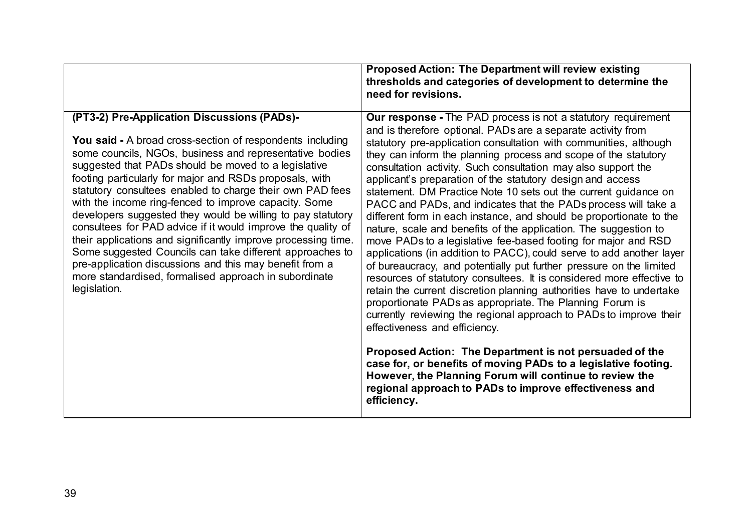| | |
|---|---|
| | **Proposed Action: The Department will review existing thresholds and categories of development to determine the need for revisions.** |
| **(PT3-2) Pre-Application Discussions (PADs)-**<br><br>**You said -** A broad cross-section of respondents including some councils, NGOs, business and representative bodies suggested that PADs should be moved to a legislative footing particularly for major and RSDs proposals, with statutory consultees enabled to charge their own PAD fees with the income ring-fenced to improve capacity. Some developers suggested they would be willing to pay statutory consultees for PAD advice if it would improve the quality of their applications and significantly improve processing time. Some suggested Councils can take different approaches to pre-application discussions and this may benefit from a more standardised, formalised approach in subordinate legislation. | **Our response -** The PAD process is not a statutory requirement and is therefore optional. PADs are a separate activity from statutory pre-application consultation with communities, although they can inform the planning process and scope of the statutory consultation activity. Such consultation may also support the applicant's preparation of the statutory design and access statement. DM Practice Note 10 sets out the current guidance on PACC and PADs, and indicates that the PADs process will take a different form in each instance, and should be proportionate to the nature, scale and benefits of the application. The suggestion to move PADs to a legislative fee-based footing for major and RSD applications (in addition to PACC), could serve to add another layer of bureaucracy, and potentially put further pressure on the limited resources of statutory consultees. It is considered more effective to retain the current discretion planning authorities have to undertake proportionate PADs as appropriate. The Planning Forum is currently reviewing the regional approach to PADs to improve their effectiveness and efficiency.<br><br>**Proposed Action: The Department is not persuaded of the case for, or benefits of moving PADs to a legislative footing. However, the Planning Forum will continue to review the regional approach to PADs to improve effectiveness and efficiency.** |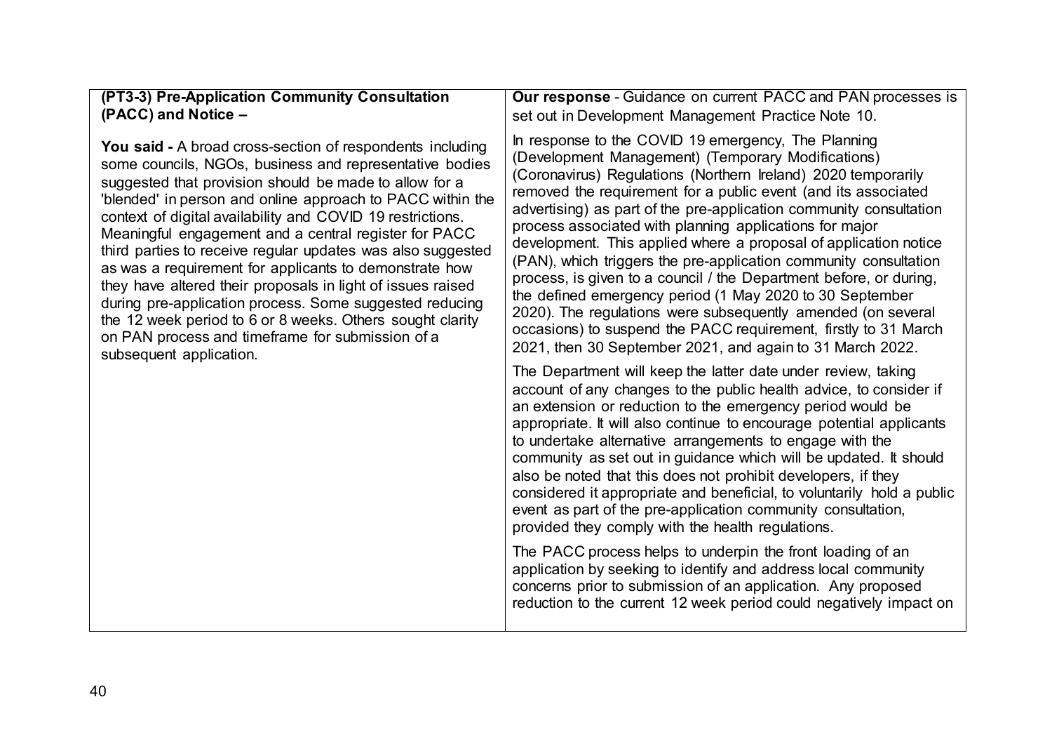| **(PT3-3) Pre-Application Community Consultation (PACC) and Notice –** <br><br> **You said -** A broad cross-section of respondents including some councils, NGOs, business and representative bodies suggested that provision should be made to allow for a 'blended' in person and online approach to PACC within the context of digital availability and COVID 19 restrictions. Meaningful engagement and a central register for PACC third parties to receive regular updates was also suggested as was a requirement for applicants to demonstrate how they have altered their proposals in light of issues raised during pre-application process. Some suggested reducing the 12 week period to 6 or 8 weeks. Others sought clarity on PAN process and timeframe for submission of a subsequent application. | **Our response** - Guidance on current PACC and PAN processes is set out in Development Management Practice Note 10. <br><br> In response to the COVID 19 emergency, The Planning (Development Management) (Temporary Modifications) (Coronavirus) Regulations (Northern Ireland) 2020 temporarily removed the requirement for a public event (and its associated advertising) as part of the pre-application community consultation process associated with planning applications for major development. This applied where a proposal of application notice (PAN), which triggers the pre-application community consultation process, is given to a council / the Department before, or during, the defined emergency period (1 May 2020 to 30 September 2020). The regulations were subsequently amended (on several occasions) to suspend the PACC requirement, firstly to 31 March 2021, then 30 September 2021, and again to 31 March 2022. <br><br> The Department will keep the latter date under review, taking account of any changes to the public health advice, to consider if an extension or reduction to the emergency period would be appropriate. It will also continue to encourage potential applicants to undertake alternative arrangements to engage with the community as set out in guidance which will be updated. It should also be noted that this does not prohibit developers, if they considered it appropriate and beneficial, to voluntarily hold a public event as part of the pre-application community consultation, provided they comply with the health regulations. <br><br> The PACC process helps to underpin the front loading of an application by seeking to identify and address local community concerns prior to submission of an application. Any proposed reduction to the current 12 week period could negatively impact on |
|---|---|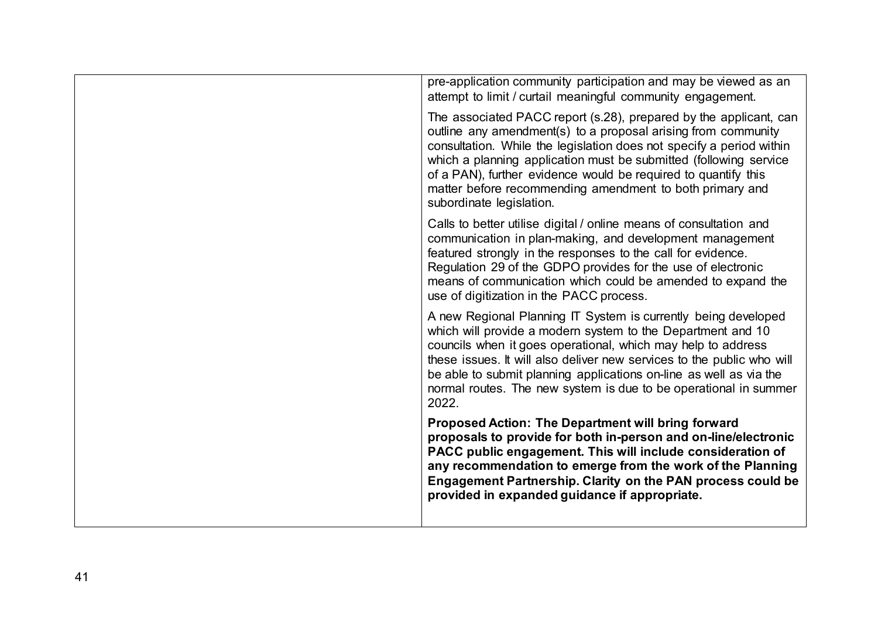| | |
|---|---|
| | pre-application community participation and may be viewed as an attempt to limit / curtail meaningful community engagement.<br><br>The associated PACC report (s.28), prepared by the applicant, can outline any amendment(s) to a proposal arising from community consultation. While the legislation does not specify a period within which a planning application must be submitted (following service of a PAN), further evidence would be required to quantify this matter before recommending amendment to both primary and subordinate legislation.<br><br>Calls to better utilise digital / online means of consultation and communication in plan-making, and development management featured strongly in the responses to the call for evidence. Regulation 29 of the GDPO provides for the use of electronic means of communication which could be amended to expand the use of digitization in the PACC process.<br><br>A new Regional Planning IT System is currently being developed which will provide a modern system to the Department and 10 councils when it goes operational, which may help to address these issues. It will also deliver new services to the public who will be able to submit planning applications on-line as well as via the normal routes. The new system is due to be operational in summer 2022.<br><br>**Proposed Action: The Department will bring forward proposals to provide for both in-person and on-line/electronic PACC public engagement. This will include consideration of any recommendation to emerge from the work of the Planning Engagement Partnership. Clarity on the PAN process could be provided in expanded guidance if appropriate.** |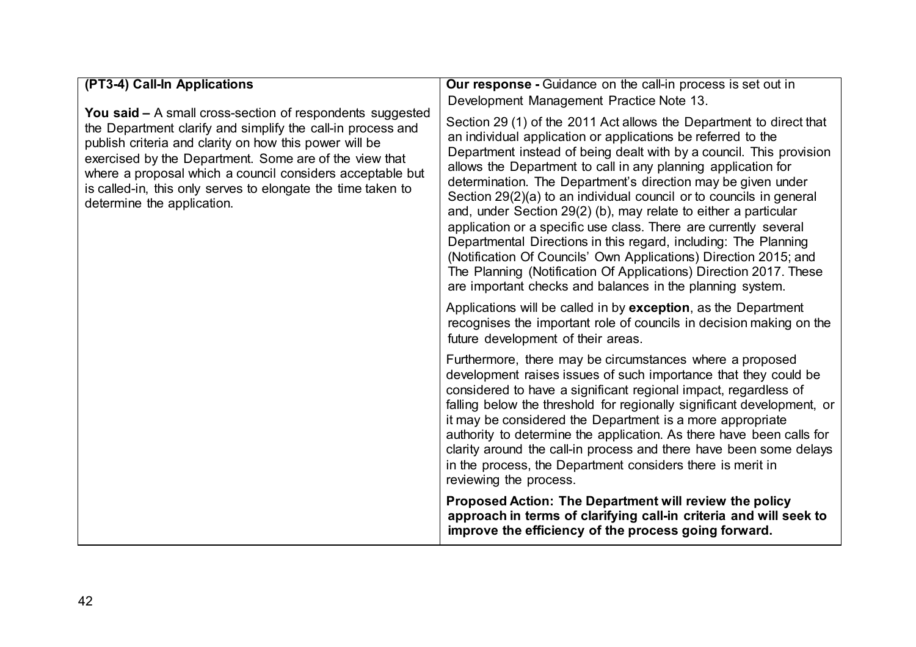| (PT3-4) Call-In Applications | Our response - Guidance on the call-in process is set out in Development Management Practice Note 13. |
| --- | --- |
| **You said –** A small cross-section of respondents suggested the Department clarify and simplify the call-in process and publish criteria and clarity on how this power will be exercised by the Department. Some are of the view that where a proposal which a council considers acceptable but is called-in, this only serves to elongate the time taken to determine the application. | Section 29 (1) of the 2011 Act allows the Department to direct that an individual application or applications be referred to the Department instead of being dealt with by a council. This provision allows the Department to call in any planning application for determination. The Department's direction may be given under Section 29(2)(a) to an individual council or to councils in general and, under Section 29(2) (b), may relate to either a particular application or a specific use class. There are currently several Departmental Directions in this regard, including: The Planning (Notification Of Councils' Own Applications) Direction 2015; and The Planning (Notification Of Applications) Direction 2017. These are important checks and balances in the planning system.<br><br>Applications will be called in by **exception**, as the Department recognises the important role of councils in decision making on the future development of their areas.<br><br>Furthermore, there may be circumstances where a proposed development raises issues of such importance that they could be considered to have a significant regional impact, regardless of falling below the threshold for regionally significant development, or it may be considered the Department is a more appropriate authority to determine the application. As there have been calls for clarity around the call-in process and there have been some delays in the process, the Department considers there is merit in reviewing the process.<br><br>**Proposed Action: The Department will review the policy approach in terms of clarifying call-in criteria and will seek to improve the efficiency of the process going forward.** |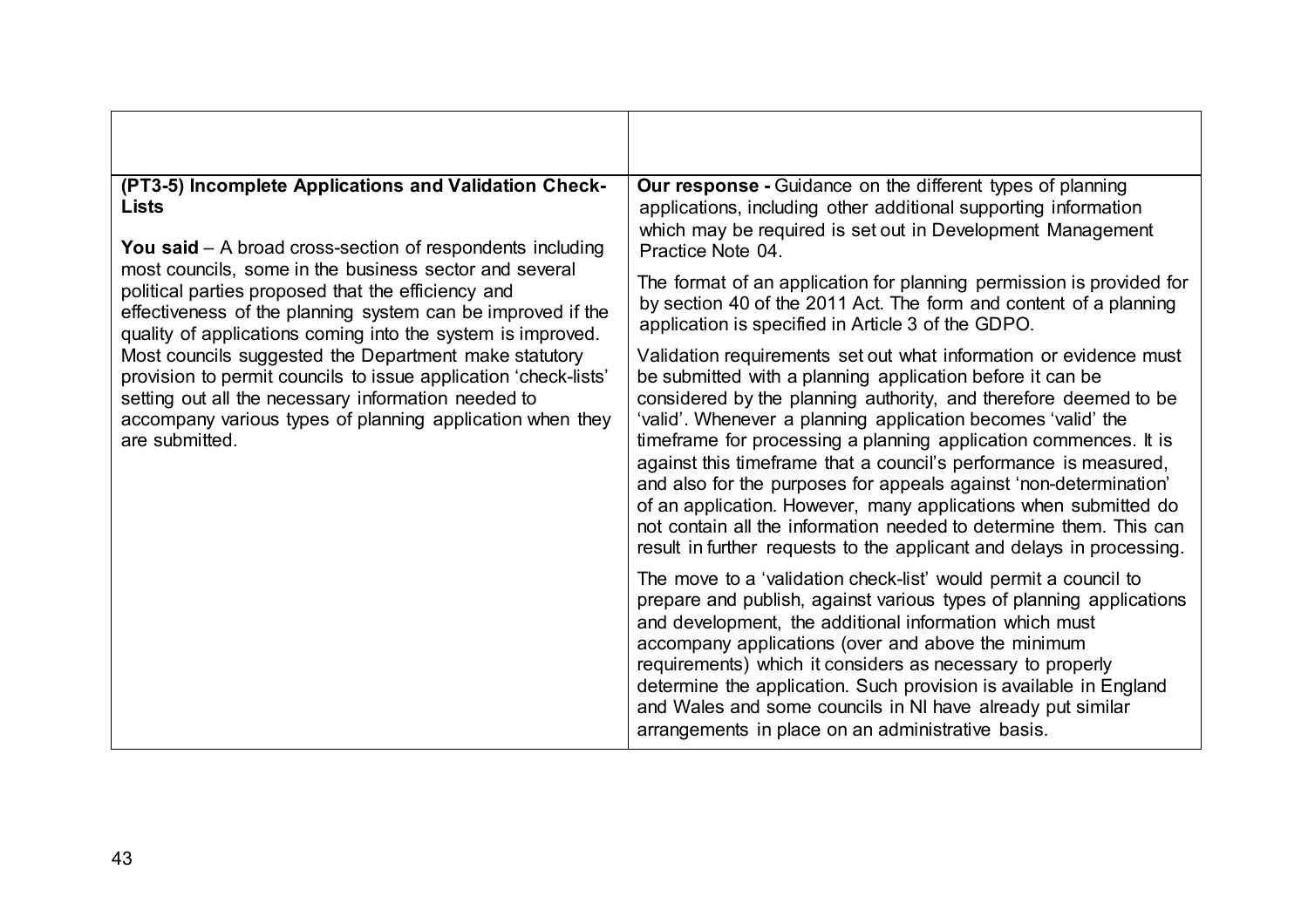| | |
|---|---|
| **(PT3-5) Incomplete Applications and Validation Check-Lists**<br><br>**You said** – A broad cross-section of respondents including most councils, some in the business sector and several political parties proposed that the efficiency and effectiveness of the planning system can be improved if the quality of applications coming into the system is improved. Most councils suggested the Department make statutory provision to permit councils to issue application 'check-lists' setting out all the necessary information needed to accompany various types of planning application when they are submitted. | **Our response -** Guidance on the different types of planning applications, including other additional supporting information which may be required is set out in Development Management Practice Note 04.<br><br>The format of an application for planning permission is provided for by section 40 of the 2011 Act. The form and content of a planning application is specified in Article 3 of the GDPO.<br><br>Validation requirements set out what information or evidence must be submitted with a planning application before it can be considered by the planning authority, and therefore deemed to be 'valid'. Whenever a planning application becomes 'valid' the timeframe for processing a planning application commences. It is against this timeframe that a council's performance is measured, and also for the purposes for appeals against 'non-determination' of an application. However, many applications when submitted do not contain all the information needed to determine them. This can result in further requests to the applicant and delays in processing.<br><br>The move to a 'validation check-list' would permit a council to prepare and publish, against various types of planning applications and development, the additional information which must accompany applications (over and above the minimum requirements) which it considers as necessary to properly determine the application. Such provision is available in England and Wales and some councils in NI have already put similar arrangements in place on an administrative basis. |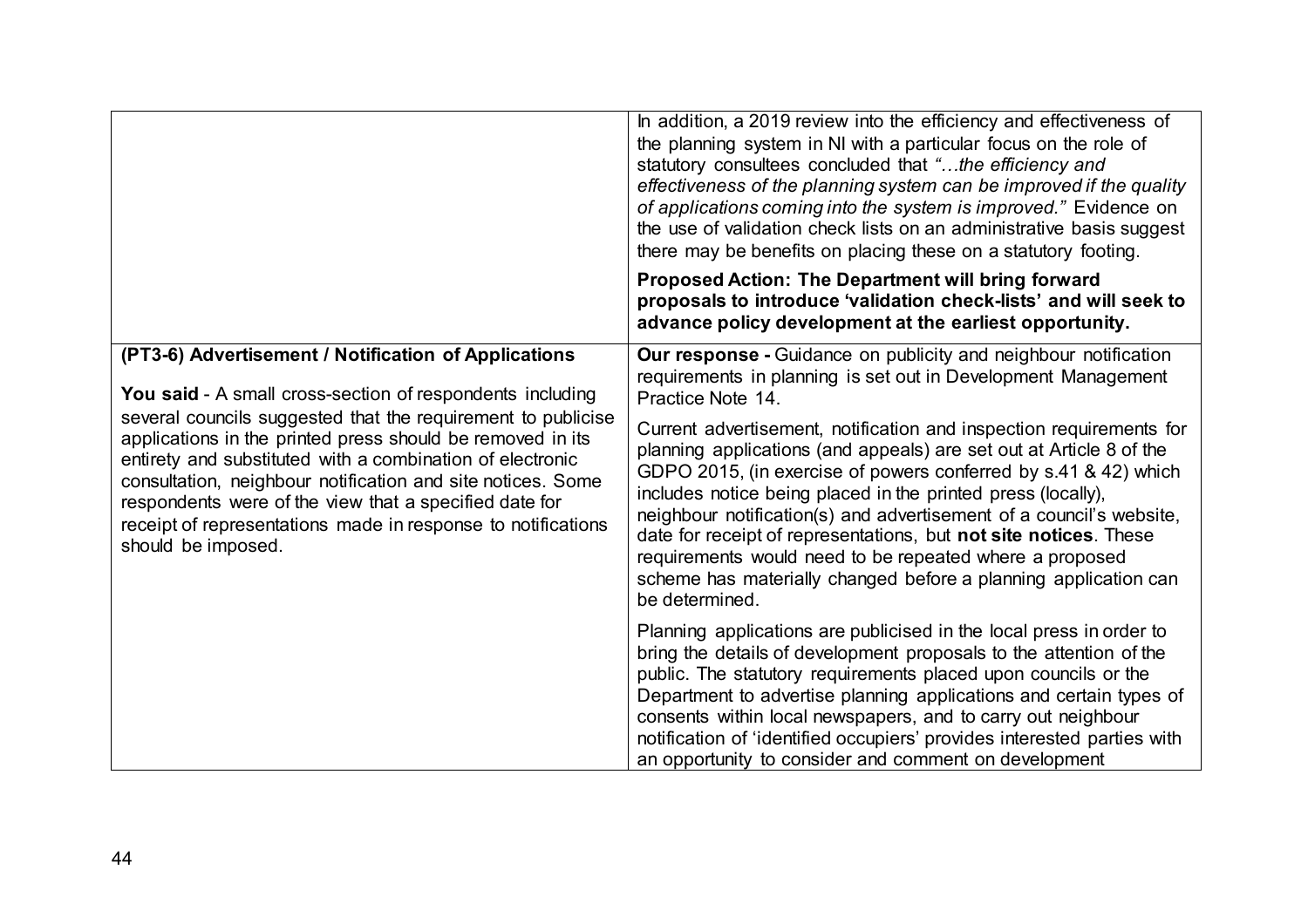| | |
|---|---|
| | In addition, a 2019 review into the efficiency and effectiveness of the planning system in NI with a particular focus on the role of statutory consultees concluded that *"…the efficiency and effectiveness of the planning system can be improved if the quality of applications coming into the system is improved."* Evidence on the use of validation check lists on an administrative basis suggest there may be benefits on placing these on a statutory footing.<br><br>**Proposed Action: The Department will bring forward proposals to introduce 'validation check-lists' and will seek to advance policy development at the earliest opportunity.** |
| **(PT3-6) Advertisement / Notification of Applications**<br><br>**You said** - A small cross-section of respondents including several councils suggested that the requirement to publicise applications in the printed press should be removed in its entirety and substituted with a combination of electronic consultation, neighbour notification and site notices. Some respondents were of the view that a specified date for receipt of representations made in response to notifications should be imposed. | **Our response -** Guidance on publicity and neighbour notification requirements in planning is set out in Development Management Practice Note 14.<br><br>Current advertisement, notification and inspection requirements for planning applications (and appeals) are set out at Article 8 of the GDPO 2015, (in exercise of powers conferred by s.41 & 42) which includes notice being placed in the printed press (locally), neighbour notification(s) and advertisement of a council's website, date for receipt of representations, but **not site notices**. These requirements would need to be repeated where a proposed scheme has materially changed before a planning application can be determined.<br><br>Planning applications are publicised in the local press in order to bring the details of development proposals to the attention of the public. The statutory requirements placed upon councils or the Department to advertise planning applications and certain types of consents within local newspapers, and to carry out neighbour notification of 'identified occupiers' provides interested parties with an opportunity to consider and comment on development |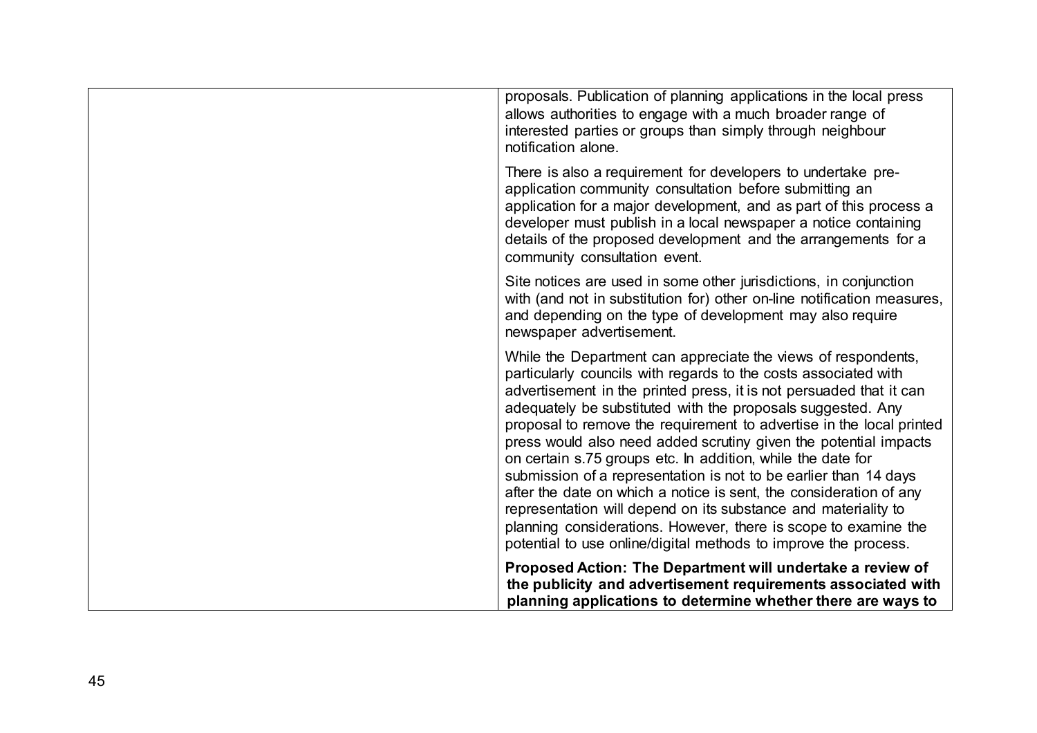| | |
|---|---|
| | proposals. Publication of planning applications in the local press allows authorities to engage with a much broader range of interested parties or groups than simply through neighbour notification alone.<br><br>There is also a requirement for developers to undertake pre-application community consultation before submitting an application for a major development, and as part of this process a developer must publish in a local newspaper a notice containing details of the proposed development and the arrangements for a community consultation event.<br><br>Site notices are used in some other jurisdictions, in conjunction with (and not in substitution for) other on-line notification measures, and depending on the type of development may also require newspaper advertisement.<br><br>While the Department can appreciate the views of respondents, particularly councils with regards to the costs associated with advertisement in the printed press, it is not persuaded that it can adequately be substituted with the proposals suggested. Any proposal to remove the requirement to advertise in the local printed press would also need added scrutiny given the potential impacts on certain s.75 groups etc. In addition, while the date for submission of a representation is not to be earlier than 14 days after the date on which a notice is sent, the consideration of any representation will depend on its substance and materiality to planning considerations. However, there is scope to examine the potential to use online/digital methods to improve the process.<br><br>**Proposed Action: The Department will undertake a review of the publicity and advertisement requirements associated with planning applications to determine whether there are ways to** |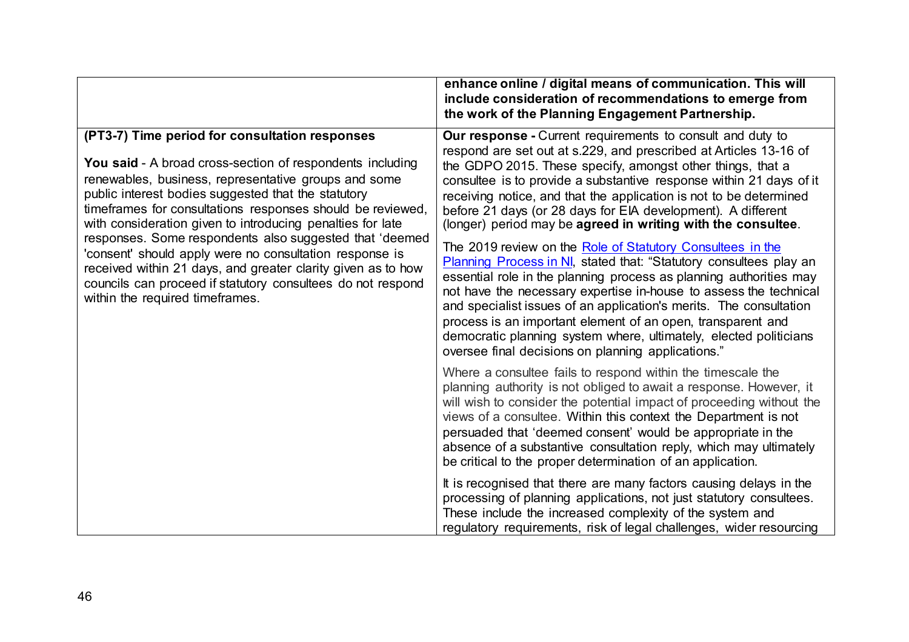| | |
|---|---|
| | **enhance online / digital means of communication. This will include consideration of recommendations to emerge from the work of the Planning Engagement Partnership.** |
| **(PT3-7) Time period for consultation responses**<br><br>**You said** - A broad cross-section of respondents including renewables, business, representative groups and some public interest bodies suggested that the statutory timeframes for consultations responses should be reviewed, with consideration given to introducing penalties for late responses. Some respondents also suggested that 'deemed 'consent' should apply were no consultation response is received within 21 days, and greater clarity given as to how councils can proceed if statutory consultees do not respond within the required timeframes. | **Our response -** Current requirements to consult and duty to respond are set out at s.229, and prescribed at Articles 13-16 of the GDPO 2015. These specify, amongst other things, that a consultee is to provide a substantive response within 21 days of it receiving notice, and that the application is not to be determined before 21 days (or 28 days for EIA development). A different (longer) period may be **agreed in writing with the consultee**.<br><br>The 2019 review on the [Role of Statutory Consultees in the Planning Process in NI](), stated that: "Statutory consultees play an essential role in the planning process as planning authorities may not have the necessary expertise in-house to assess the technical and specialist issues of an application's merits. The consultation process is an important element of an open, transparent and democratic planning system where, ultimately, elected politicians oversee final decisions on planning applications."<br><br>Where a consultee fails to respond within the timescale the planning authority is not obliged to await a response. However, it will wish to consider the potential impact of proceeding without the views of a consultee. Within this context the Department is not persuaded that 'deemed consent' would be appropriate in the absence of a substantive consultation reply, which may ultimately be critical to the proper determination of an application.<br><br>It is recognised that there are many factors causing delays in the processing of planning applications, not just statutory consultees. These include the increased complexity of the system and regulatory requirements, risk of legal challenges, wider resourcing |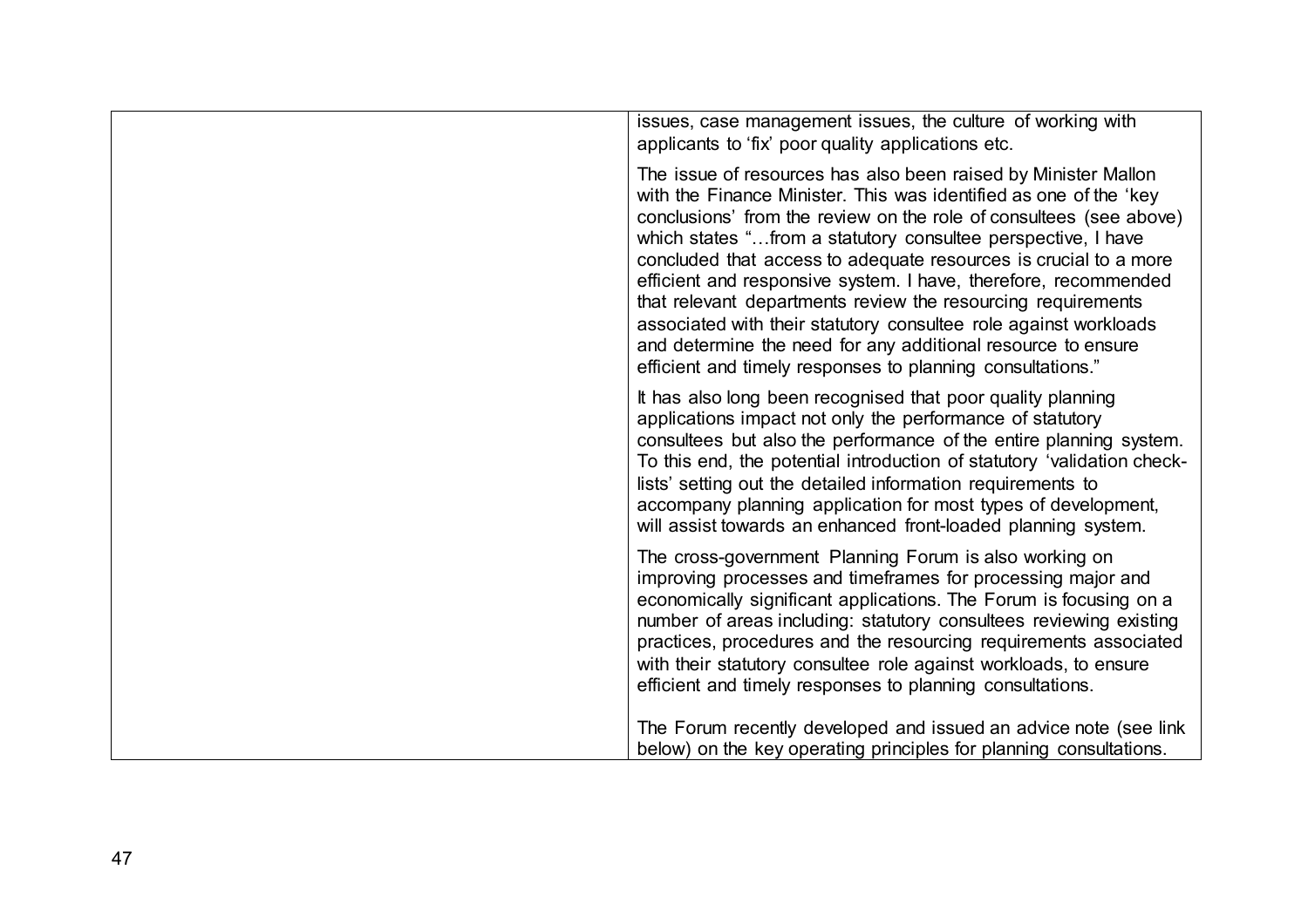| | |
|---|---|
| | issues, case management issues, the culture of working with applicants to 'fix' poor quality applications etc.<br><br>The issue of resources has also been raised by Minister Mallon with the Finance Minister. This was identified as one of the 'key conclusions' from the review on the role of consultees (see above) which states "…from a statutory consultee perspective, I have concluded that access to adequate resources is crucial to a more efficient and responsive system. I have, therefore, recommended that relevant departments review the resourcing requirements associated with their statutory consultee role against workloads and determine the need for any additional resource to ensure efficient and timely responses to planning consultations."<br><br>It has also long been recognised that poor quality planning applications impact not only the performance of statutory consultees but also the performance of the entire planning system. To this end, the potential introduction of statutory 'validation check-lists' setting out the detailed information requirements to accompany planning application for most types of development, will assist towards an enhanced front-loaded planning system.<br><br>The cross-government Planning Forum is also working on improving processes and timeframes for processing major and economically significant applications. The Forum is focusing on a number of areas including: statutory consultees reviewing existing practices, procedures and the resourcing requirements associated with their statutory consultee role against workloads, to ensure efficient and timely responses to planning consultations.<br><br>The Forum recently developed and issued an advice note (see link below) on the key operating principles for planning consultations. |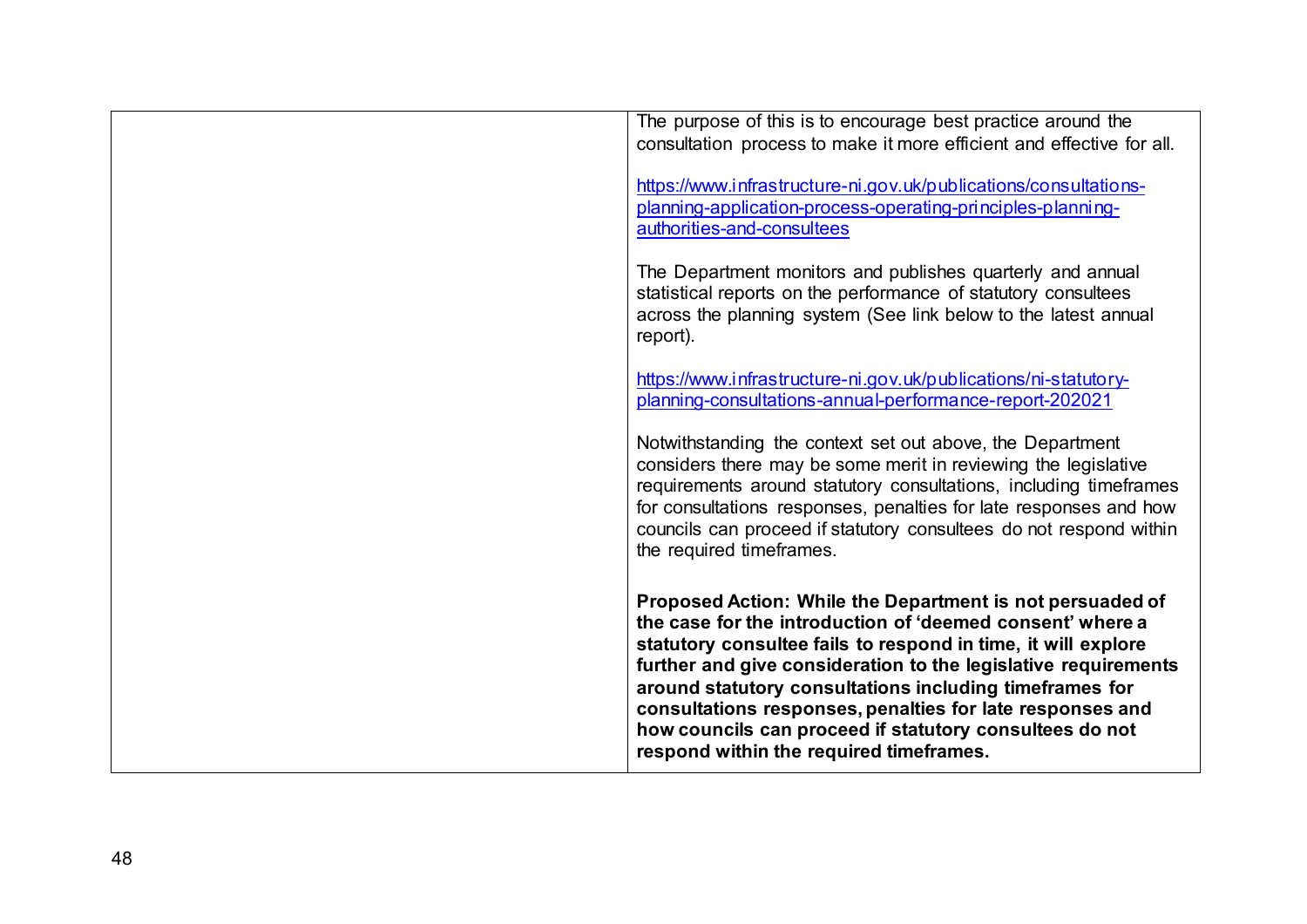| | |
|---|---|
| | The purpose of this is to encourage best practice around the consultation process to make it more efficient and effective for all.<br><br>[https://www.infrastructure-ni.gov.uk/publications/consultations-planning-application-process-operating-principles-planning-authorities-and-consultees](https://www.infrastructure-ni.gov.uk/publications/consultations-planning-application-process-operating-principles-planning-authorities-and-consultees)<br><br>The Department monitors and publishes quarterly and annual statistical reports on the performance of statutory consultees across the planning system (See link below to the latest annual report).<br><br>[https://www.infrastructure-ni.gov.uk/publications/ni-statutory-planning-consultations-annual-performance-report-202021](https://www.infrastructure-ni.gov.uk/publications/ni-statutory-planning-consultations-annual-performance-report-202021)<br><br>Notwithstanding the context set out above, the Department considers there may be some merit in reviewing the legislative requirements around statutory consultations, including timeframes for consultations responses, penalties for late responses and how councils can proceed if statutory consultees do not respond within the required timeframes.<br><br>**Proposed Action: While the Department is not persuaded of the case for the introduction of 'deemed consent' where a statutory consultee fails to respond in time, it will explore further and give consideration to the legislative requirements around statutory consultations including timeframes for consultations responses, penalties for late responses and how councils can proceed if statutory consultees do not respond within the required timeframes.** |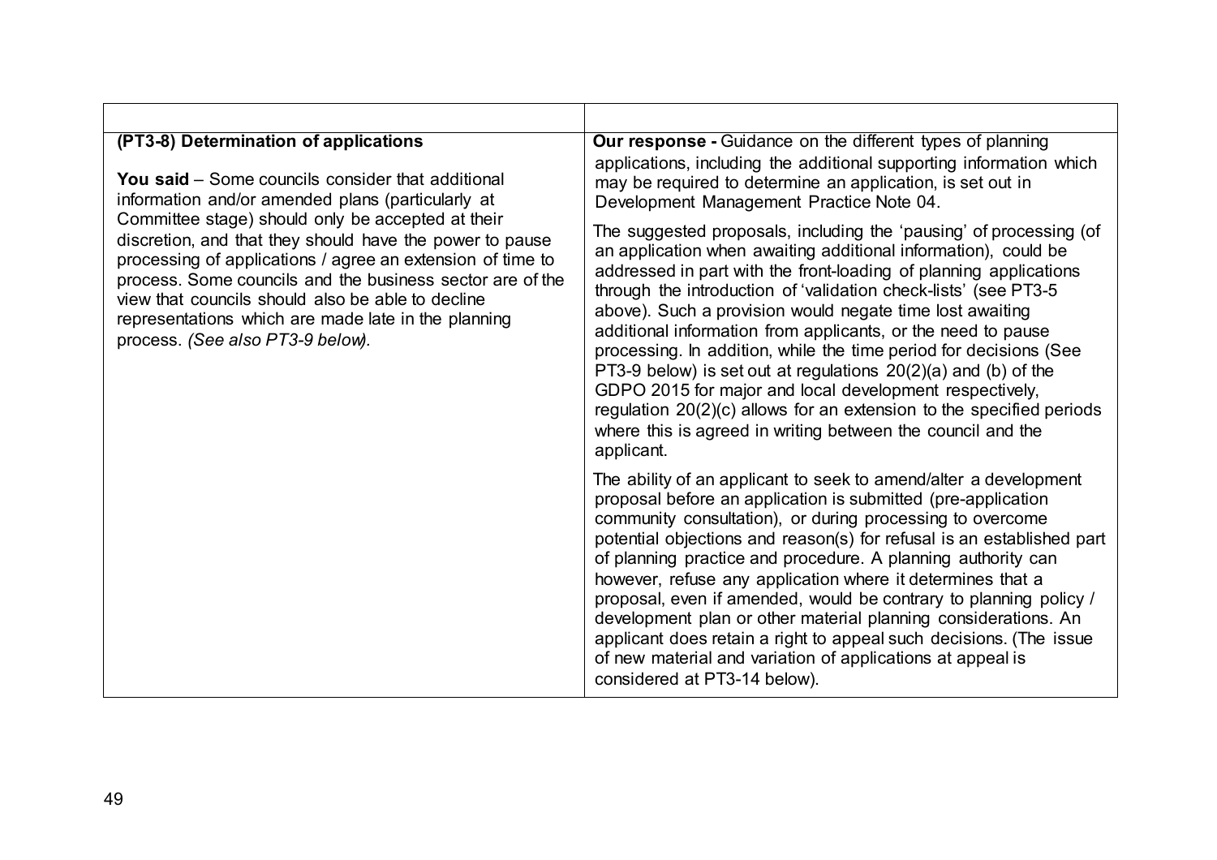| | |
|---|---|
| **(PT3-8) Determination of applications**<br><br>**You said** – Some councils consider that additional information and/or amended plans (particularly at Committee stage) should only be accepted at their discretion, and that they should have the power to pause processing of applications / agree an extension of time to process. Some councils and the business sector are of the view that councils should also be able to decline representations which are made late in the planning process. *(See also PT3-9 below).* | **Our response -** Guidance on the different types of planning applications, including the additional supporting information which may be required to determine an application, is set out in Development Management Practice Note 04.<br><br>The suggested proposals, including the 'pausing' of processing (of an application when awaiting additional information), could be addressed in part with the front-loading of planning applications through the introduction of 'validation check-lists' (see PT3-5 above). Such a provision would negate time lost awaiting additional information from applicants, or the need to pause processing. In addition, while the time period for decisions (See PT3-9 below) is set out at regulations 20(2)(a) and (b) of the GDPO 2015 for major and local development respectively, regulation 20(2)(c) allows for an extension to the specified periods where this is agreed in writing between the council and the applicant.<br><br>The ability of an applicant to seek to amend/alter a development proposal before an application is submitted (pre-application community consultation), or during processing to overcome potential objections and reason(s) for refusal is an established part of planning practice and procedure. A planning authority can however, refuse any application where it determines that a proposal, even if amended, would be contrary to planning policy / development plan or other material planning considerations. An applicant does retain a right to appeal such decisions. (The issue of new material and variation of applications at appeal is considered at PT3-14 below). |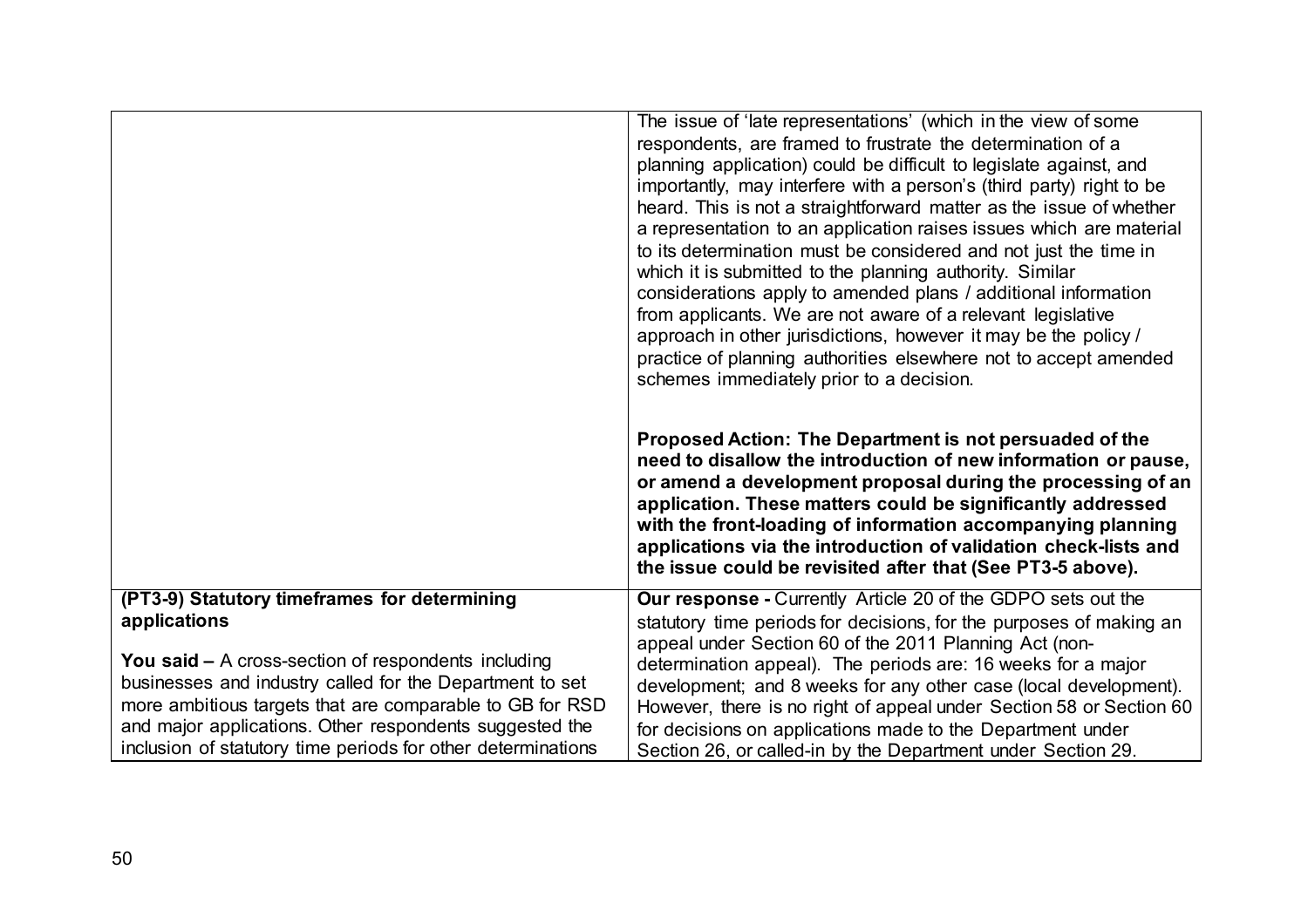| | |
|---|---|
| | The issue of 'late representations' (which in the view of some respondents, are framed to frustrate the determination of a planning application) could be difficult to legislate against, and importantly, may interfere with a person's (third party) right to be heard. This is not a straightforward matter as the issue of whether a representation to an application raises issues which are material to its determination must be considered and not just the time in which it is submitted to the planning authority. Similar considerations apply to amended plans / additional information from applicants. We are not aware of a relevant legislative approach in other jurisdictions, however it may be the policy / practice of planning authorities elsewhere not to accept amended schemes immediately prior to a decision.<br><br>**Proposed Action: The Department is not persuaded of the need to disallow the introduction of new information or pause, or amend a development proposal during the processing of an application. These matters could be significantly addressed with the front-loading of information accompanying planning applications via the introduction of validation check-lists and the issue could be revisited after that (See PT3-5 above).** |
| **(PT3-9) Statutory timeframes for determining applications**<br><br>**You said –** A cross-section of respondents including businesses and industry called for the Department to set more ambitious targets that are comparable to GB for RSD and major applications. Other respondents suggested the inclusion of statutory time periods for other determinations | **Our response -** Currently Article 20 of the GDPO sets out the statutory time periods for decisions, for the purposes of making an appeal under Section 60 of the 2011 Planning Act (non-determination appeal). The periods are: 16 weeks for a major development; and 8 weeks for any other case (local development). However, there is no right of appeal under Section 58 or Section 60 for decisions on applications made to the Department under Section 26, or called-in by the Department under Section 29. |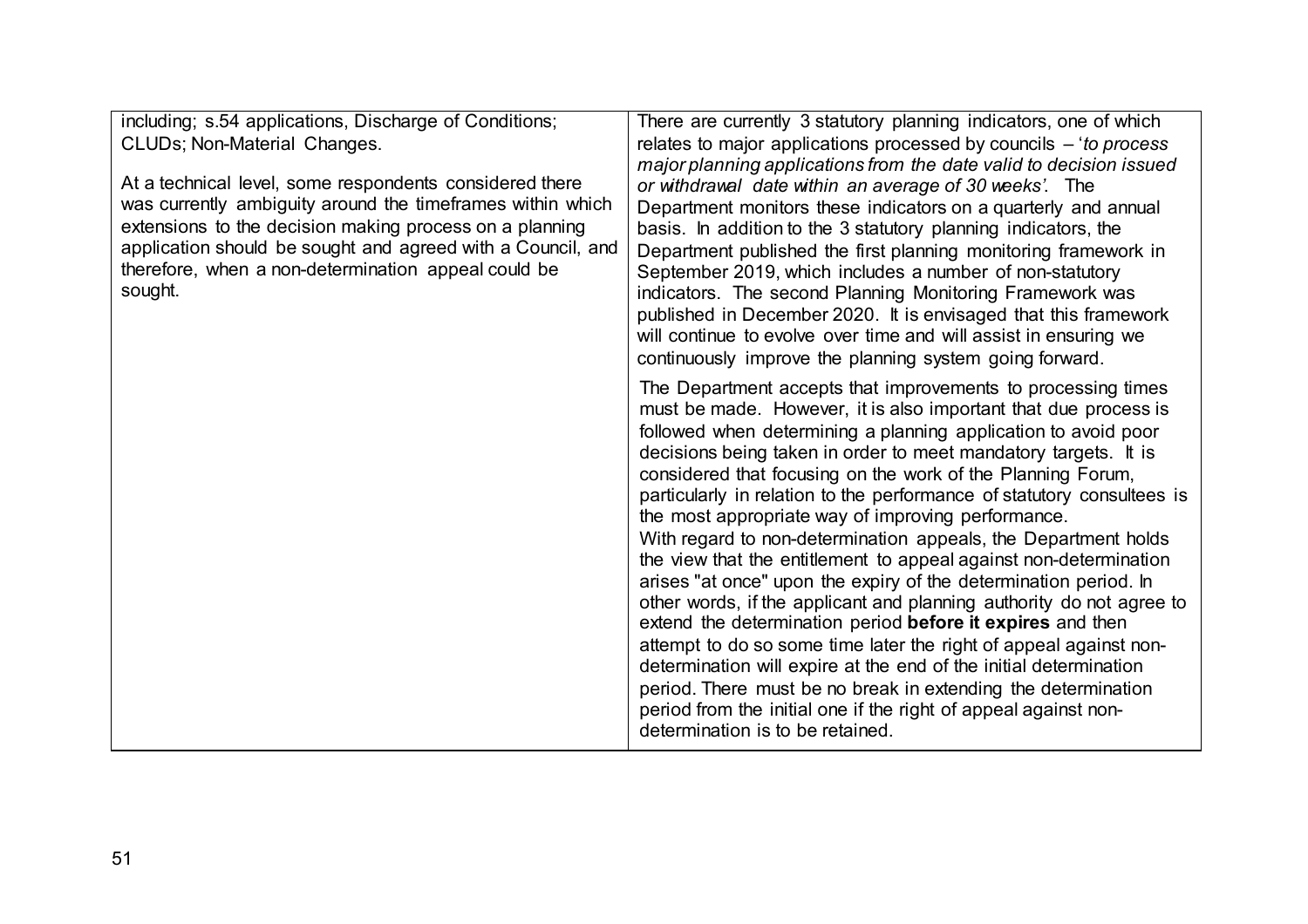| | |
|---|---|
| including; s.54 applications, Discharge of Conditions; CLUDs; Non-Material Changes.<br><br>At a technical level, some respondents considered there was currently ambiguity around the timeframes within which extensions to the decision making process on a planning application should be sought and agreed with a Council, and therefore, when a non-determination appeal could be sought. | There are currently 3 statutory planning indicators, one of which relates to major applications processed by councils – '*to process major planning applications from the date valid to decision issued or withdrawal date within an average of 30 weeks'.* The Department monitors these indicators on a quarterly and annual basis. In addition to the 3 statutory planning indicators, the Department published the first planning monitoring framework in September 2019, which includes a number of non-statutory indicators. The second Planning Monitoring Framework was published in December 2020. It is envisaged that this framework will continue to evolve over time and will assist in ensuring we continuously improve the planning system going forward.<br><br>The Department accepts that improvements to processing times must be made. However, it is also important that due process is followed when determining a planning application to avoid poor decisions being taken in order to meet mandatory targets. It is considered that focusing on the work of the Planning Forum, particularly in relation to the performance of statutory consultees is the most appropriate way of improving performance.<br>With regard to non-determination appeals, the Department holds the view that the entitlement to appeal against non-determination arises "at once" upon the expiry of the determination period. In other words, if the applicant and planning authority do not agree to extend the determination period **before it expires** and then attempt to do so some time later the right of appeal against non-determination will expire at the end of the initial determination period. There must be no break in extending the determination period from the initial one if the right of appeal against non-determination is to be retained. |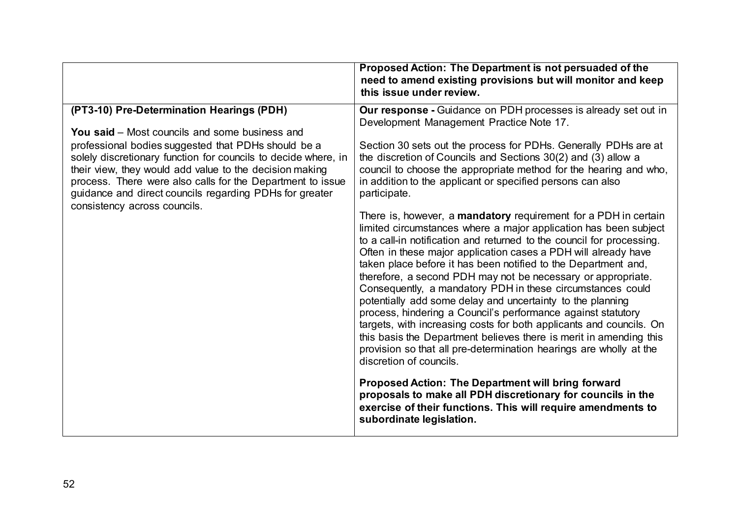| | |
|---|---|
| | **Proposed Action: The Department is not persuaded of the need to amend existing provisions but will monitor and keep this issue under review.** |
| **(PT3-10) Pre-Determination Hearings (PDH)**<br><br>**You said** – Most councils and some business and professional bodies suggested that PDHs should be a solely discretionary function for councils to decide where, in their view, they would add value to the decision making process. There were also calls for the Department to issue guidance and direct councils regarding PDHs for greater consistency across councils. | **Our response -** Guidance on PDH processes is already set out in Development Management Practice Note 17.<br><br>Section 30 sets out the process for PDHs. Generally PDHs are at the discretion of Councils and Sections 30(2) and (3) allow a council to choose the appropriate method for the hearing and who, in addition to the applicant or specified persons can also participate.<br><br>There is, however, a **mandatory** requirement for a PDH in certain limited circumstances where a major application has been subject to a call-in notification and returned to the council for processing. Often in these major application cases a PDH will already have taken place before it has been notified to the Department and, therefore, a second PDH may not be necessary or appropriate. Consequently, a mandatory PDH in these circumstances could potentially add some delay and uncertainty to the planning process, hindering a Council's performance against statutory targets, with increasing costs for both applicants and councils. On this basis the Department believes there is merit in amending this provision so that all pre-determination hearings are wholly at the discretion of councils.<br><br>**Proposed Action: The Department will bring forward proposals to make all PDH discretionary for councils in the exercise of their functions. This will require amendments to subordinate legislation.** |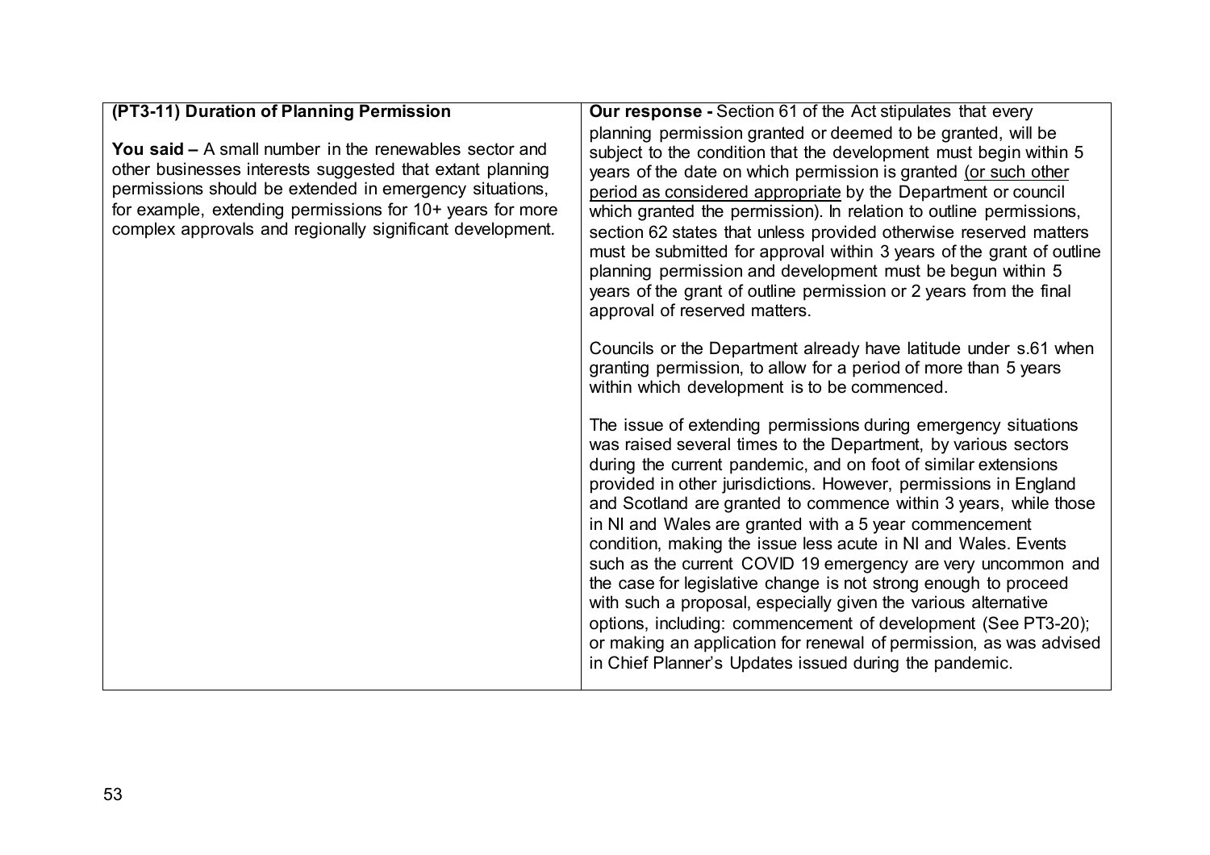| **(PT3-11) Duration of Planning Permission**<br><br>**You said –** A small number in the renewables sector and other businesses interests suggested that extant planning permissions should be extended in emergency situations, for example, extending permissions for 10+ years for more complex approvals and regionally significant development. | **Our response -** Section 61 of the Act stipulates that every planning permission granted or deemed to be granted, will be subject to the condition that the development must begin within 5 years of the date on which permission is granted <u>(or such other period as considered appropriate</u> by the Department or council which granted the permission). In relation to outline permissions, section 62 states that unless provided otherwise reserved matters must be submitted for approval within 3 years of the grant of outline planning permission and development must be begun within 5 years of the grant of outline permission or 2 years from the final approval of reserved matters.<br><br>Councils or the Department already have latitude under s.61 when granting permission, to allow for a period of more than 5 years within which development is to be commenced.<br><br>The issue of extending permissions during emergency situations was raised several times to the Department, by various sectors during the current pandemic, and on foot of similar extensions provided in other jurisdictions. However, permissions in England and Scotland are granted to commence within 3 years, while those in NI and Wales are granted with a 5 year commencement condition, making the issue less acute in NI and Wales. Events such as the current COVID 19 emergency are very uncommon and the case for legislative change is not strong enough to proceed with such a proposal, especially given the various alternative options, including: commencement of development (See PT3-20); or making an application for renewal of permission, as was advised in Chief Planner's Updates issued during the pandemic. |
|---|---|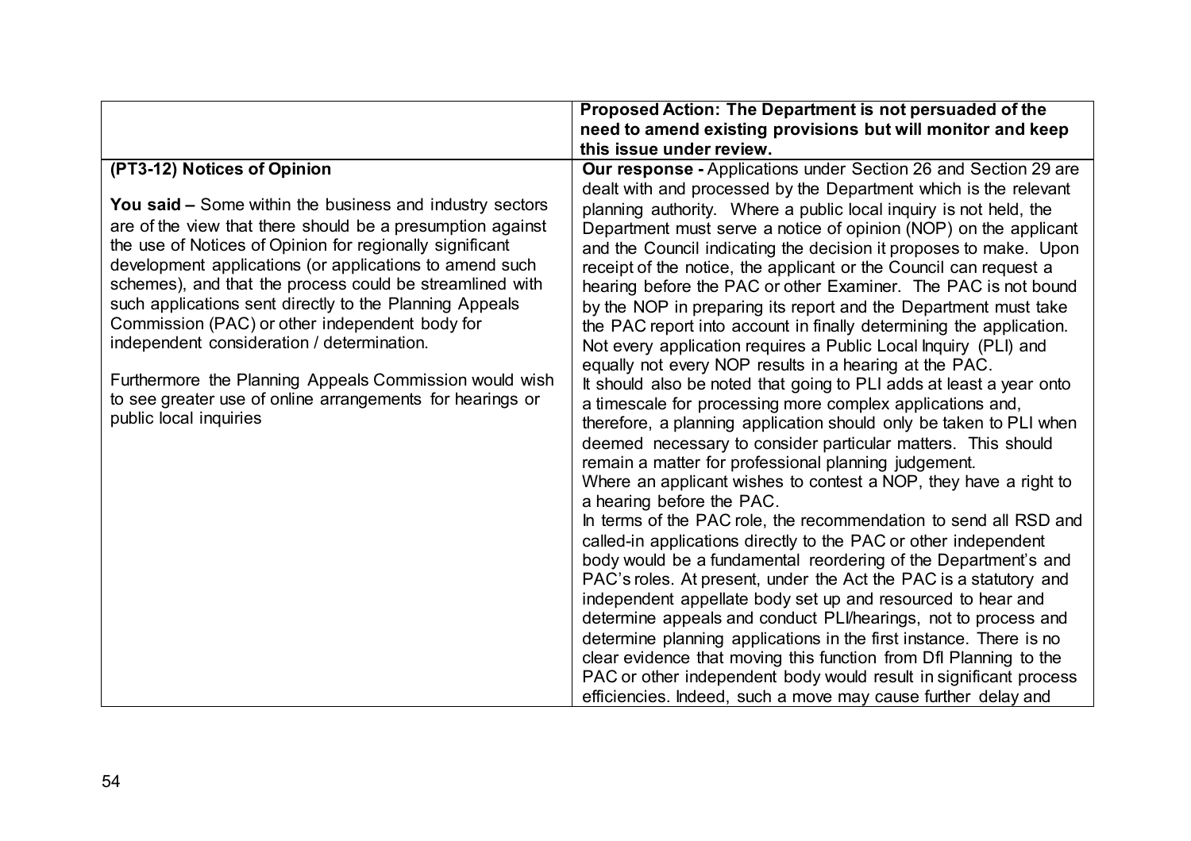| | |
|---|---|
| | **Proposed Action: The Department is not persuaded of the need to amend existing provisions but will monitor and keep this issue under review.** |
| **(PT3-12) Notices of Opinion**<br><br>**You said –** Some within the business and industry sectors are of the view that there should be a presumption against the use of Notices of Opinion for regionally significant development applications (or applications to amend such schemes), and that the process could be streamlined with such applications sent directly to the Planning Appeals Commission (PAC) or other independent body for independent consideration / determination.<br><br>Furthermore the Planning Appeals Commission would wish to see greater use of online arrangements for hearings or public local inquiries | **Our response -** Applications under Section 26 and Section 29 are dealt with and processed by the Department which is the relevant planning authority. Where a public local inquiry is not held, the Department must serve a notice of opinion (NOP) on the applicant and the Council indicating the decision it proposes to make. Upon receipt of the notice, the applicant or the Council can request a hearing before the PAC or other Examiner. The PAC is not bound by the NOP in preparing its report and the Department must take the PAC report into account in finally determining the application. Not every application requires a Public Local Inquiry (PLI) and equally not every NOP results in a hearing at the PAC.<br>It should also be noted that going to PLI adds at least a year onto a timescale for processing more complex applications and, therefore, a planning application should only be taken to PLI when deemed necessary to consider particular matters. This should remain a matter for professional planning judgement.<br>Where an applicant wishes to contest a NOP, they have a right to a hearing before the PAC.<br>In terms of the PAC role, the recommendation to send all RSD and called-in applications directly to the PAC or other independent body would be a fundamental reordering of the Department's and PAC's roles. At present, under the Act the PAC is a statutory and independent appellate body set up and resourced to hear and determine appeals and conduct PLI/hearings, not to process and determine planning applications in the first instance. There is no clear evidence that moving this function from DfI Planning to the PAC or other independent body would result in significant process efficiencies. Indeed, such a move may cause further delay and |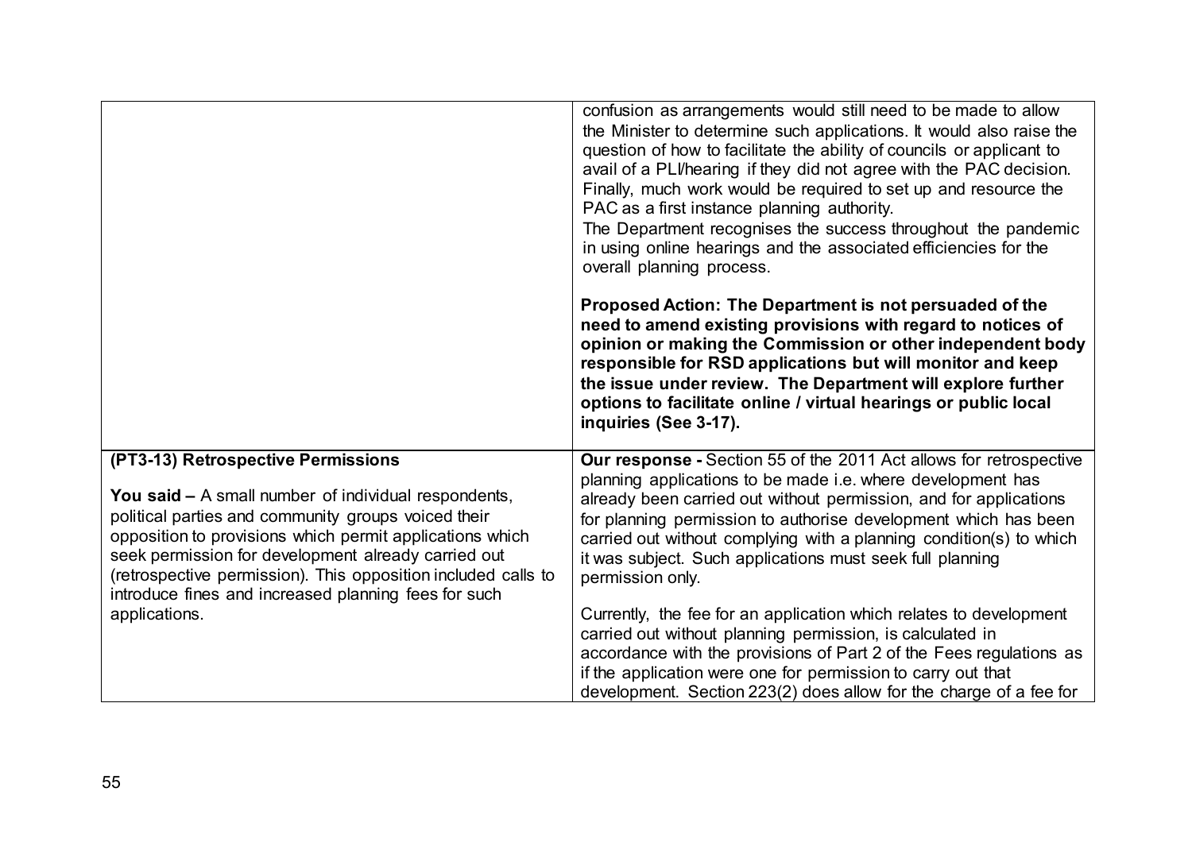| | |
|---|---|
| | confusion as arrangements would still need to be made to allow the Minister to determine such applications. It would also raise the question of how to facilitate the ability of councils or applicant to avail of a PLI/hearing if they did not agree with the PAC decision. Finally, much work would be required to set up and resource the PAC as a first instance planning authority.<br>The Department recognises the success throughout the pandemic in using online hearings and the associated efficiencies for the overall planning process.<br><br>**Proposed Action: The Department is not persuaded of the need to amend existing provisions with regard to notices of opinion or making the Commission or other independent body responsible for RSD applications but will monitor and keep the issue under review. The Department will explore further options to facilitate online / virtual hearings or public local inquiries (See 3-17).** |
| **(PT3-13) Retrospective Permissions**<br><br>**You said –** A small number of individual respondents, political parties and community groups voiced their opposition to provisions which permit applications which seek permission for development already carried out (retrospective permission). This opposition included calls to introduce fines and increased planning fees for such applications. | **Our response -** Section 55 of the 2011 Act allows for retrospective planning applications to be made i.e. where development has already been carried out without permission, and for applications for planning permission to authorise development which has been carried out without complying with a planning condition(s) to which it was subject. Such applications must seek full planning permission only.<br><br>Currently, the fee for an application which relates to development carried out without planning permission, is calculated in accordance with the provisions of Part 2 of the Fees regulations as if the application were one for permission to carry out that development. Section 223(2) does allow for the charge of a fee for |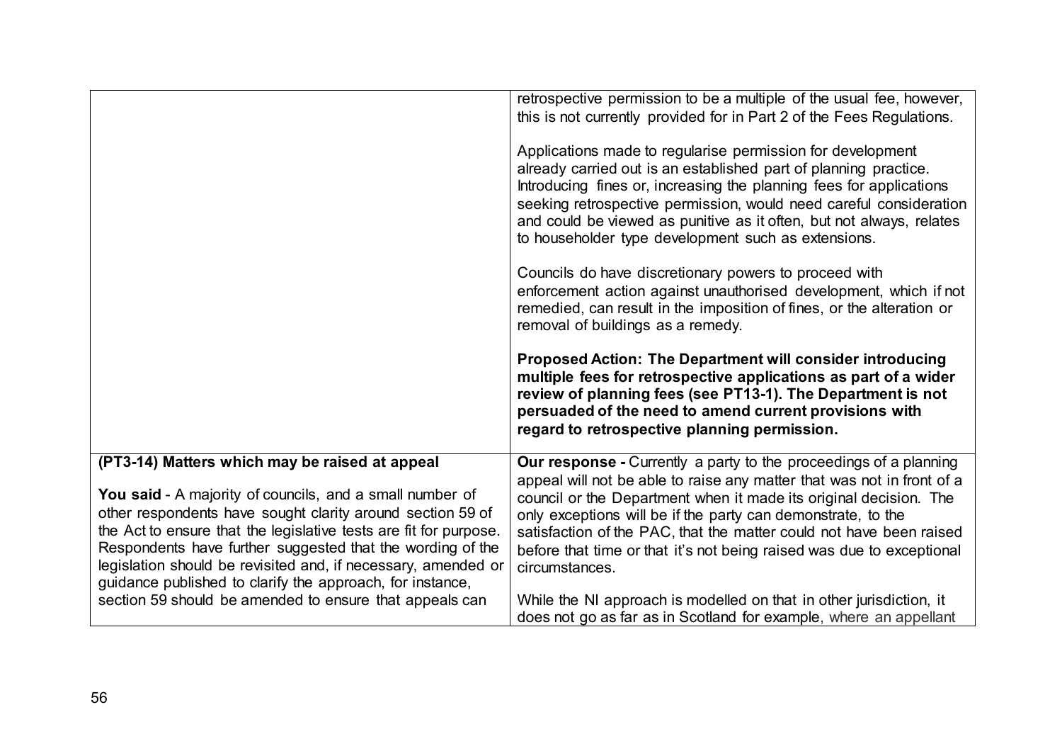| | |
|---|---|
| | retrospective permission to be a multiple of the usual fee, however, this is not currently provided for in Part 2 of the Fees Regulations.<br><br>Applications made to regularise permission for development already carried out is an established part of planning practice. Introducing fines or, increasing the planning fees for applications seeking retrospective permission, would need careful consideration and could be viewed as punitive as it often, but not always, relates to householder type development such as extensions.<br><br>Councils do have discretionary powers to proceed with enforcement action against unauthorised development, which if not remedied, can result in the imposition of fines, or the alteration or removal of buildings as a remedy.<br><br>**Proposed Action: The Department will consider introducing multiple fees for retrospective applications as part of a wider review of planning fees (see PT13-1). The Department is not persuaded of the need to amend current provisions with regard to retrospective planning permission.** |
| **(PT3-14) Matters which may be raised at appeal**<br><br>**You said** - A majority of councils, and a small number of other respondents have sought clarity around section 59 of the Act to ensure that the legislative tests are fit for purpose. Respondents have further suggested that the wording of the legislation should be revisited and, if necessary, amended or guidance published to clarify the approach, for instance, section 59 should be amended to ensure that appeals can | **Our response -** Currently a party to the proceedings of a planning appeal will not be able to raise any matter that was not in front of a council or the Department when it made its original decision. The only exceptions will be if the party can demonstrate, to the satisfaction of the PAC, that the matter could not have been raised before that time or that it's not being raised was due to exceptional circumstances.<br><br>While the NI approach is modelled on that in other jurisdiction, it does not go as far as in Scotland for example, where an appellant |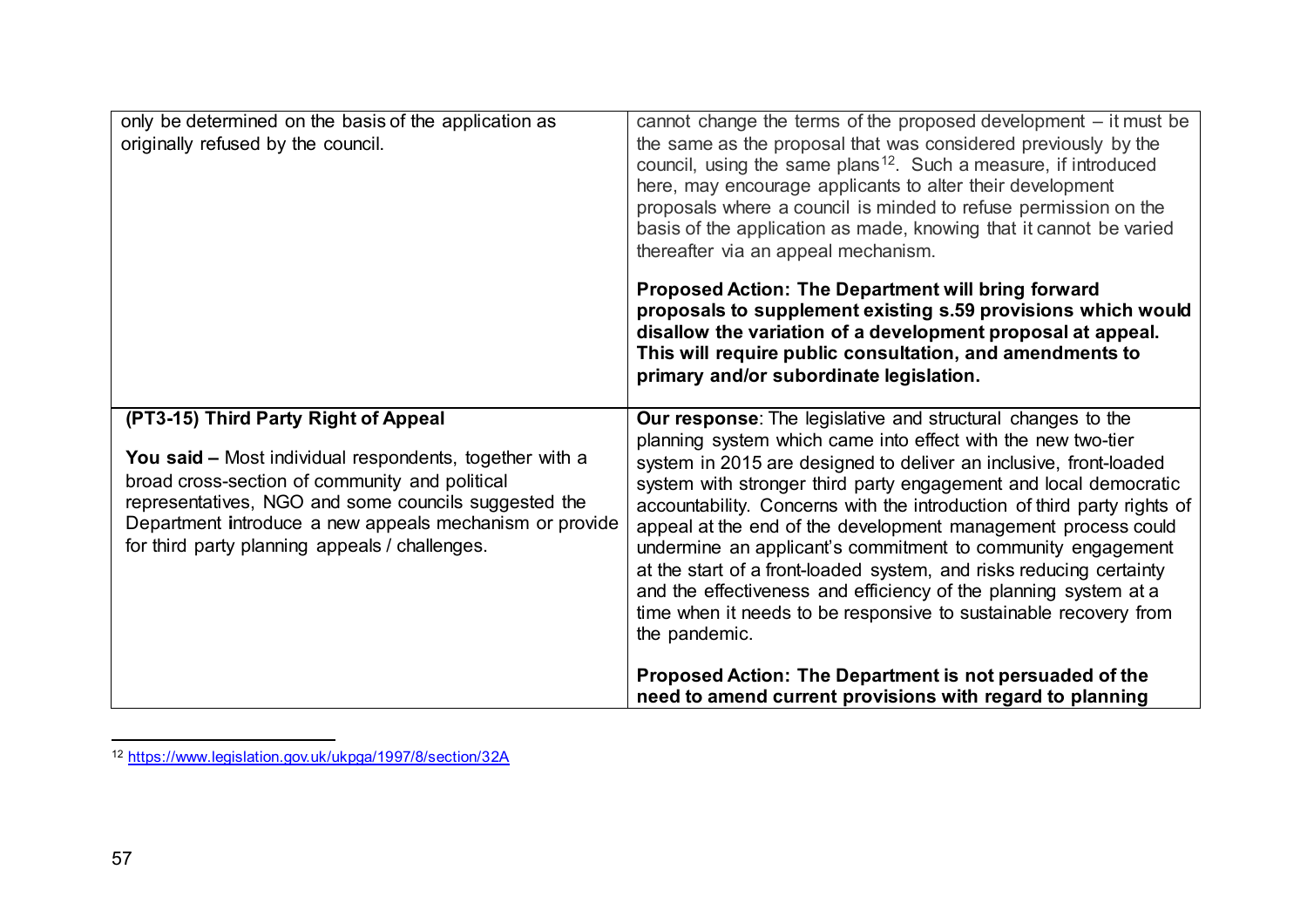| | |
|---|---|
| only be determined on the basis of the application as originally refused by the council. | cannot change the terms of the proposed development – it must be the same as the proposal that was considered previously by the council, using the same plans[12]. Such a measure, if introduced here, may encourage applicants to alter their development proposals where a council is minded to refuse permission on the basis of the application as made, knowing that it cannot be varied thereafter via an appeal mechanism.<br><br>**Proposed Action: The Department will bring forward proposals to supplement existing s.59 provisions which would disallow the variation of a development proposal at appeal. This will require public consultation, and amendments to primary and/or subordinate legislation.** |
| **(PT3-15) Third Party Right of Appeal**<br><br>**You said –** Most individual respondents, together with a broad cross-section of community and political representatives, NGO and some councils suggested the Department introduce a new appeals mechanism or provide for third party planning appeals / challenges. | **Our response**: The legislative and structural changes to the planning system which came into effect with the new two-tier system in 2015 are designed to deliver an inclusive, front-loaded system with stronger third party engagement and local democratic accountability. Concerns with the introduction of third party rights of appeal at the end of the development management process could undermine an applicant's commitment to community engagement at the start of a front-loaded system, and risks reducing certainty and the effectiveness and efficiency of the planning system at a time when it needs to be responsive to sustainable recovery from the pandemic.<br><br>**Proposed Action: The Department is not persuaded of the need to amend current provisions with regard to planning** |

[12] https://www.legislation.gov.uk/ukpga/1997/8/section/32A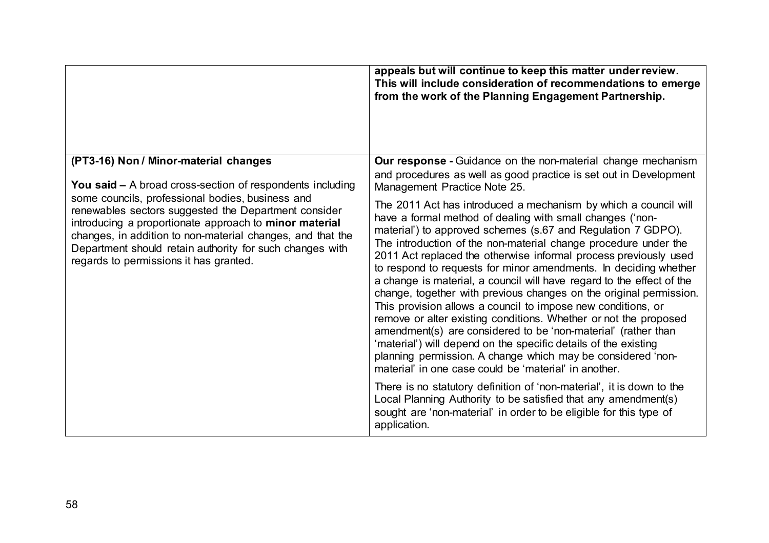| | |
|---|---|
| | **appeals but will continue to keep this matter under review. This will include consideration of recommendations to emerge from the work of the Planning Engagement Partnership.** |
| **(PT3-16) Non / Minor-material changes**<br><br>**You said –** A broad cross-section of respondents including some councils, professional bodies, business and renewables sectors suggested the Department consider introducing a proportionate approach to **minor material** changes, in addition to non-material changes, and that the Department should retain authority for such changes with regards to permissions it has granted. | **Our response -** Guidance on the non-material change mechanism and procedures as well as good practice is set out in Development Management Practice Note 25.<br><br>The 2011 Act has introduced a mechanism by which a council will have a formal method of dealing with small changes ('non-material') to approved schemes (s.67 and Regulation 7 GDPO). The introduction of the non-material change procedure under the 2011 Act replaced the otherwise informal process previously used to respond to requests for minor amendments. In deciding whether a change is material, a council will have regard to the effect of the change, together with previous changes on the original permission. This provision allows a council to impose new conditions, or remove or alter existing conditions. Whether or not the proposed amendment(s) are considered to be 'non-material' (rather than 'material') will depend on the specific details of the existing planning permission. A change which may be considered 'non-material' in one case could be 'material' in another.<br><br>There is no statutory definition of 'non-material', it is down to the Local Planning Authority to be satisfied that any amendment(s) sought are 'non-material' in order to be eligible for this type of application. |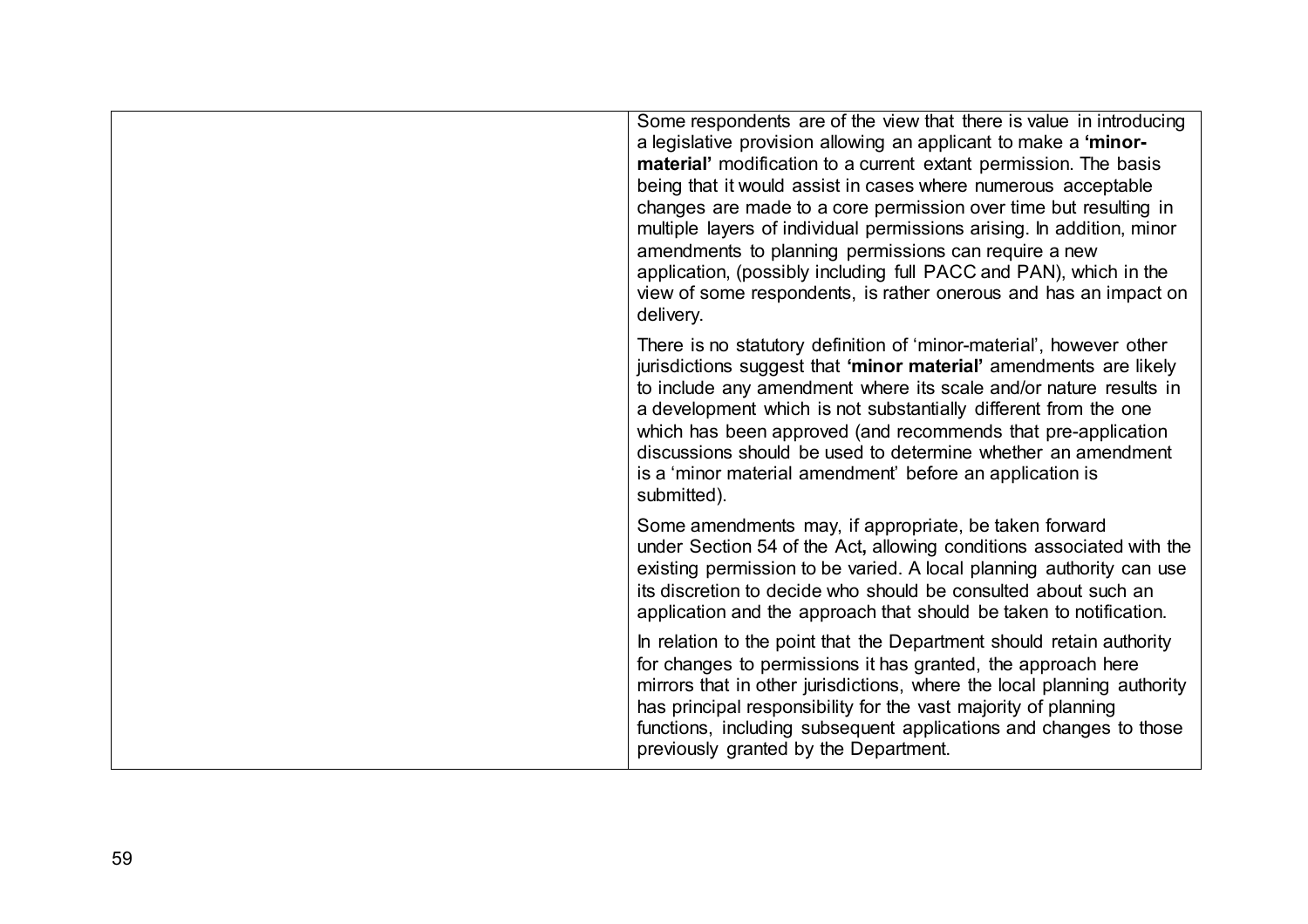| | |
|---|---|
| | Some respondents are of the view that there is value in introducing a legislative provision allowing an applicant to make a **'minor-material'** modification to a current extant permission. The basis being that it would assist in cases where numerous acceptable changes are made to a core permission over time but resulting in multiple layers of individual permissions arising. In addition, minor amendments to planning permissions can require a new application, (possibly including full PACC and PAN), which in the view of some respondents, is rather onerous and has an impact on delivery.<br><br>There is no statutory definition of 'minor-material', however other jurisdictions suggest that **'minor material'** amendments are likely to include any amendment where its scale and/or nature results in a development which is not substantially different from the one which has been approved (and recommends that pre-application discussions should be used to determine whether an amendment is a 'minor material amendment' before an application is submitted).<br><br>Some amendments may, if appropriate, be taken forward under Section 54 of the Act**,** allowing conditions associated with the existing permission to be varied. A local planning authority can use its discretion to decide who should be consulted about such an application and the approach that should be taken to notification.<br><br>In relation to the point that the Department should retain authority for changes to permissions it has granted, the approach here mirrors that in other jurisdictions, where the local planning authority has principal responsibility for the vast majority of planning functions, including subsequent applications and changes to those previously granted by the Department. |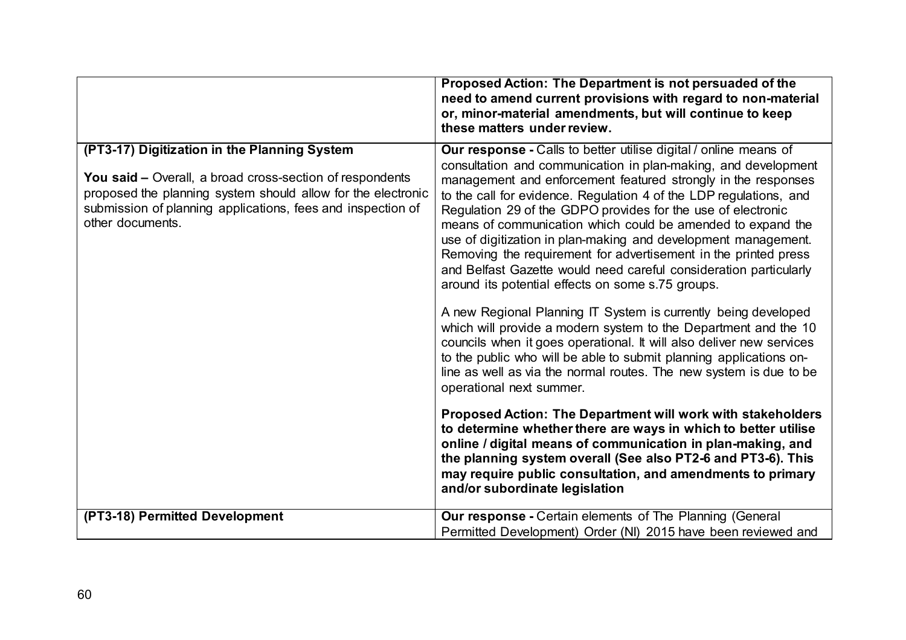| | |
|---|---|
| | **Proposed Action: The Department is not persuaded of the need to amend current provisions with regard to non-material or, minor-material amendments, but will continue to keep these matters under review.** |
| **(PT3-17) Digitization in the Planning System**<br><br>**You said –** Overall, a broad cross-section of respondents proposed the planning system should allow for the electronic submission of planning applications, fees and inspection of other documents. | **Our response -** Calls to better utilise digital / online means of consultation and communication in plan-making, and development management and enforcement featured strongly in the responses to the call for evidence. Regulation 4 of the LDP regulations, and Regulation 29 of the GDPO provides for the use of electronic means of communication which could be amended to expand the use of digitization in plan-making and development management. Removing the requirement for advertisement in the printed press and Belfast Gazette would need careful consideration particularly around its potential effects on some s.75 groups.<br><br>A new Regional Planning IT System is currently being developed which will provide a modern system to the Department and the 10 councils when it goes operational. It will also deliver new services to the public who will be able to submit planning applications on-line as well as via the normal routes. The new system is due to be operational next summer.<br><br>**Proposed Action: The Department will work with stakeholders to determine whether there are ways in which to better utilise online / digital means of communication in plan-making, and the planning system overall (See also PT2-6 and PT3-6). This may require public consultation, and amendments to primary and/or subordinate legislation** |
| **(PT3-18) Permitted Development** | **Our response -** Certain elements of The Planning (General Permitted Development) Order (NI) 2015 have been reviewed and |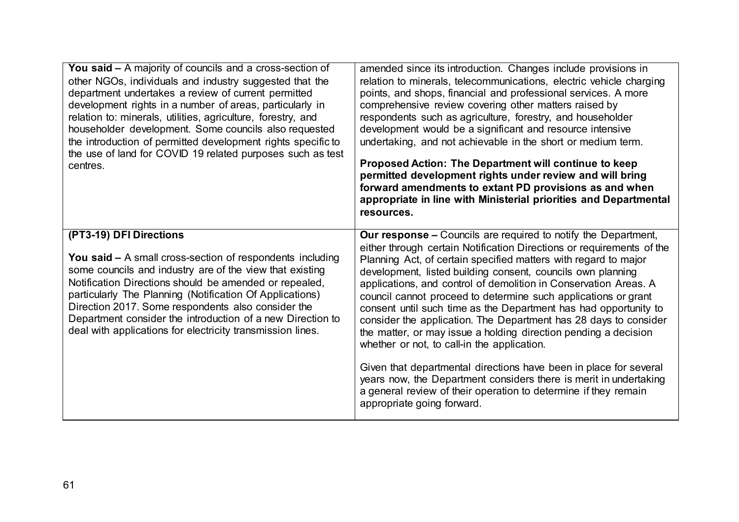| | |
|---|---|
| **You said –** A majority of councils and a cross-section of other NGOs, individuals and industry suggested that the department undertakes a review of current permitted development rights in a number of areas, particularly in relation to: minerals, utilities, agriculture, forestry, and householder development. Some councils also requested the introduction of permitted development rights specific to the use of land for COVID 19 related purposes such as test centres. | amended since its introduction. Changes include provisions in relation to minerals, telecommunications, electric vehicle charging points, and shops, financial and professional services. A more comprehensive review covering other matters raised by respondents such as agriculture, forestry, and householder development would be a significant and resource intensive undertaking, and not achievable in the short or medium term.<br><br>**Proposed Action: The Department will continue to keep permitted development rights under review and will bring forward amendments to extant PD provisions as and when appropriate in line with Ministerial priorities and Departmental resources.** |
| **(PT3-19) DFI Directions**<br><br>**You said –** A small cross-section of respondents including some councils and industry are of the view that existing Notification Directions should be amended or repealed, particularly The Planning (Notification Of Applications) Direction 2017. Some respondents also consider the Department consider the introduction of a new Direction to deal with applications for electricity transmission lines. | **Our response –** Councils are required to notify the Department, either through certain Notification Directions or requirements of the Planning Act, of certain specified matters with regard to major development, listed building consent, councils own planning applications, and control of demolition in Conservation Areas. A council cannot proceed to determine such applications or grant consent until such time as the Department has had opportunity to consider the application. The Department has 28 days to consider the matter, or may issue a holding direction pending a decision whether or not, to call-in the application.<br><br>Given that departmental directions have been in place for several years now, the Department considers there is merit in undertaking a general review of their operation to determine if they remain appropriate going forward. |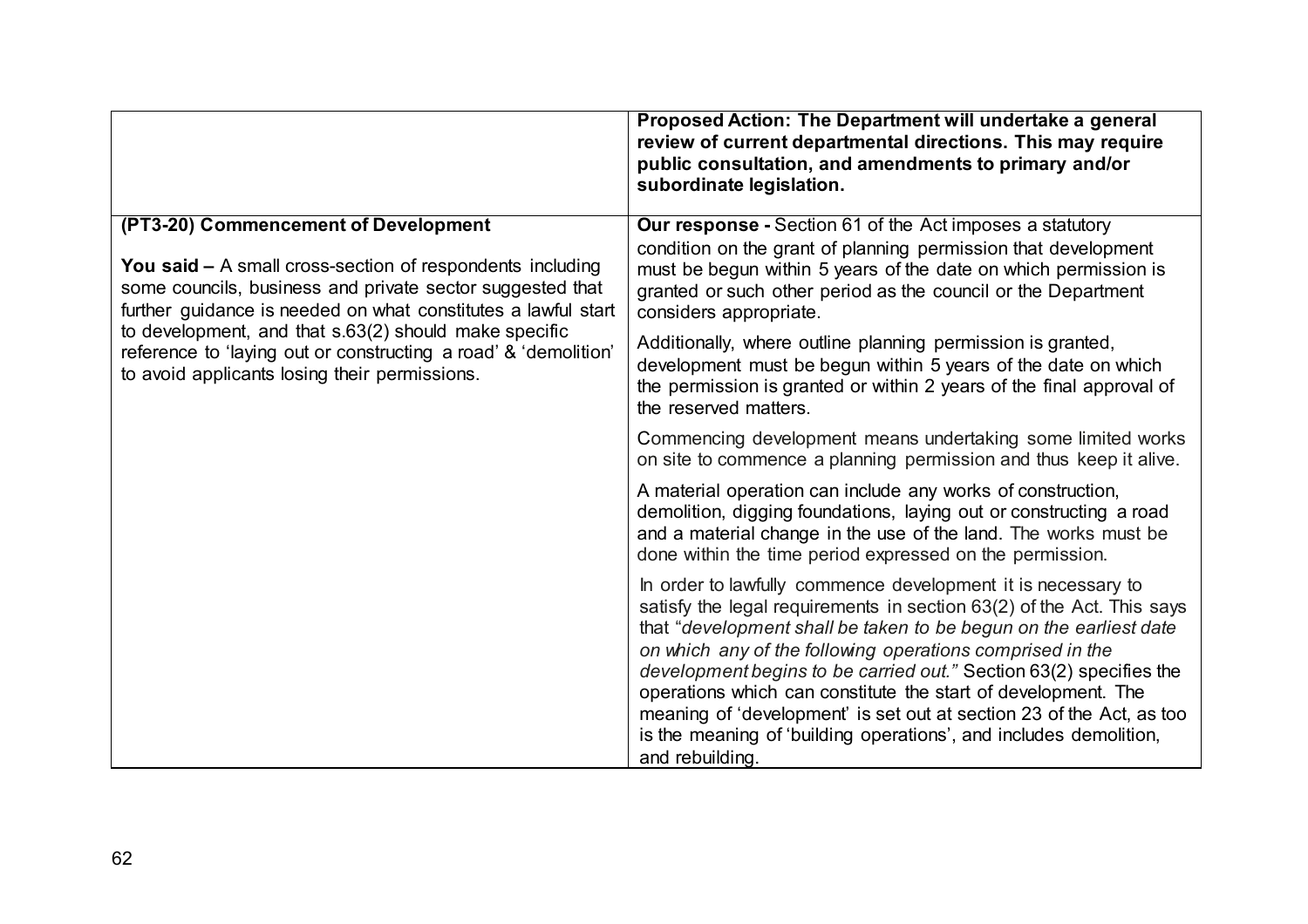| | |
|---|---|
| | **Proposed Action: The Department will undertake a general review of current departmental directions. This may require public consultation, and amendments to primary and/or subordinate legislation.** |
| **(PT3-20) Commencement of Development**<br><br>**You said –** A small cross-section of respondents including some councils, business and private sector suggested that further guidance is needed on what constitutes a lawful start to development, and that s.63(2) should make specific reference to 'laying out or constructing a road' & 'demolition' to avoid applicants losing their permissions. | **Our response -** Section 61 of the Act imposes a statutory condition on the grant of planning permission that development must be begun within 5 years of the date on which permission is granted or such other period as the council or the Department considers appropriate.<br><br>Additionally, where outline planning permission is granted, development must be begun within 5 years of the date on which the permission is granted or within 2 years of the final approval of the reserved matters.<br><br>Commencing development means undertaking some limited works on site to commence a planning permission and thus keep it alive.<br><br>A material operation can include any works of construction, demolition, digging foundations, laying out or constructing a road and a material change in the use of the land. The works must be done within the time period expressed on the permission.<br><br>In order to lawfully commence development it is necessary to satisfy the legal requirements in section 63(2) of the Act. This says that "*development shall be taken to be begun on the earliest date on which any of the following operations comprised in the development begins to be carried out.*" Section 63(2) specifies the operations which can constitute the start of development. The meaning of 'development' is set out at section 23 of the Act, as too is the meaning of 'building operations', and includes demolition, and rebuilding. |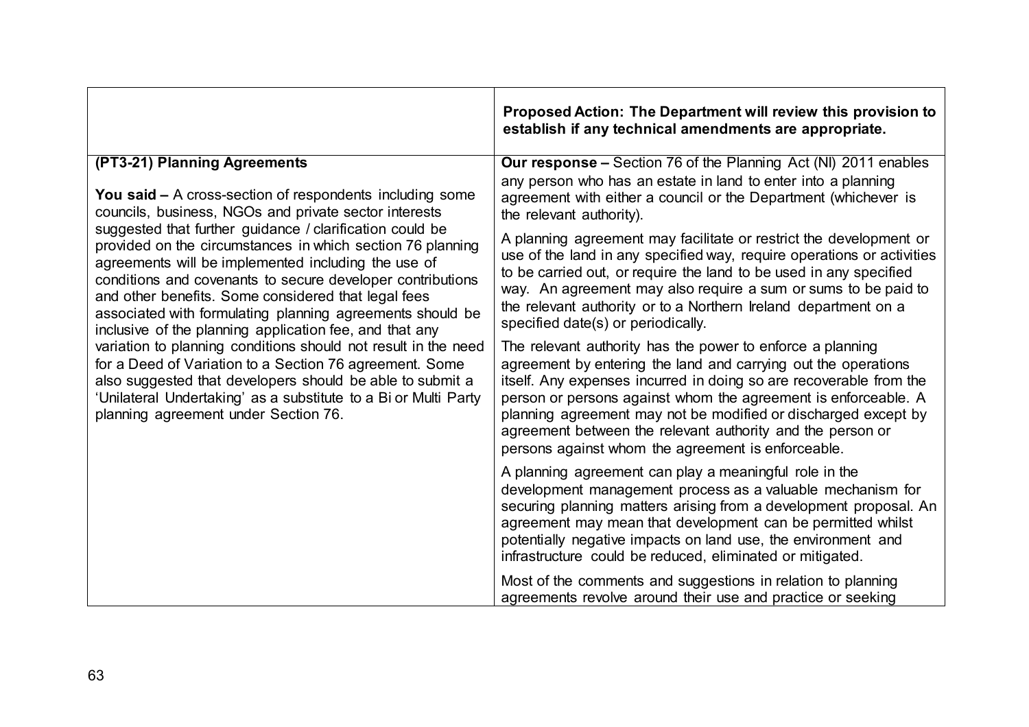| | Proposed Action: The Department will review this provision to establish if any technical amendments are appropriate. |
|---|---|
| **(PT3-21) Planning Agreements**<br><br>**You said –** A cross-section of respondents including some councils, business, NGOs and private sector interests suggested that further guidance / clarification could be provided on the circumstances in which section 76 planning agreements will be implemented including the use of conditions and covenants to secure developer contributions and other benefits. Some considered that legal fees associated with formulating planning agreements should be inclusive of the planning application fee, and that any variation to planning conditions should not result in the need for a Deed of Variation to a Section 76 agreement. Some also suggested that developers should be able to submit a 'Unilateral Undertaking' as a substitute to a Bi or Multi Party planning agreement under Section 76. | **Our response –** Section 76 of the Planning Act (NI) 2011 enables any person who has an estate in land to enter into a planning agreement with either a council or the Department (whichever is the relevant authority).<br><br>A planning agreement may facilitate or restrict the development or use of the land in any specified way, require operations or activities to be carried out, or require the land to be used in any specified way. An agreement may also require a sum or sums to be paid to the relevant authority or to a Northern Ireland department on a specified date(s) or periodically.<br><br>The relevant authority has the power to enforce a planning agreement by entering the land and carrying out the operations itself. Any expenses incurred in doing so are recoverable from the person or persons against whom the agreement is enforceable. A planning agreement may not be modified or discharged except by agreement between the relevant authority and the person or persons against whom the agreement is enforceable.<br><br>A planning agreement can play a meaningful role in the development management process as a valuable mechanism for securing planning matters arising from a development proposal. An agreement may mean that development can be permitted whilst potentially negative impacts on land use, the environment and infrastructure could be reduced, eliminated or mitigated.<br><br>Most of the comments and suggestions in relation to planning agreements revolve around their use and practice or seeking |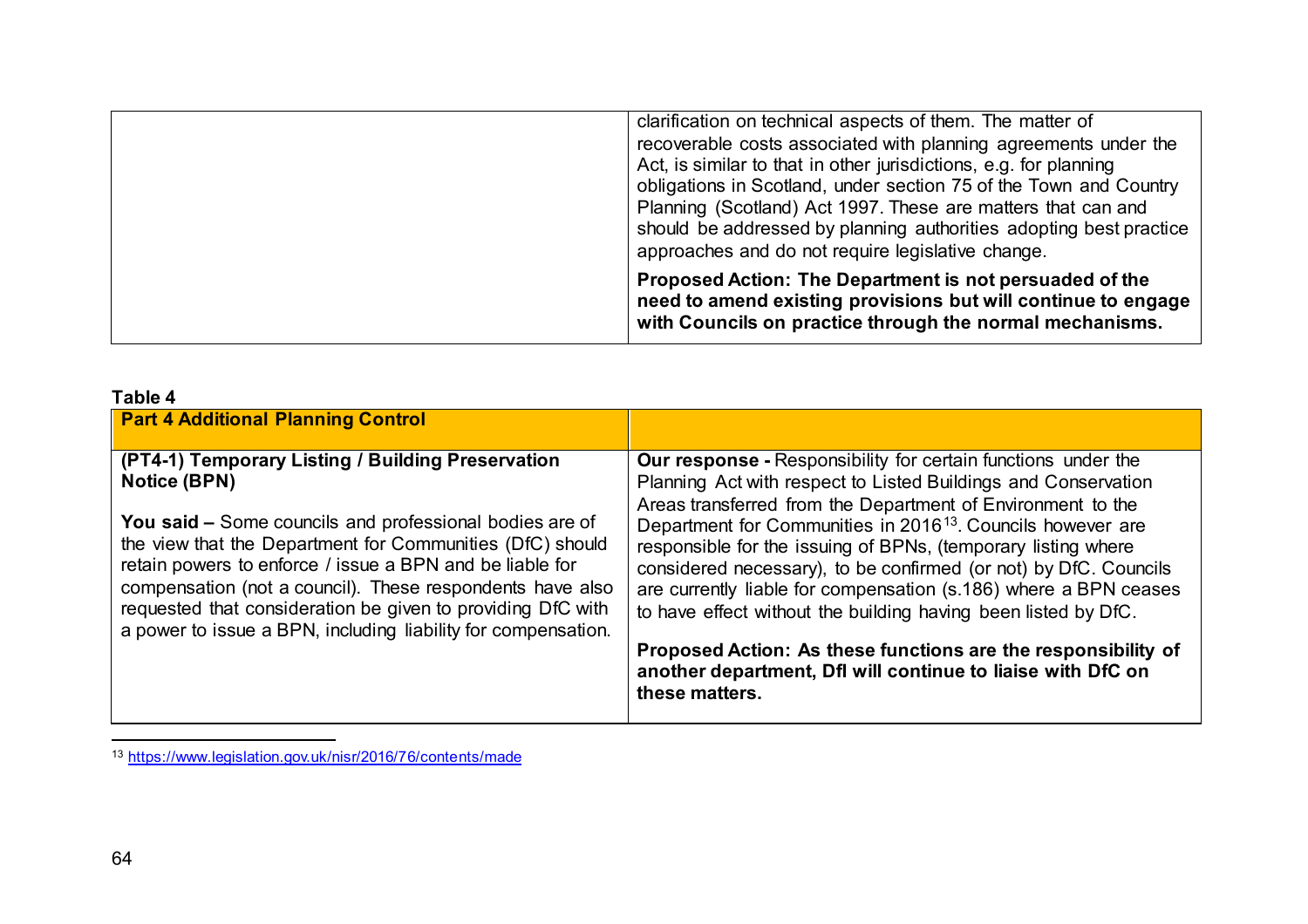| | |
|---|---|
| | clarification on technical aspects of them. The matter of recoverable costs associated with planning agreements under the Act, is similar to that in other jurisdictions, e.g. for planning obligations in Scotland, under section 75 of the Town and Country Planning (Scotland) Act 1997. These are matters that can and should be addressed by planning authorities adopting best practice approaches and do not require legislative change.<br><br>**Proposed Action: The Department is not persuaded of the need to amend existing provisions but will continue to engage with Councils on practice through the normal mechanisms.** |

**Table 4**

| **Part 4 Additional Planning Control** | |
|---|---|
| **(PT4-1) Temporary Listing / Building Preservation Notice (BPN)**<br><br>**You said –** Some councils and professional bodies are of the view that the Department for Communities (DfC) should retain powers to enforce / issue a BPN and be liable for compensation (not a council). These respondents have also requested that consideration be given to providing DfC with a power to issue a BPN, including liability for compensation. | **Our response -** Responsibility for certain functions under the Planning Act with respect to Listed Buildings and Conservation Areas transferred from the Department of Environment to the Department for Communities in 2016[13]. Councils however are responsible for the issuing of BPNs, (temporary listing where considered necessary), to be confirmed (or not) by DfC. Councils are currently liable for compensation (s.186) where a BPN ceases to have effect without the building having been listed by DfC.<br><br>**Proposed Action: As these functions are the responsibility of another department, DfI will continue to liaise with DfC on these matters.** |

[13] https://www.legislation.gov.uk/nisr/2016/76/contents/made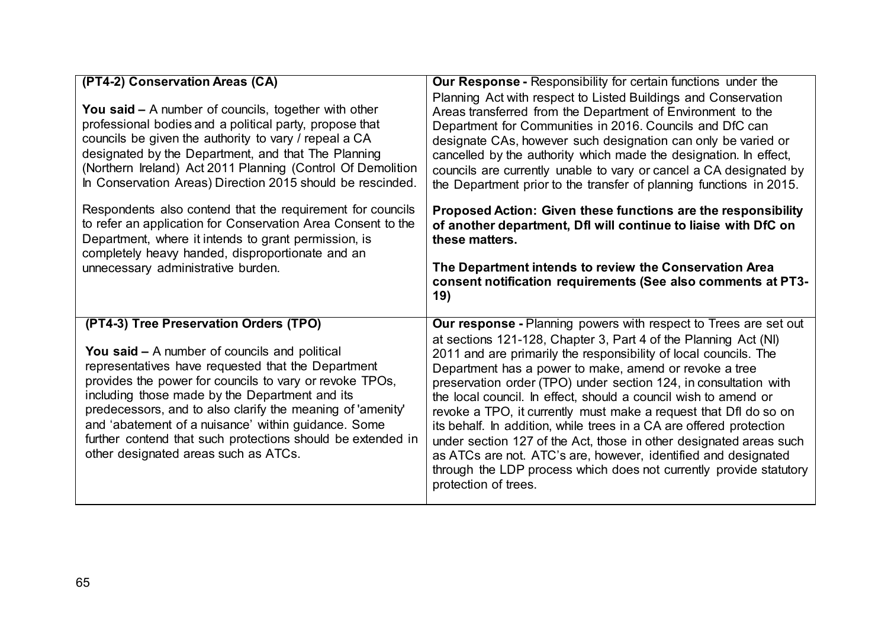| | |
|---|---|
| **(PT4-2) Conservation Areas (CA)**<br><br>**You said –** A number of councils, together with other professional bodies and a political party, propose that councils be given the authority to vary / repeal a CA designated by the Department, and that The Planning (Northern Ireland) Act 2011 Planning (Control Of Demolition In Conservation Areas) Direction 2015 should be rescinded.<br><br>Respondents also contend that the requirement for councils to refer an application for Conservation Area Consent to the Department, where it intends to grant permission, is completely heavy handed, disproportionate and an unnecessary administrative burden. | **Our Response -** Responsibility for certain functions under the Planning Act with respect to Listed Buildings and Conservation Areas transferred from the Department of Environment to the Department for Communities in 2016. Councils and DfC can designate CAs, however such designation can only be varied or cancelled by the authority which made the designation. In effect, councils are currently unable to vary or cancel a CA designated by the Department prior to the transfer of planning functions in 2015.<br><br>**Proposed Action: Given these functions are the responsibility of another department, DfI will continue to liaise with DfC on these matters.**<br><br>**The Department intends to review the Conservation Area consent notification requirements (See also comments at PT3-19)** |
| **(PT4-3) Tree Preservation Orders (TPO)**<br><br>**You said –** A number of councils and political representatives have requested that the Department provides the power for councils to vary or revoke TPOs, including those made by the Department and its predecessors, and to also clarify the meaning of 'amenity' and 'abatement of a nuisance' within guidance. Some further contend that such protections should be extended in other designated areas such as ATCs. | **Our response -** Planning powers with respect to Trees are set out at sections 121-128, Chapter 3, Part 4 of the Planning Act (NI) 2011 and are primarily the responsibility of local councils. The Department has a power to make, amend or revoke a tree preservation order (TPO) under section 124, in consultation with the local council. In effect, should a council wish to amend or revoke a TPO, it currently must make a request that DfI do so on its behalf. In addition, while trees in a CA are offered protection under section 127 of the Act, those in other designated areas such as ATCs are not. ATC's are, however, identified and designated through the LDP process which does not currently provide statutory protection of trees. |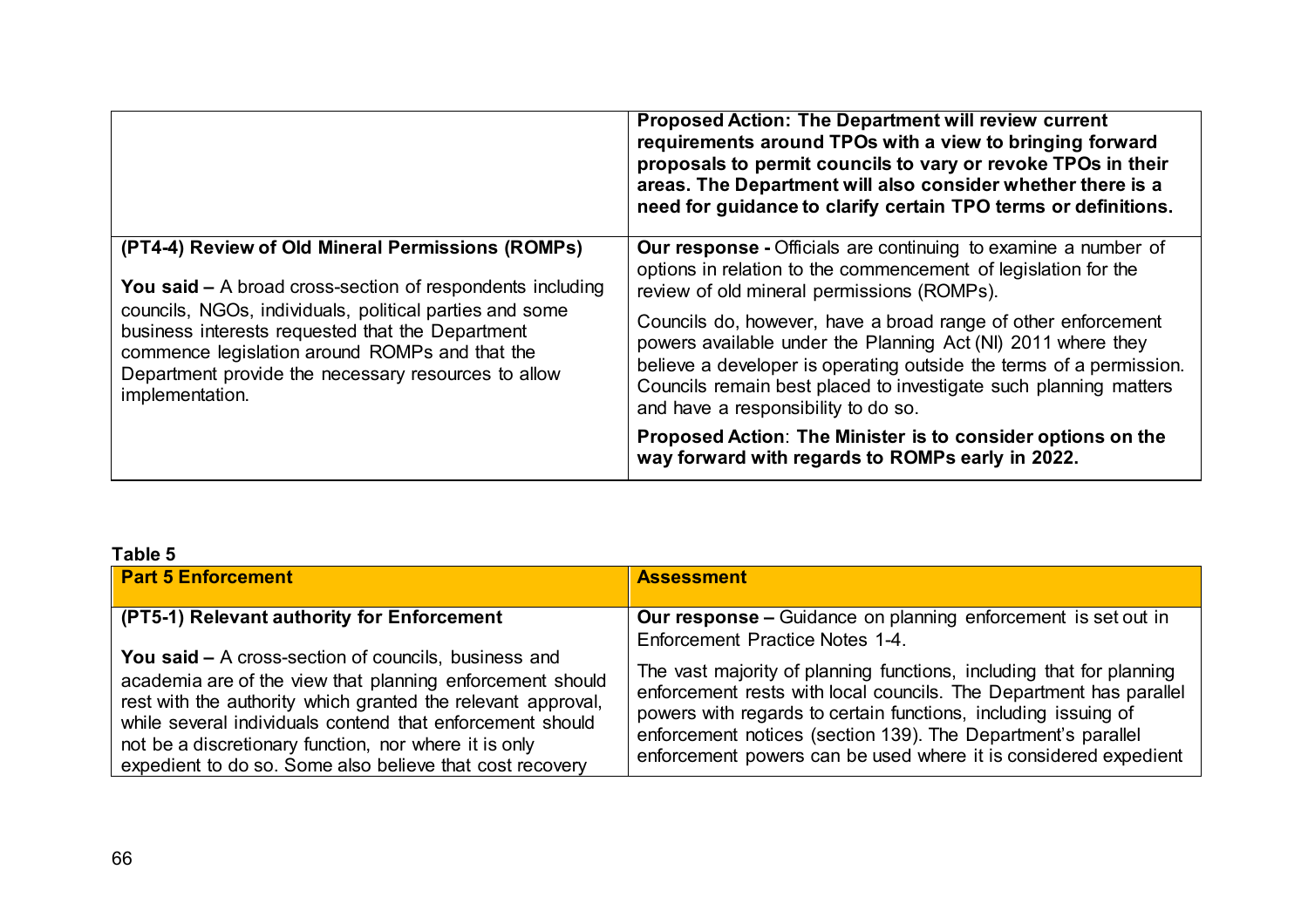| | |
|---|---|
| | **Proposed Action: The Department will review current requirements around TPOs with a view to bringing forward proposals to permit councils to vary or revoke TPOs in their areas. The Department will also consider whether there is a need for guidance to clarify certain TPO terms or definitions.** |
| **(PT4-4) Review of Old Mineral Permissions (ROMPs)**<br><br>**You said –** A broad cross-section of respondents including councils, NGOs, individuals, political parties and some business interests requested that the Department commence legislation around ROMPs and that the Department provide the necessary resources to allow implementation. | **Our response -** Officials are continuing to examine a number of options in relation to the commencement of legislation for the review of old mineral permissions (ROMPs).<br><br>Councils do, however, have a broad range of other enforcement powers available under the Planning Act (NI) 2011 where they believe a developer is operating outside the terms of a permission. Councils remain best placed to investigate such planning matters and have a responsibility to do so.<br><br>**Proposed Action**: **The Minister is to consider options on the way forward with regards to ROMPs early in 2022.** |

**Table 5**

| Part 5 Enforcement | Assessment |
|---|---|
| **(PT5-1) Relevant authority for Enforcement**<br><br>**You said –** A cross-section of councils, business and academia are of the view that planning enforcement should rest with the authority which granted the relevant approval, while several individuals contend that enforcement should not be a discretionary function, nor where it is only expedient to do so. Some also believe that cost recovery | **Our response –** Guidance on planning enforcement is set out in Enforcement Practice Notes 1-4.<br><br>The vast majority of planning functions, including that for planning enforcement rests with local councils. The Department has parallel powers with regards to certain functions, including issuing of enforcement notices (section 139). The Department's parallel enforcement powers can be used where it is considered expedient |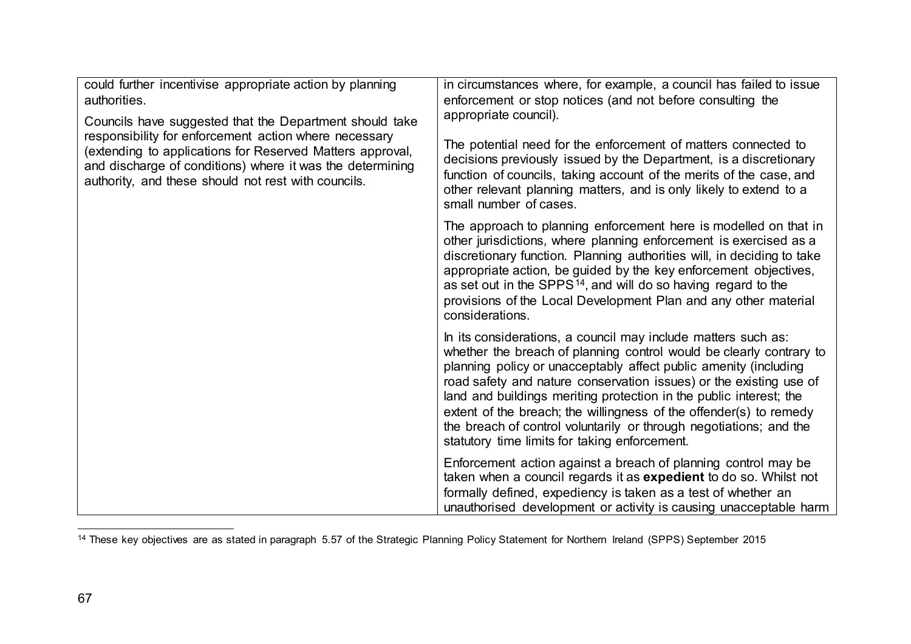| | |
|---|---|
| could further incentivise appropriate action by planning authorities.<br><br>Councils have suggested that the Department should take responsibility for enforcement action where necessary (extending to applications for Reserved Matters approval, and discharge of conditions) where it was the determining authority, and these should not rest with councils. | in circumstances where, for example, a council has failed to issue enforcement or stop notices (and not before consulting the appropriate council).<br><br>The potential need for the enforcement of matters connected to decisions previously issued by the Department, is a discretionary function of councils, taking account of the merits of the case, and other relevant planning matters, and is only likely to extend to a small number of cases.<br><br>The approach to planning enforcement here is modelled on that in other jurisdictions, where planning enforcement is exercised as a discretionary function. Planning authorities will, in deciding to take appropriate action, be guided by the key enforcement objectives, as set out in the SPPS[14], and will do so having regard to the provisions of the Local Development Plan and any other material considerations.<br><br>In its considerations, a council may include matters such as: whether the breach of planning control would be clearly contrary to planning policy or unacceptably affect public amenity (including road safety and nature conservation issues) or the existing use of land and buildings meriting protection in the public interest; the extent of the breach; the willingness of the offender(s) to remedy the breach of control voluntarily or through negotiations; and the statutory time limits for taking enforcement.<br><br>Enforcement action against a breach of planning control may be taken when a council regards it as **expedient** to do so. Whilst not formally defined, expediency is taken as a test of whether an unauthorised development or activity is causing unacceptable harm |

[14] These key objectives are as stated in paragraph 5.57 of the Strategic Planning Policy Statement for Northern Ireland (SPPS) September 2015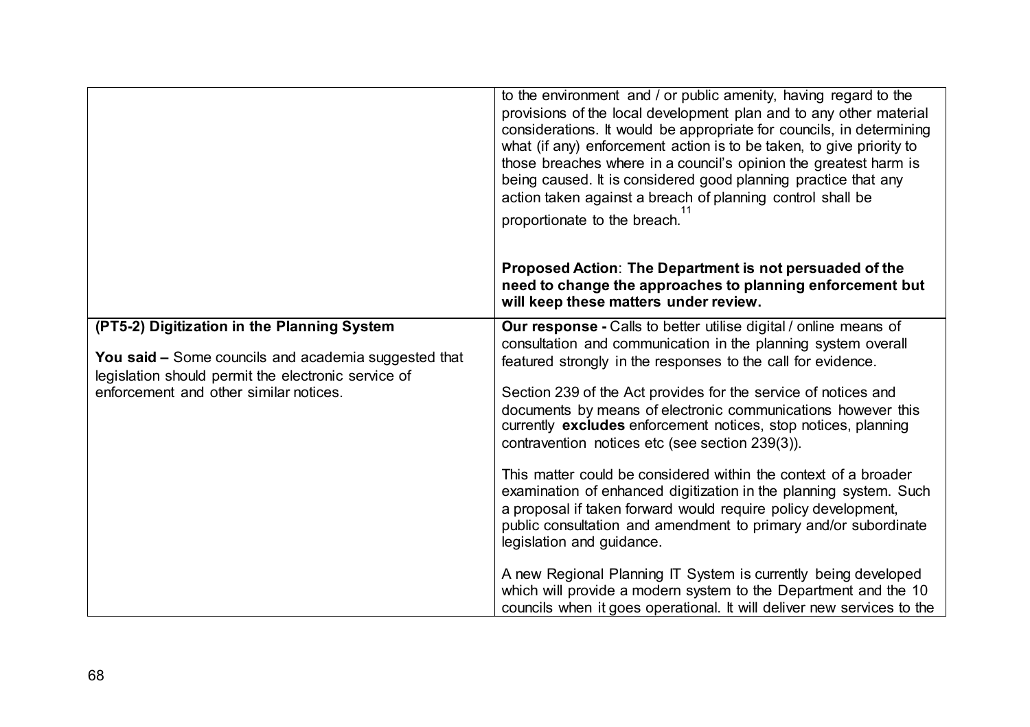| | |
|---|---|
| | to the environment and / or public amenity, having regard to the provisions of the local development plan and to any other material considerations. It would be appropriate for councils, in determining what (if any) enforcement action is to be taken, to give priority to those breaches where in a council's opinion the greatest harm is being caused. It is considered good planning practice that any action taken against a breach of planning control shall be proportionate to the breach.[11]<br><br>**Proposed Action**: **The Department is not persuaded of the need to change the approaches to planning enforcement but will keep these matters under review.** |
| **(PT5-2) Digitization in the Planning System**<br><br>**You said –** Some councils and academia suggested that legislation should permit the electronic service of enforcement and other similar notices. | **Our response -** Calls to better utilise digital / online means of consultation and communication in the planning system overall featured strongly in the responses to the call for evidence.<br><br>Section 239 of the Act provides for the service of notices and documents by means of electronic communications however this currently **excludes** enforcement notices, stop notices, planning contravention notices etc (see section 239(3)).<br><br>This matter could be considered within the context of a broader examination of enhanced digitization in the planning system. Such a proposal if taken forward would require policy development, public consultation and amendment to primary and/or subordinate legislation and guidance.<br><br>A new Regional Planning IT System is currently being developed which will provide a modern system to the Department and the 10 councils when it goes operational. It will deliver new services to the |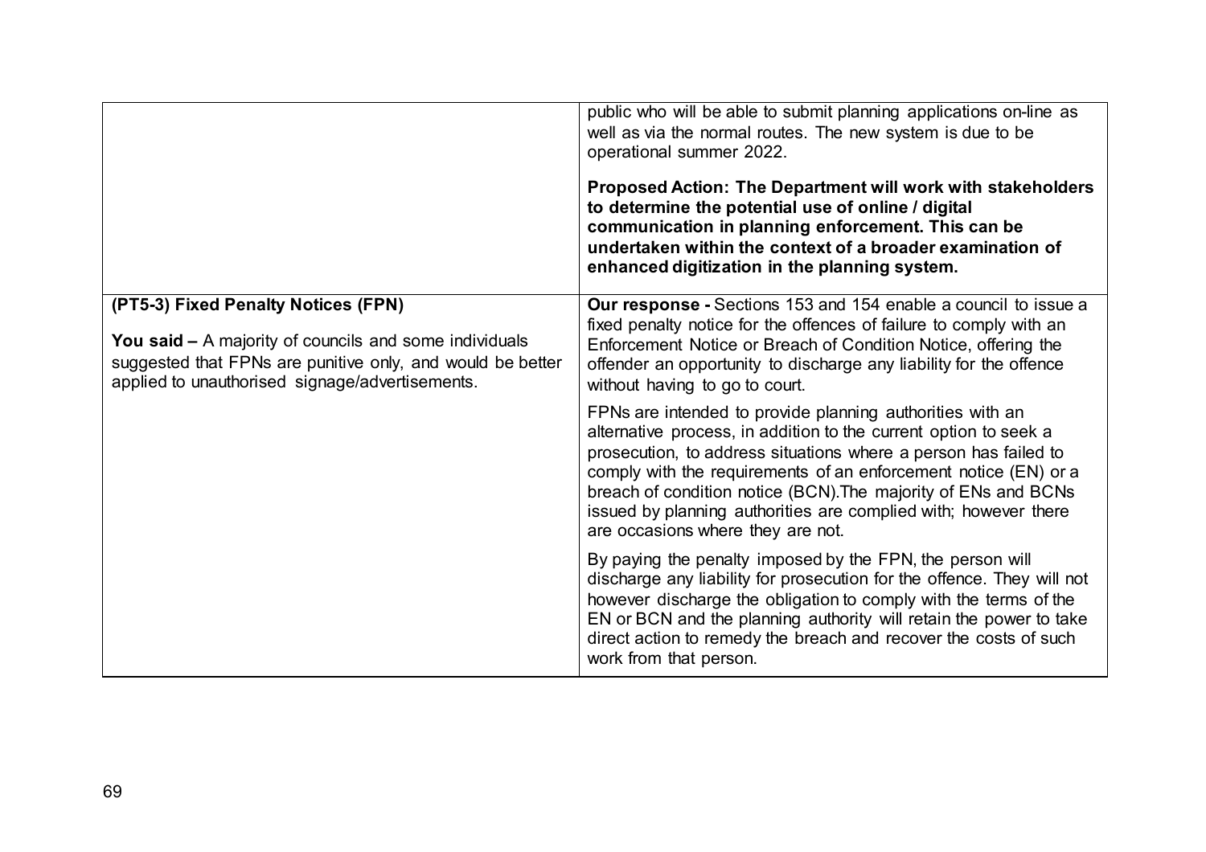| | |
|---|---|
| | public who will be able to submit planning applications on-line as well as via the normal routes. The new system is due to be operational summer 2022.<br><br>**Proposed Action: The Department will work with stakeholders to determine the potential use of online / digital communication in planning enforcement. This can be undertaken within the context of a broader examination of enhanced digitization in the planning system.** |
| **(PT5-3) Fixed Penalty Notices (FPN)**<br><br>**You said –** A majority of councils and some individuals suggested that FPNs are punitive only, and would be better applied to unauthorised signage/advertisements. | **Our response -** Sections 153 and 154 enable a council to issue a fixed penalty notice for the offences of failure to comply with an Enforcement Notice or Breach of Condition Notice, offering the offender an opportunity to discharge any liability for the offence without having to go to court.<br><br>FPNs are intended to provide planning authorities with an alternative process, in addition to the current option to seek a prosecution, to address situations where a person has failed to comply with the requirements of an enforcement notice (EN) or a breach of condition notice (BCN).The majority of ENs and BCNs issued by planning authorities are complied with; however there are occasions where they are not.<br><br>By paying the penalty imposed by the FPN, the person will discharge any liability for prosecution for the offence. They will not however discharge the obligation to comply with the terms of the EN or BCN and the planning authority will retain the power to take direct action to remedy the breach and recover the costs of such work from that person. |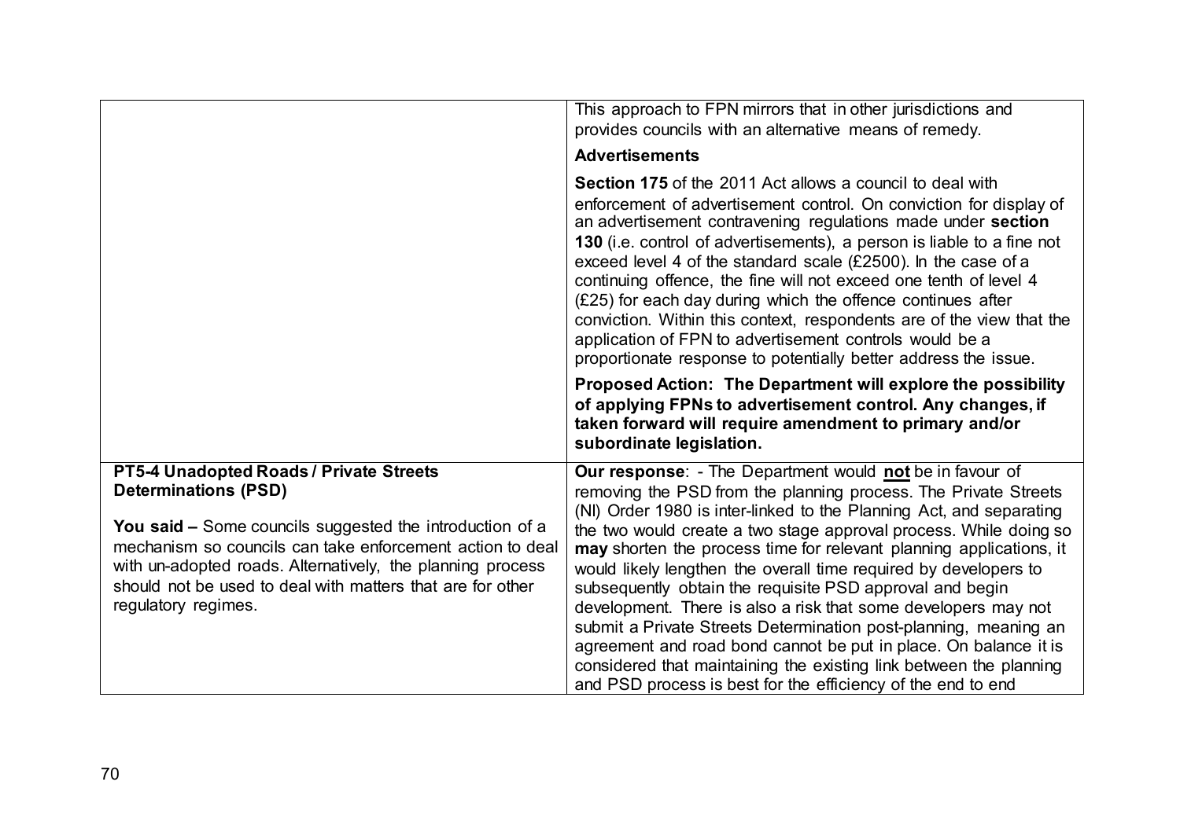| | |
|---|---|
| | This approach to FPN mirrors that in other jurisdictions and provides councils with an alternative means of remedy.<br><br>**Advertisements**<br><br>**Section 175** of the 2011 Act allows a council to deal with enforcement of advertisement control. On conviction for display of an advertisement contravening regulations made under **section 130** (i.e. control of advertisements), a person is liable to a fine not exceed level 4 of the standard scale (£2500). In the case of a continuing offence, the fine will not exceed one tenth of level 4 (£25) for each day during which the offence continues after conviction. Within this context, respondents are of the view that the application of FPN to advertisement controls would be a proportionate response to potentially better address the issue.<br><br>**Proposed Action: The Department will explore the possibility of applying FPNs to advertisement control. Any changes, if taken forward will require amendment to primary and/or subordinate legislation.** |
| **PT5-4 Unadopted Roads / Private Streets Determinations (PSD)**<br><br>**You said –** Some councils suggested the introduction of a mechanism so councils can take enforcement action to deal with un-adopted roads. Alternatively, the planning process should not be used to deal with matters that are for other regulatory regimes. | **Our response**: - The Department would **not** be in favour of removing the PSD from the planning process. The Private Streets (NI) Order 1980 is inter-linked to the Planning Act, and separating the two would create a two stage approval process. While doing so **may** shorten the process time for relevant planning applications, it would likely lengthen the overall time required by developers to subsequently obtain the requisite PSD approval and begin development. There is also a risk that some developers may not submit a Private Streets Determination post-planning, meaning an agreement and road bond cannot be put in place. On balance it is considered that maintaining the existing link between the planning and PSD process is best for the efficiency of the end to end |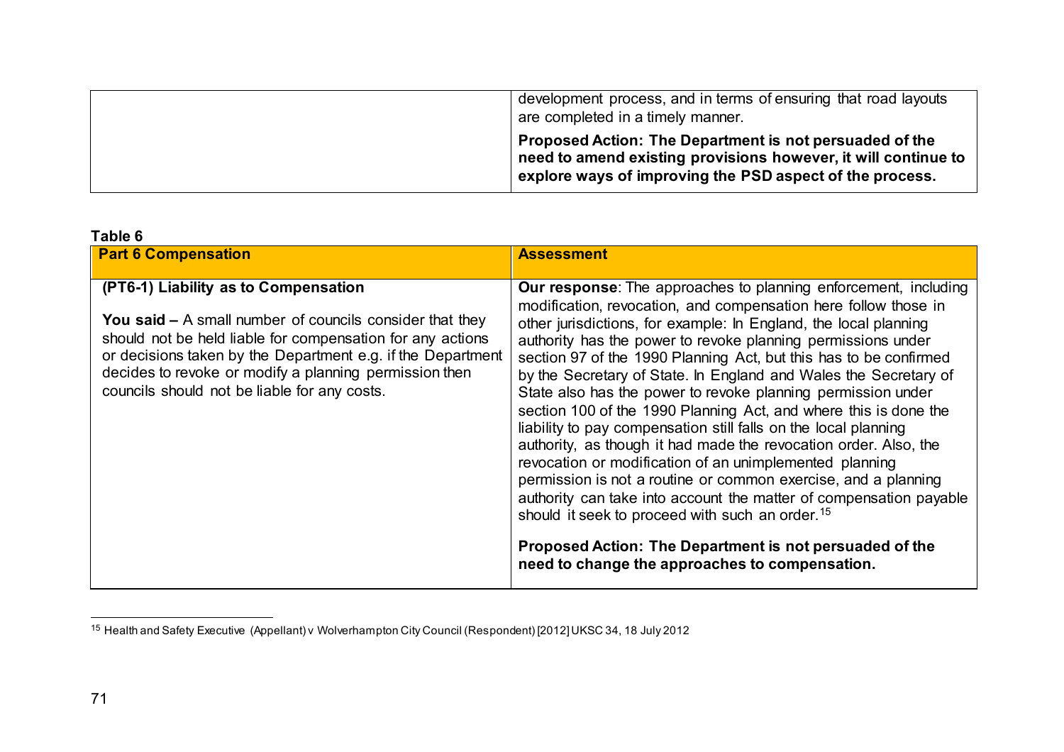| | |
|---|---|
| | development process, and in terms of ensuring that road layouts are completed in a timely manner.<br><br>**Proposed Action: The Department is not persuaded of the need to amend existing provisions however, it will continue to explore ways of improving the PSD aspect of the process.** |

**Table 6**

| **Part 6 Compensation** | **Assessment** |
|---|---|
| **(PT6-1) Liability as to Compensation**<br><br>**You said –** A small number of councils consider that they should not be held liable for compensation for any actions or decisions taken by the Department e.g. if the Department decides to revoke or modify a planning permission then councils should not be liable for any costs. | **Our response**: The approaches to planning enforcement, including modification, revocation, and compensation here follow those in other jurisdictions, for example: In England, the local planning authority has the power to revoke planning permissions under section 97 of the 1990 Planning Act, but this has to be confirmed by the Secretary of State. In England and Wales the Secretary of State also has the power to revoke planning permission under section 100 of the 1990 Planning Act, and where this is done the liability to pay compensation still falls on the local planning authority, as though it had made the revocation order. Also, the revocation or modification of an unimplemented planning permission is not a routine or common exercise, and a planning authority can take into account the matter of compensation payable should it seek to proceed with such an order.[15]<br><br>**Proposed Action: The Department is not persuaded of the need to change the approaches to compensation.** |

[15] Health and Safety Executive (Appellant) v Wolverhampton City Council (Respondent) [2012] UKSC 34, 18 July 2012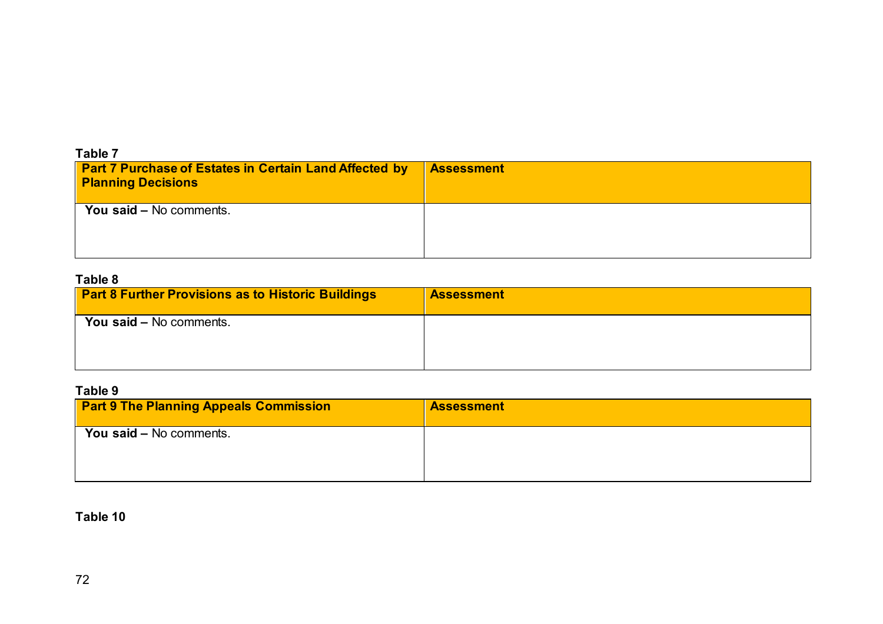**Table 7**

| Part 7 Purchase of Estates in Certain Land Affected by Planning Decisions | Assessment |
|---|---|
| **You said –** No comments. | |

**Table 8**

| Part 8 Further Provisions as to Historic Buildings | Assessment |
|---|---|
| **You said –** No comments. | |

**Table 9**

| Part 9 The Planning Appeals Commission | Assessment |
|---|---|
| **You said –** No comments. | |

**Table 10**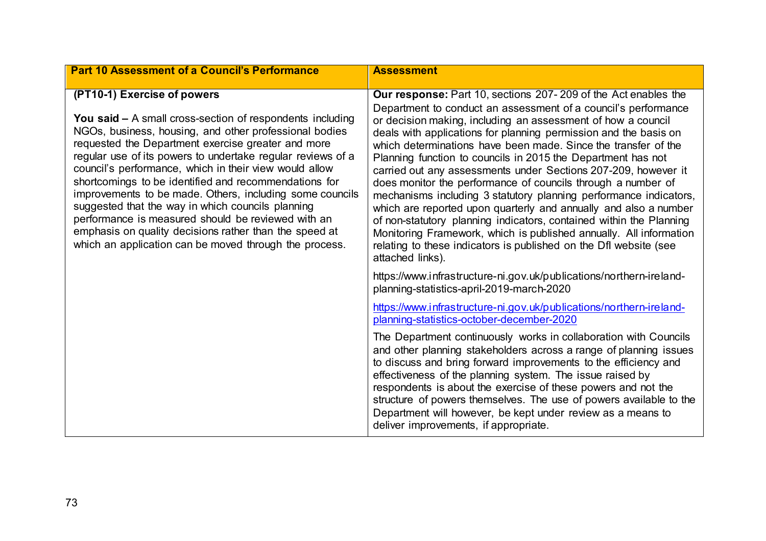| Part 10 Assessment of a Council's Performance | Assessment |
|---|---|
| **(PT10-1) Exercise of powers**<br><br>**You said –** A small cross-section of respondents including NGOs, business, housing, and other professional bodies requested the Department exercise greater and more regular use of its powers to undertake regular reviews of a council's performance, which in their view would allow shortcomings to be identified and recommendations for improvements to be made. Others, including some councils suggested that the way in which councils planning performance is measured should be reviewed with an emphasis on quality decisions rather than the speed at which an application can be moved through the process. | **Our response:** Part 10, sections 207- 209 of the Act enables the Department to conduct an assessment of a council's performance or decision making, including an assessment of how a council deals with applications for planning permission and the basis on which determinations have been made. Since the transfer of the Planning function to councils in 2015 the Department has not carried out any assessments under Sections 207-209, however it does monitor the performance of councils through a number of mechanisms including 3 statutory planning performance indicators, which are reported upon quarterly and annually and also a number of non-statutory planning indicators, contained within the Planning Monitoring Framework, which is published annually. All information relating to these indicators is published on the DfI website (see attached links).<br><br>https://www.infrastructure-ni.gov.uk/publications/northern-ireland-planning-statistics-april-2019-march-2020<br><br>https://www.infrastructure-ni.gov.uk/publications/northern-ireland-planning-statistics-october-december-2020<br><br>The Department continuously works in collaboration with Councils and other planning stakeholders across a range of planning issues to discuss and bring forward improvements to the efficiency and effectiveness of the planning system. The issue raised by respondents is about the exercise of these powers and not the structure of powers themselves. The use of powers available to the Department will however, be kept under review as a means to deliver improvements, if appropriate. |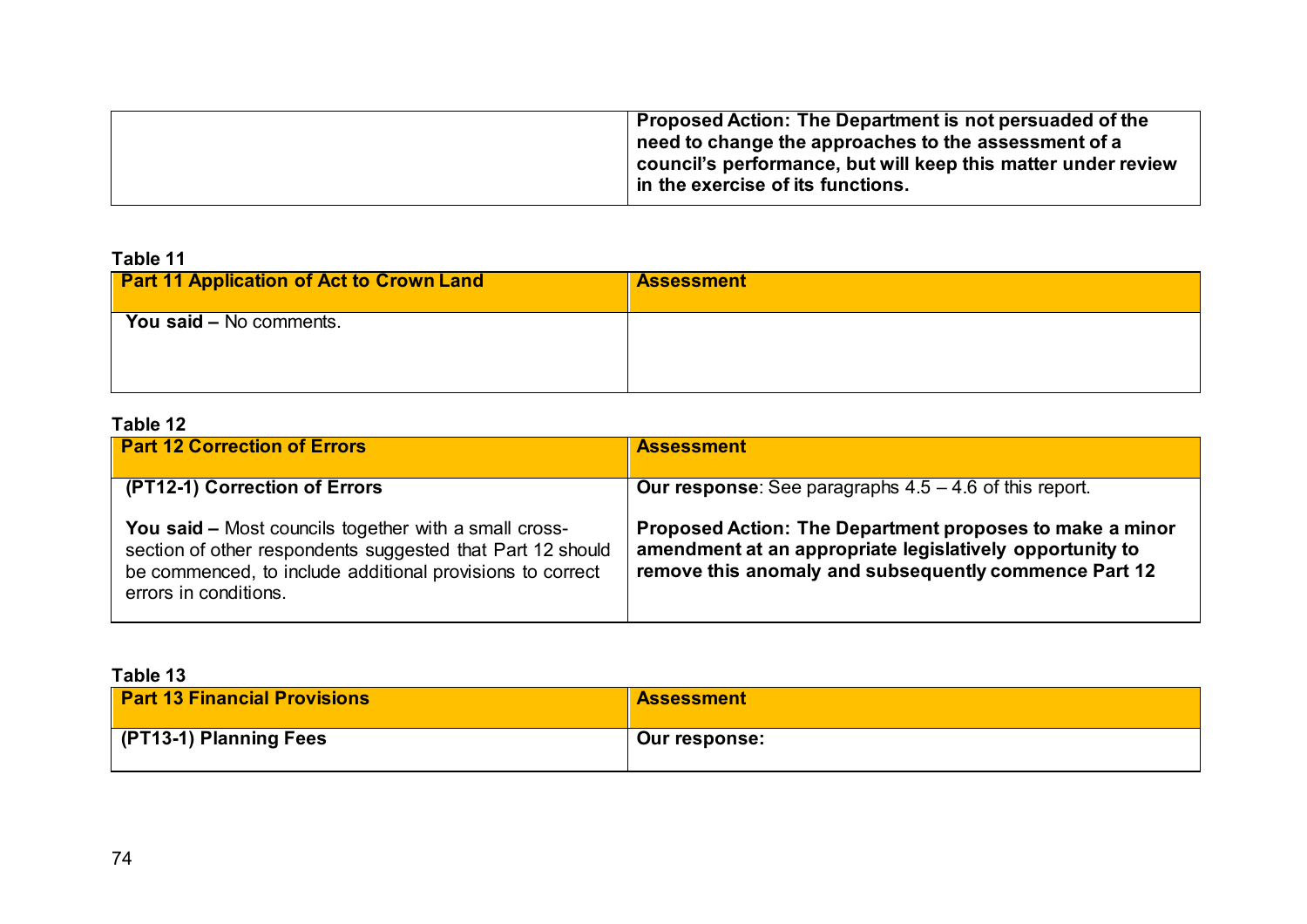| | |
|---|---|
| | **Proposed Action: The Department is not persuaded of the need to change the approaches to the assessment of a council's performance, but will keep this matter under review in the exercise of its functions.** |

**Table 11**

| Part 11 Application of Act to Crown Land | Assessment |
|---|---|
| **You said –** No comments. | |

**Table 12**

| Part 12 Correction of Errors | Assessment |
|---|---|
| **(PT12-1) Correction of Errors**<br><br>**You said –** Most councils together with a small cross-section of other respondents suggested that Part 12 should be commenced, to include additional provisions to correct errors in conditions. | **Our response**: See paragraphs 4.5 – 4.6 of this report.<br><br>**Proposed Action: The Department proposes to make a minor amendment at an appropriate legislatively opportunity to remove this anomaly and subsequently commence Part 12** |

**Table 13**

| Part 13 Financial Provisions | Assessment |
|---|---|
| **(PT13-1) Planning Fees** | **Our response:** |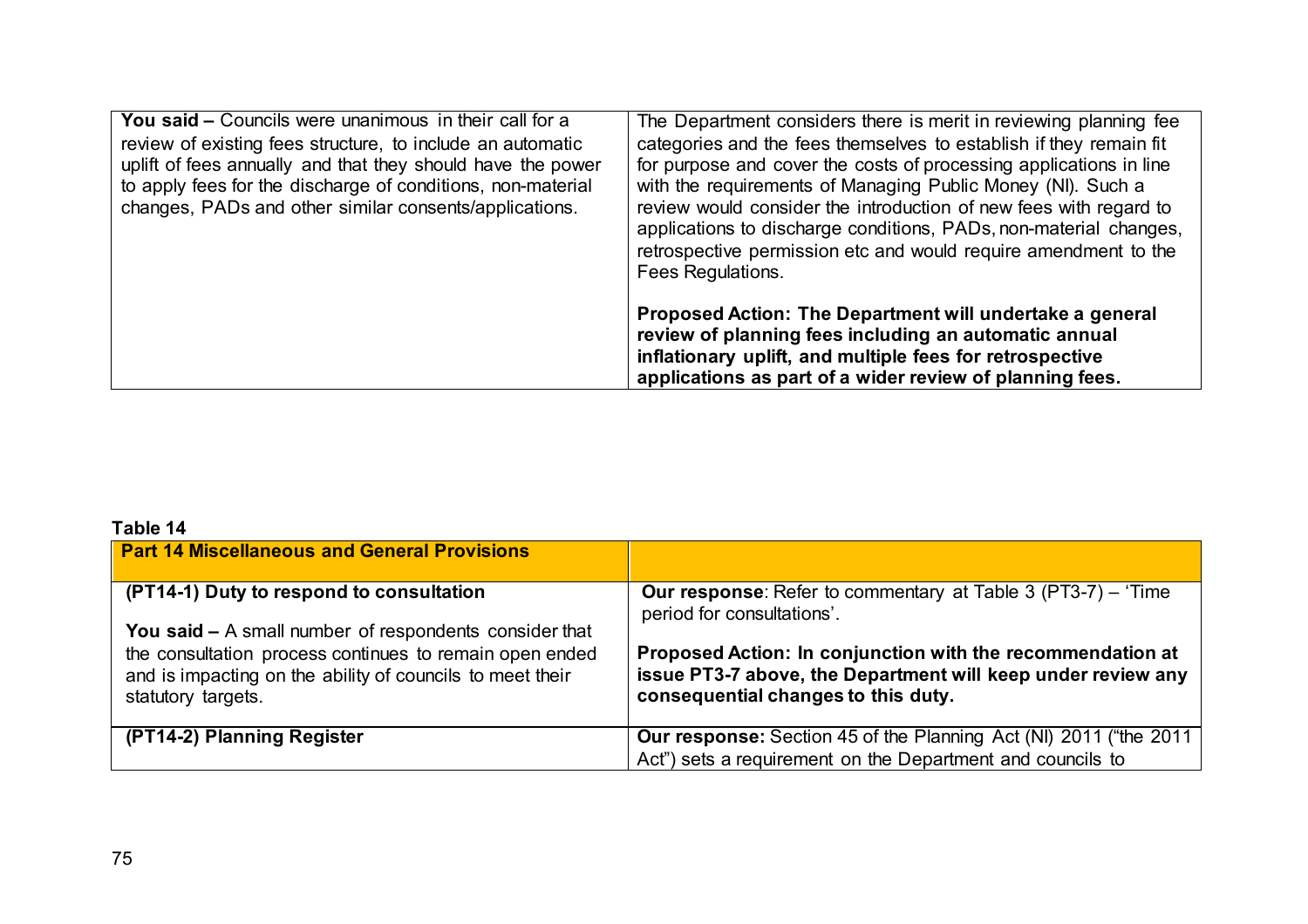| | |
|---|---|
| **You said –** Councils were unanimous in their call for a review of existing fees structure, to include an automatic uplift of fees annually and that they should have the power to apply fees for the discharge of conditions, non-material changes, PADs and other similar consents/applications. | The Department considers there is merit in reviewing planning fee categories and the fees themselves to establish if they remain fit for purpose and cover the costs of processing applications in line with the requirements of Managing Public Money (NI). Such a review would consider the introduction of new fees with regard to applications to discharge conditions, PADs, non-material changes, retrospective permission etc and would require amendment to the Fees Regulations.<br><br>**Proposed Action: The Department will undertake a general review of planning fees including an automatic annual inflationary uplift, and multiple fees for retrospective applications as part of a wider review of planning fees.** |

**Table 14**

| **Part 14 Miscellaneous and General Provisions** | |
|---|---|
| **(PT14-1) Duty to respond to consultation**<br><br>**You said –** A small number of respondents consider that the consultation process continues to remain open ended and is impacting on the ability of councils to meet their statutory targets. | **Our response**: Refer to commentary at Table 3 (PT3-7) – 'Time period for consultations'.<br><br>**Proposed Action: In conjunction with the recommendation at issue PT3-7 above, the Department will keep under review any consequential changes to this duty.** |
| **(PT14-2) Planning Register** | **Our response:** Section 45 of the Planning Act (NI) 2011 ("the 2011 Act") sets a requirement on the Department and councils to |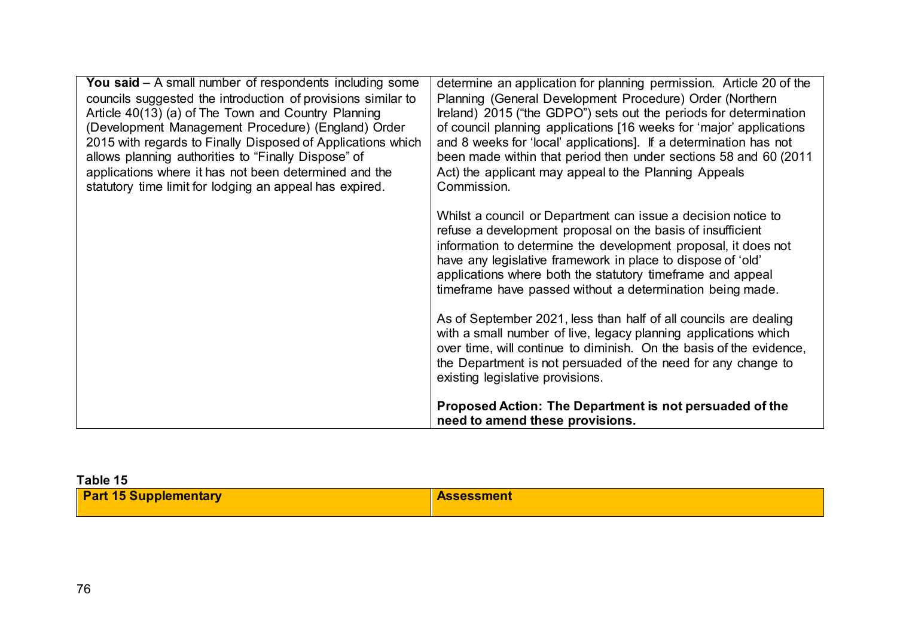| | |
|---|---|
| **You said** – A small number of respondents including some councils suggested the introduction of provisions similar to Article 40(13) (a) of The Town and Country Planning (Development Management Procedure) (England) Order 2015 with regards to Finally Disposed of Applications which allows planning authorities to "Finally Dispose" of applications where it has not been determined and the statutory time limit for lodging an appeal has expired. | determine an application for planning permission. Article 20 of the Planning (General Development Procedure) Order (Northern Ireland) 2015 ("the GDPO") sets out the periods for determination of council planning applications [16 weeks for 'major' applications and 8 weeks for 'local' applications]. If a determination has not been made within that period then under sections 58 and 60 (2011 Act) the applicant may appeal to the Planning Appeals Commission.<br><br>Whilst a council or Department can issue a decision notice to refuse a development proposal on the basis of insufficient information to determine the development proposal, it does not have any legislative framework in place to dispose of 'old' applications where both the statutory timeframe and appeal timeframe have passed without a determination being made.<br><br>As of September 2021, less than half of all councils are dealing with a small number of live, legacy planning applications which over time, will continue to diminish. On the basis of the evidence, the Department is not persuaded of the need for any change to existing legislative provisions.<br><br>**Proposed Action: The Department is not persuaded of the need to amend these provisions.** |

**Table 15**

| Part 15 Supplementary | Assessment |
|---|---|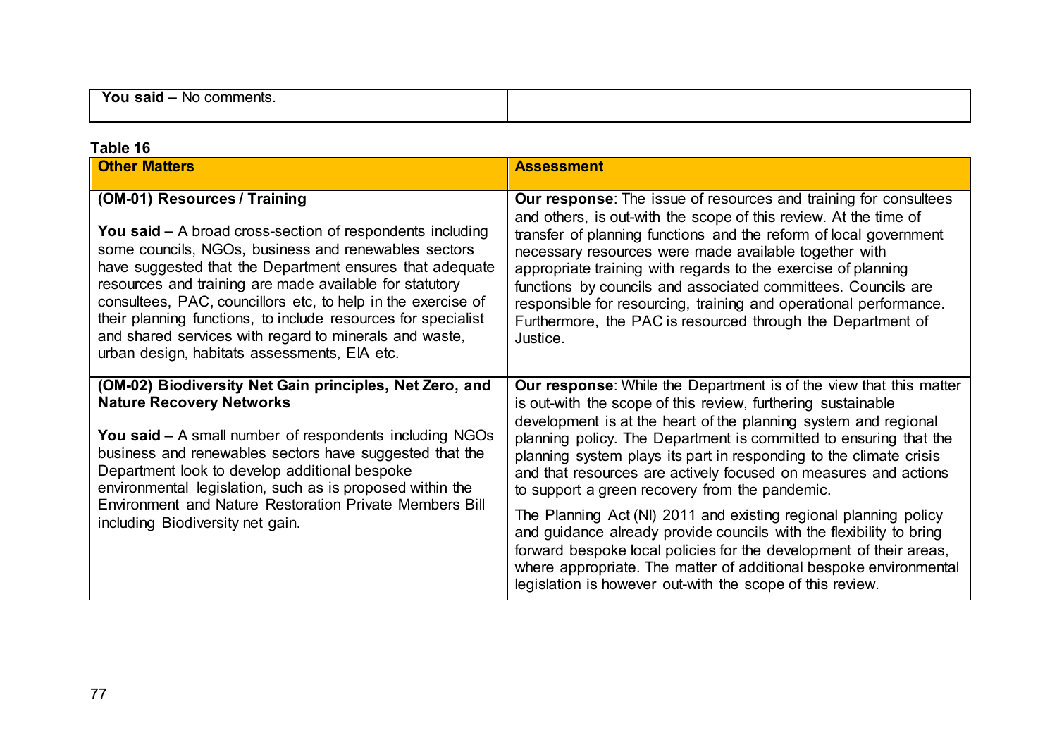| **You said –** No comments. | |
|---|---|

**Table 16**

| Other Matters | Assessment |
|---|---|
| **(OM-01) Resources / Training**<br><br>**You said –** A broad cross-section of respondents including some councils, NGOs, business and renewables sectors have suggested that the Department ensures that adequate resources and training are made available for statutory consultees, PAC, councillors etc, to help in the exercise of their planning functions, to include resources for specialist and shared services with regard to minerals and waste, urban design, habitats assessments, EIA etc. | **Our response**: The issue of resources and training for consultees and others, is out-with the scope of this review. At the time of transfer of planning functions and the reform of local government necessary resources were made available together with appropriate training with regards to the exercise of planning functions by councils and associated committees. Councils are responsible for resourcing, training and operational performance. Furthermore, the PAC is resourced through the Department of Justice. |
| **(OM-02) Biodiversity Net Gain principles, Net Zero, and Nature Recovery Networks**<br><br>**You said –** A small number of respondents including NGOs business and renewables sectors have suggested that the Department look to develop additional bespoke environmental legislation, such as is proposed within the Environment and Nature Restoration Private Members Bill including Biodiversity net gain. | **Our response**: While the Department is of the view that this matter is out-with the scope of this review, furthering sustainable development is at the heart of the planning system and regional planning policy. The Department is committed to ensuring that the planning system plays its part in responding to the climate crisis and that resources are actively focused on measures and actions to support a green recovery from the pandemic.<br><br>The Planning Act (NI) 2011 and existing regional planning policy and guidance already provide councils with the flexibility to bring forward bespoke local policies for the development of their areas, where appropriate. The matter of additional bespoke environmental legislation is however out-with the scope of this review. |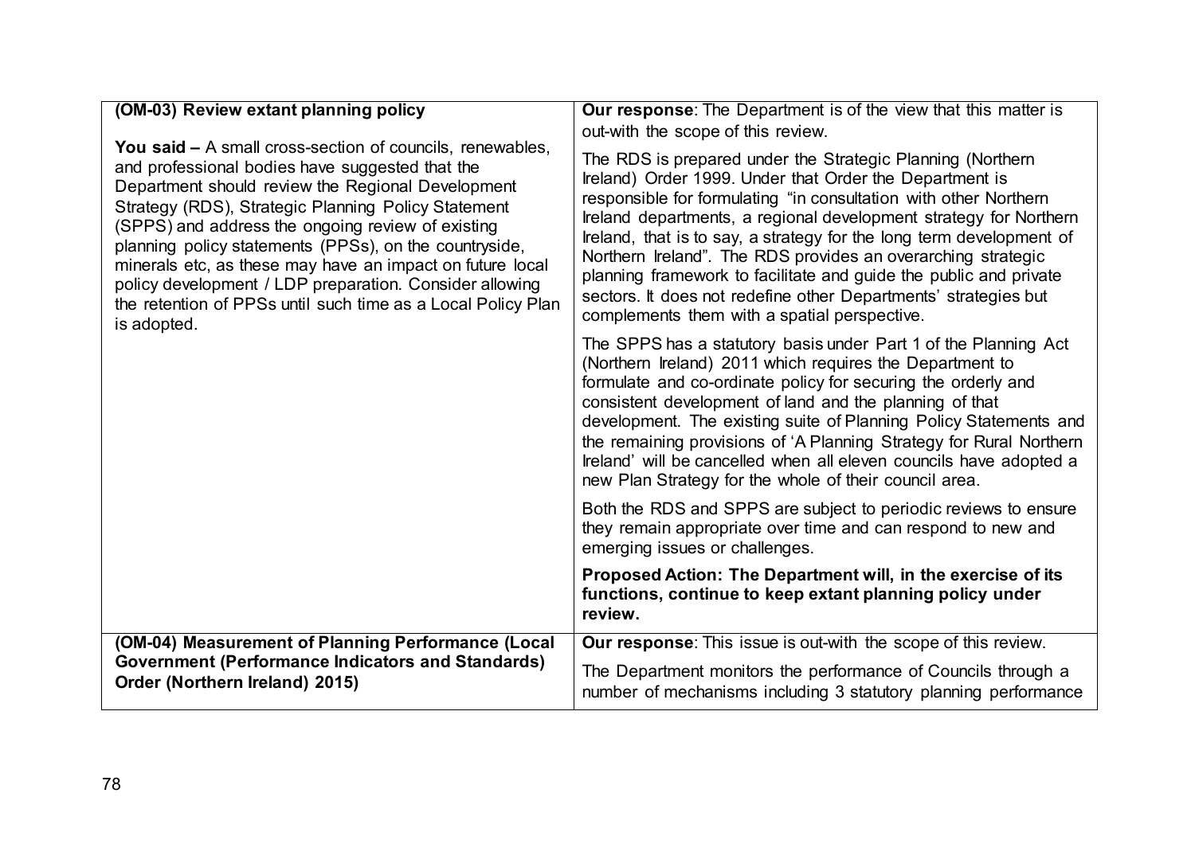| (OM-03) Review extant planning policy | Our response: The Department is of the view that this matter is out-with the scope of this review. |
|---|---|
| **You said –** A small cross-section of councils, renewables, and professional bodies have suggested that the Department should review the Regional Development Strategy (RDS), Strategic Planning Policy Statement (SPPS) and address the ongoing review of existing planning policy statements (PPSs), on the countryside, minerals etc, as these may have an impact on future local policy development / LDP preparation. Consider allowing the retention of PPSs until such time as a Local Policy Plan is adopted. | The RDS is prepared under the Strategic Planning (Northern Ireland) Order 1999. Under that Order the Department is responsible for formulating "in consultation with other Northern Ireland departments, a regional development strategy for Northern Ireland, that is to say, a strategy for the long term development of Northern Ireland". The RDS provides an overarching strategic planning framework to facilitate and guide the public and private sectors. It does not redefine other Departments' strategies but complements them with a spatial perspective.<br><br>The SPPS has a statutory basis under Part 1 of the Planning Act (Northern Ireland) 2011 which requires the Department to formulate and co-ordinate policy for securing the orderly and consistent development of land and the planning of that development. The existing suite of Planning Policy Statements and the remaining provisions of 'A Planning Strategy for Rural Northern Ireland' will be cancelled when all eleven councils have adopted a new Plan Strategy for the whole of their council area.<br><br>Both the RDS and SPPS are subject to periodic reviews to ensure they remain appropriate over time and can respond to new and emerging issues or challenges.<br><br>**Proposed Action: The Department will, in the exercise of its functions, continue to keep extant planning policy under review.** |
| **(OM-04) Measurement of Planning Performance (Local Government (Performance Indicators and Standards) Order (Northern Ireland) 2015)** | **Our response**: This issue is out-with the scope of this review.<br><br>The Department monitors the performance of Councils through a number of mechanisms including 3 statutory planning performance |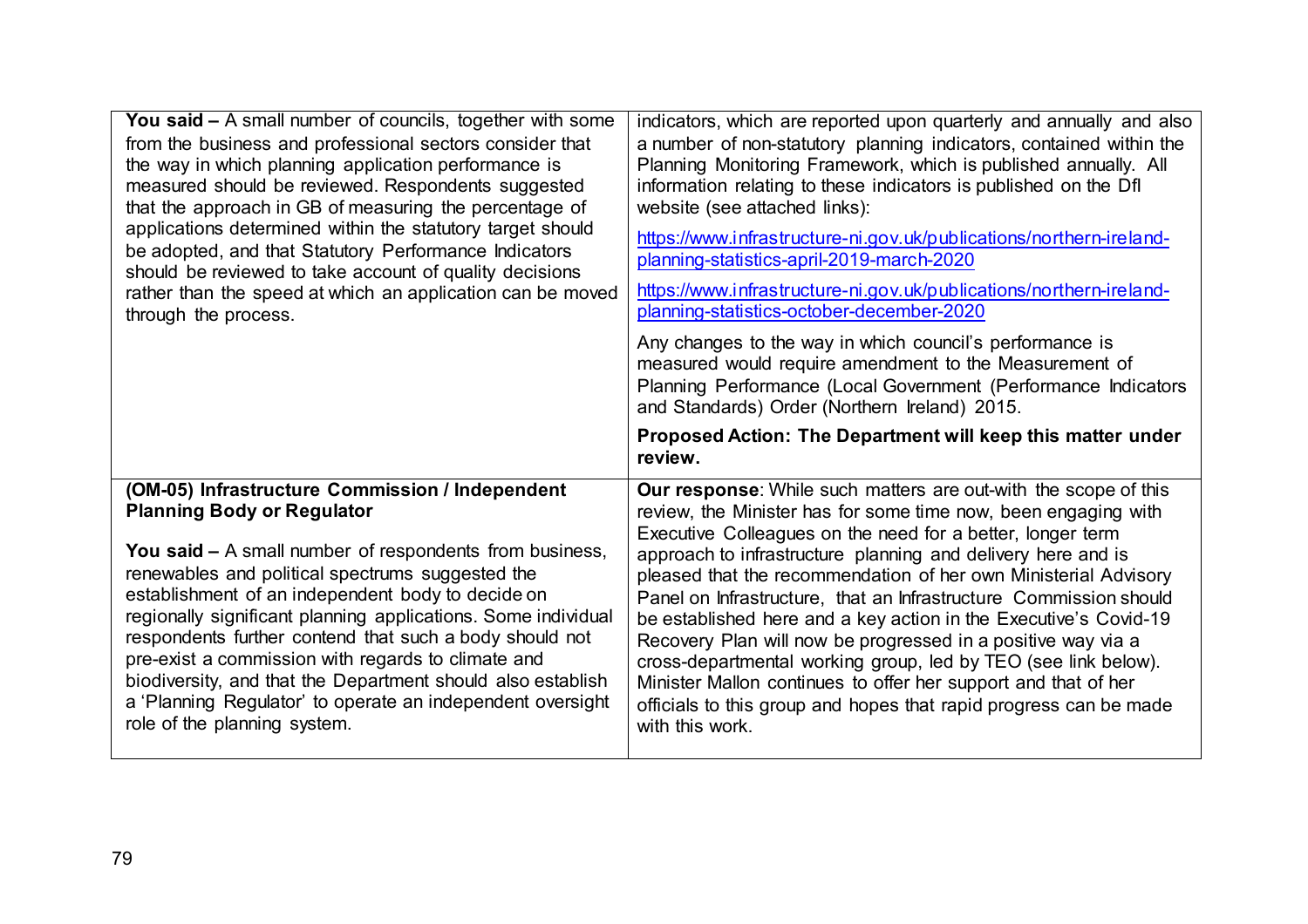| | |
|---|---|
| **You said –** A small number of councils, together with some from the business and professional sectors consider that the way in which planning application performance is measured should be reviewed. Respondents suggested that the approach in GB of measuring the percentage of applications determined within the statutory target should be adopted, and that Statutory Performance Indicators should be reviewed to take account of quality decisions rather than the speed at which an application can be moved through the process. | indicators, which are reported upon quarterly and annually and also a number of non-statutory planning indicators, contained within the Planning Monitoring Framework, which is published annually. All information relating to these indicators is published on the DfI website (see attached links):<br><br>https://www.infrastructure-ni.gov.uk/publications/northern-ireland-planning-statistics-april-2019-march-2020<br><br>https://www.infrastructure-ni.gov.uk/publications/northern-ireland-planning-statistics-october-december-2020<br><br>Any changes to the way in which council's performance is measured would require amendment to the Measurement of Planning Performance (Local Government (Performance Indicators and Standards) Order (Northern Ireland) 2015.<br><br>**Proposed Action: The Department will keep this matter under review.** |
| **(OM-05) Infrastructure Commission / Independent Planning Body or Regulator**<br><br>**You said –** A small number of respondents from business, renewables and political spectrums suggested the establishment of an independent body to decide on regionally significant planning applications. Some individual respondents further contend that such a body should not pre-exist a commission with regards to climate and biodiversity, and that the Department should also establish a 'Planning Regulator' to operate an independent oversight role of the planning system. | **Our response**: While such matters are out-with the scope of this review, the Minister has for some time now, been engaging with Executive Colleagues on the need for a better, longer term approach to infrastructure planning and delivery here and is pleased that the recommendation of her own Ministerial Advisory Panel on Infrastructure, that an Infrastructure Commission should be established here and a key action in the Executive's Covid-19 Recovery Plan will now be progressed in a positive way via a cross-departmental working group, led by TEO (see link below). Minister Mallon continues to offer her support and that of her officials to this group and hopes that rapid progress can be made with this work. |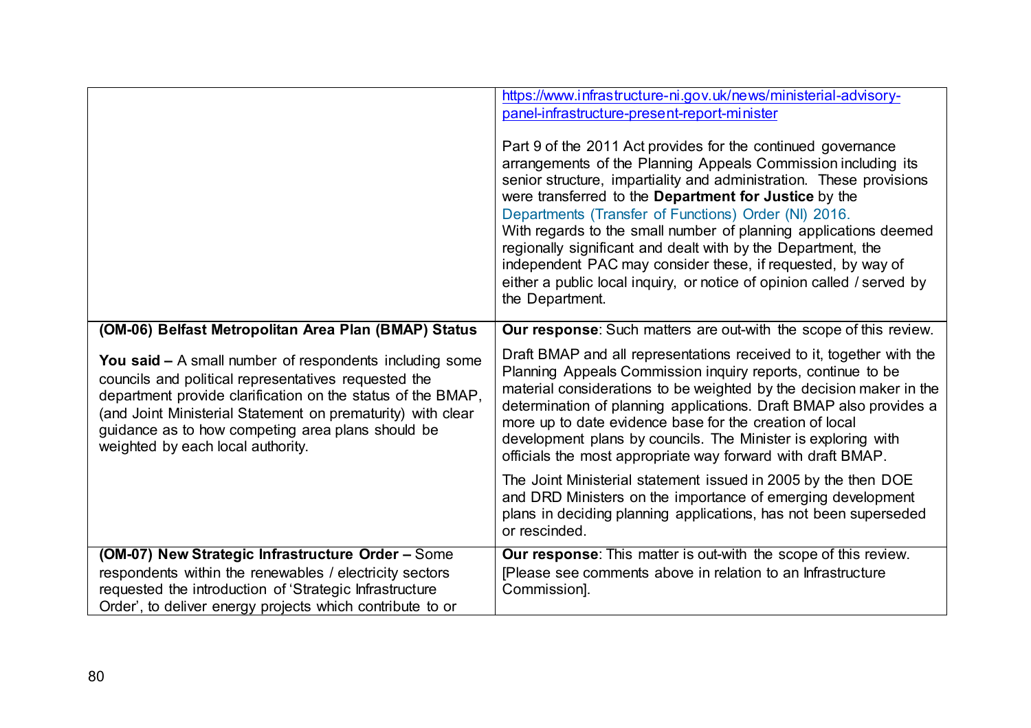| | |
|---|---|
| | https://www.infrastructure-ni.gov.uk/news/ministerial-advisory-panel-infrastructure-present-report-minister<br><br>Part 9 of the 2011 Act provides for the continued governance arrangements of the Planning Appeals Commission including its senior structure, impartiality and administration. These provisions were transferred to the **Department for Justice** by the Departments (Transfer of Functions) Order (NI) 2016.<br>With regards to the small number of planning applications deemed regionally significant and dealt with by the Department, the independent PAC may consider these, if requested, by way of either a public local inquiry, or notice of opinion called / served by the Department. |
| **(OM-06) Belfast Metropolitan Area Plan (BMAP) Status**<br><br>**You said –** A small number of respondents including some councils and political representatives requested the department provide clarification on the status of the BMAP, (and Joint Ministerial Statement on prematurity) with clear guidance as to how competing area plans should be weighted by each local authority. | **Our response**: Such matters are out-with the scope of this review.<br><br>Draft BMAP and all representations received to it, together with the Planning Appeals Commission inquiry reports, continue to be material considerations to be weighted by the decision maker in the determination of planning applications. Draft BMAP also provides a more up to date evidence base for the creation of local development plans by councils. The Minister is exploring with officials the most appropriate way forward with draft BMAP.<br><br>The Joint Ministerial statement issued in 2005 by the then DOE and DRD Ministers on the importance of emerging development plans in deciding planning applications, has not been superseded or rescinded. |
| **(OM-07) New Strategic Infrastructure Order –** Some respondents within the renewables / electricity sectors requested the introduction of 'Strategic Infrastructure Order', to deliver energy projects which contribute to or | **Our response**: This matter is out-with the scope of this review. [Please see comments above in relation to an Infrastructure Commission]. |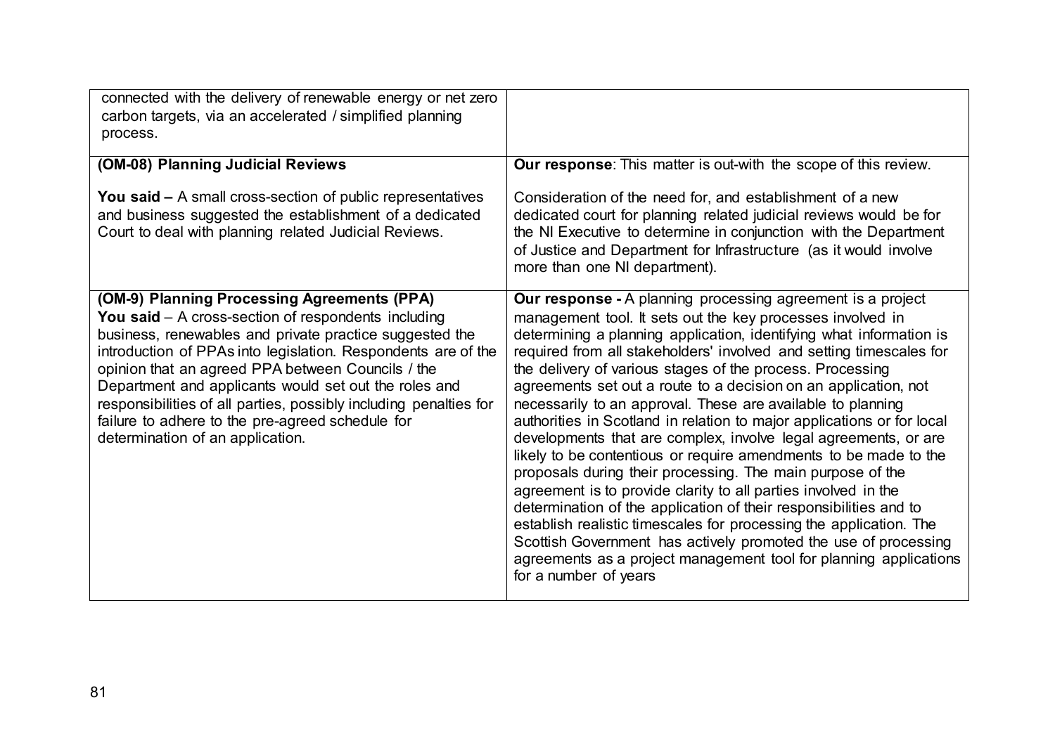| | |
|---|---|
| connected with the delivery of renewable energy or net zero carbon targets, via an accelerated / simplified planning process. | |
| **(OM-08) Planning Judicial Reviews**<br><br>**You said –** A small cross-section of public representatives and business suggested the establishment of a dedicated Court to deal with planning related Judicial Reviews. | **Our response**: This matter is out-with the scope of this review.<br><br>Consideration of the need for, and establishment of a new dedicated court for planning related judicial reviews would be for the NI Executive to determine in conjunction with the Department of Justice and Department for Infrastructure (as it would involve more than one NI department). |
| **(OM-9) Planning Processing Agreements (PPA)**<br>**You said** – A cross-section of respondents including business, renewables and private practice suggested the introduction of PPAs into legislation. Respondents are of the opinion that an agreed PPA between Councils / the Department and applicants would set out the roles and responsibilities of all parties, possibly including penalties for failure to adhere to the pre-agreed schedule for determination of an application. | **Our response -** A planning processing agreement is a project management tool. It sets out the key processes involved in determining a planning application, identifying what information is required from all stakeholders' involved and setting timescales for the delivery of various stages of the process. Processing agreements set out a route to a decision on an application, not necessarily to an approval. These are available to planning authorities in Scotland in relation to major applications or for local developments that are complex, involve legal agreements, or are likely to be contentious or require amendments to be made to the proposals during their processing. The main purpose of the agreement is to provide clarity to all parties involved in the determination of the application of their responsibilities and to establish realistic timescales for processing the application. The Scottish Government has actively promoted the use of processing agreements as a project management tool for planning applications for a number of years |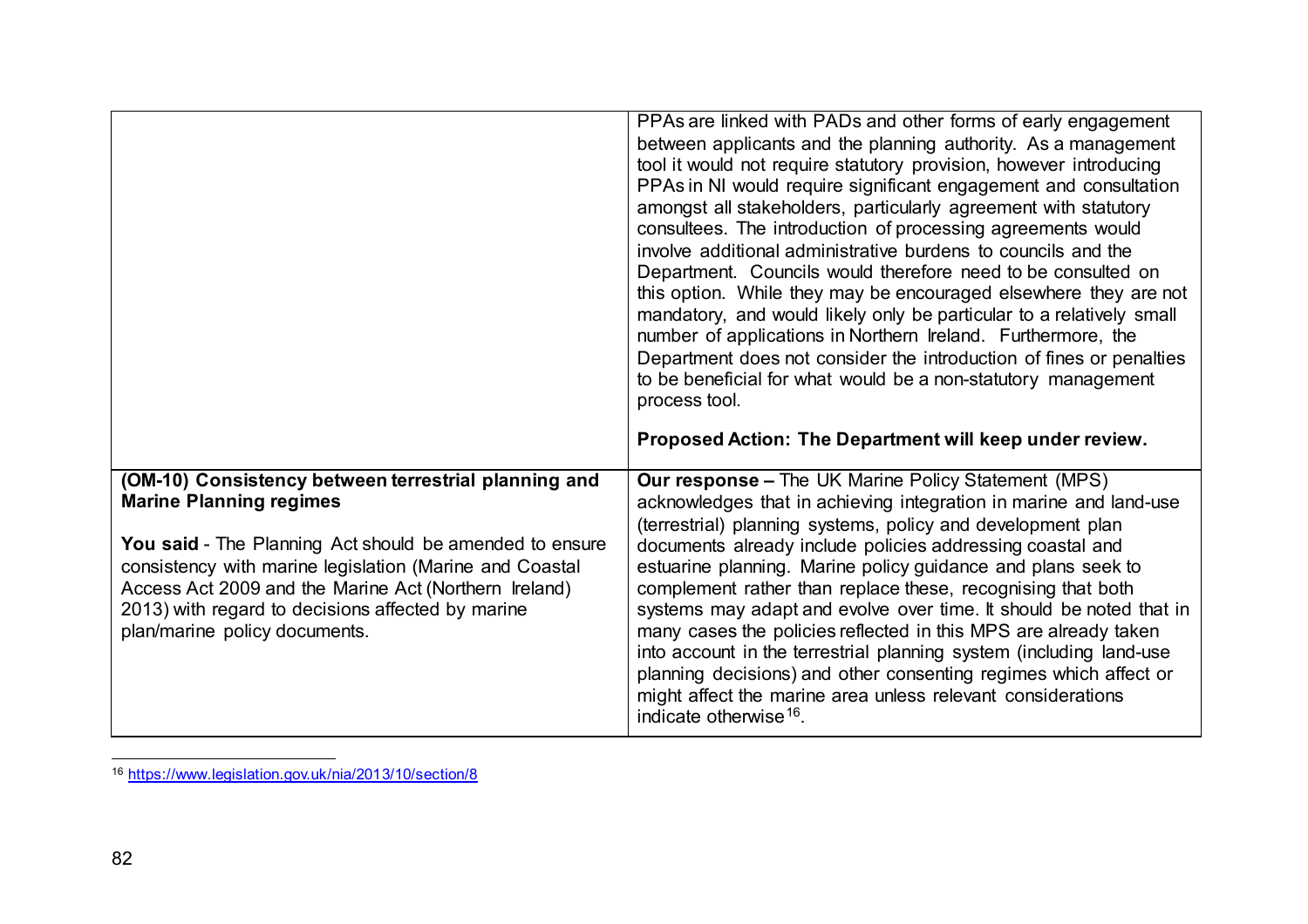| | |
|---|---|
| | PPAs are linked with PADs and other forms of early engagement between applicants and the planning authority. As a management tool it would not require statutory provision, however introducing PPAs in NI would require significant engagement and consultation amongst all stakeholders, particularly agreement with statutory consultees. The introduction of processing agreements would involve additional administrative burdens to councils and the Department. Councils would therefore need to be consulted on this option. While they may be encouraged elsewhere they are not mandatory, and would likely only be particular to a relatively small number of applications in Northern Ireland. Furthermore, the Department does not consider the introduction of fines or penalties to be beneficial for what would be a non-statutory management process tool.<br><br>**Proposed Action: The Department will keep under review.** |
| **(OM-10) Consistency between terrestrial planning and Marine Planning regimes**<br><br>**You said** - The Planning Act should be amended to ensure consistency with marine legislation (Marine and Coastal Access Act 2009 and the Marine Act (Northern Ireland) 2013) with regard to decisions affected by marine plan/marine policy documents. | **Our response –** The UK Marine Policy Statement (MPS) acknowledges that in achieving integration in marine and land-use (terrestrial) planning systems, policy and development plan documents already include policies addressing coastal and estuarine planning. Marine policy guidance and plans seek to complement rather than replace these, recognising that both systems may adapt and evolve over time. It should be noted that in many cases the policies reflected in this MPS are already taken into account in the terrestrial planning system (including land-use planning decisions) and other consenting regimes which affect or might affect the marine area unless relevant considerations indicate otherwise[16]. |

[16] https://www.legislation.gov.uk/nia/2013/10/section/8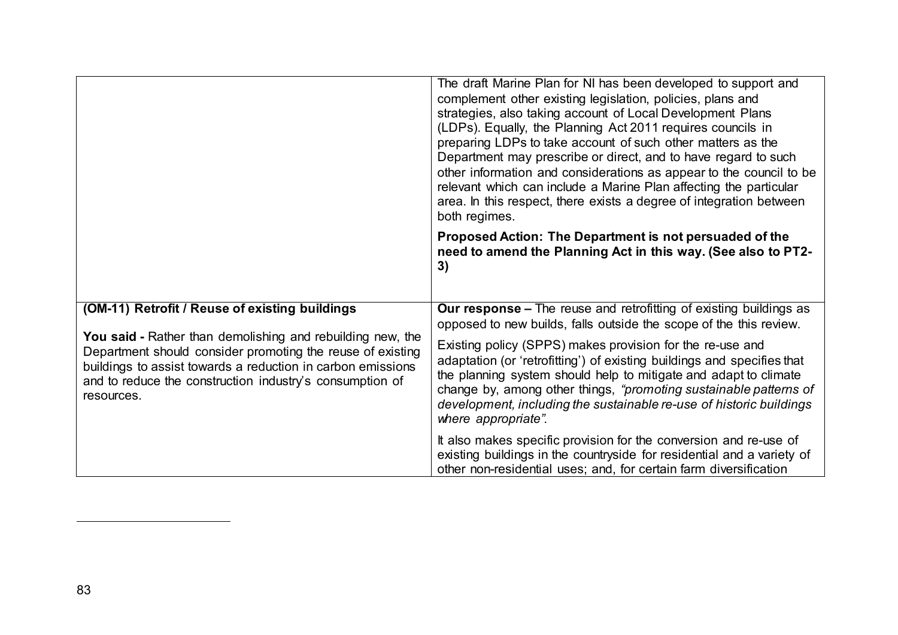| | |
|---|---|
| | The draft Marine Plan for NI has been developed to support and complement other existing legislation, policies, plans and strategies, also taking account of Local Development Plans (LDPs). Equally, the Planning Act 2011 requires councils in preparing LDPs to take account of such other matters as the Department may prescribe or direct, and to have regard to such other information and considerations as appear to the council to be relevant which can include a Marine Plan affecting the particular area. In this respect, there exists a degree of integration between both regimes.<br><br>**Proposed Action: The Department is not persuaded of the need to amend the Planning Act in this way. (See also to PT2-3)** |
| **(OM-11) Retrofit / Reuse of existing buildings**<br><br>**You said -** Rather than demolishing and rebuilding new, the Department should consider promoting the reuse of existing buildings to assist towards a reduction in carbon emissions and to reduce the construction industry's consumption of resources. | **Our response –** The reuse and retrofitting of existing buildings as opposed to new builds, falls outside the scope of the this review.<br><br>Existing policy (SPPS) makes provision for the re-use and adaptation (or 'retrofitting') of existing buildings and specifies that the planning system should help to mitigate and adapt to climate change by, among other things, *"promoting sustainable patterns of development, including the sustainable re-use of historic buildings where appropriate"*.<br><br>It also makes specific provision for the conversion and re-use of existing buildings in the countryside for residential and a variety of other non-residential uses; and, for certain farm diversification |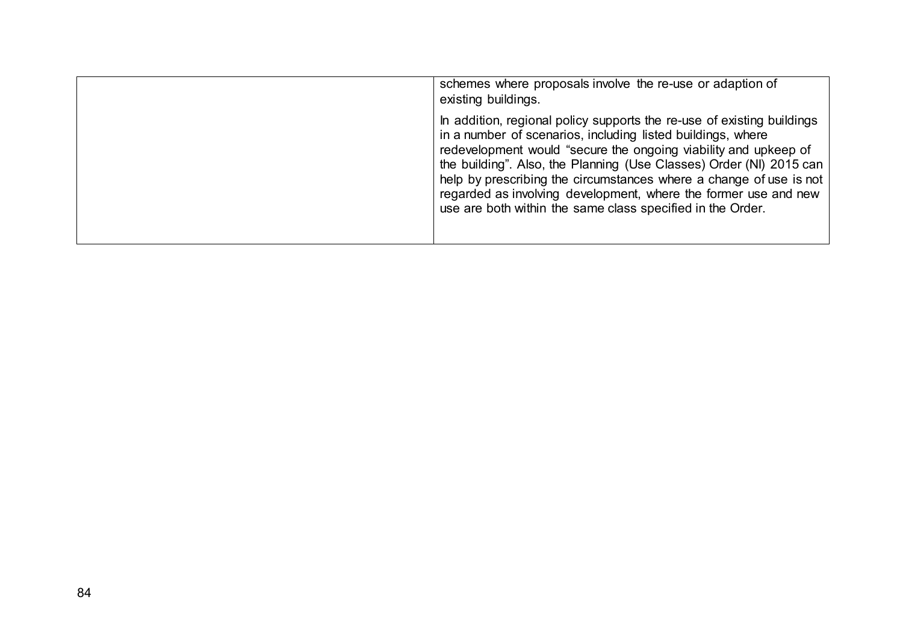| | |
|---|---|
| | schemes where proposals involve the re-use or adaption of existing buildings.<br><br>In addition, regional policy supports the re-use of existing buildings in a number of scenarios, including listed buildings, where redevelopment would "secure the ongoing viability and upkeep of the building". Also, the Planning (Use Classes) Order (NI) 2015 can help by prescribing the circumstances where a change of use is not regarded as involving development, where the former use and new use are both within the same class specified in the Order. |